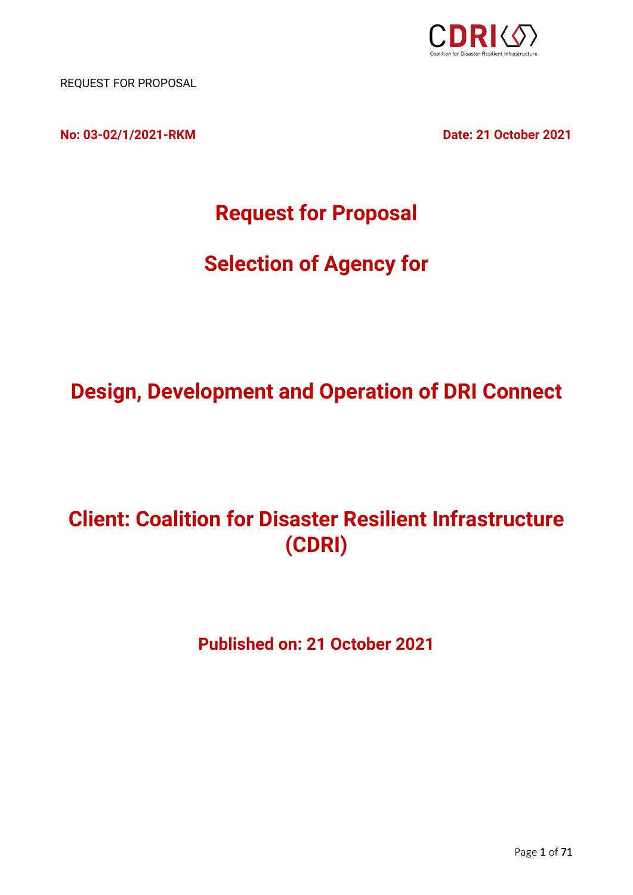REQUEST FOR PROPOSAL

**No: 03-02/1/2021-RKM** **Date: 21 October 2021**

# Request for Proposal

# Selection of Agency for

# Design, Development and Operation of DRI Connect

# Client: Coalition for Disaster Resilient Infrastructure (CDRI)

## Published on: 21 October 2021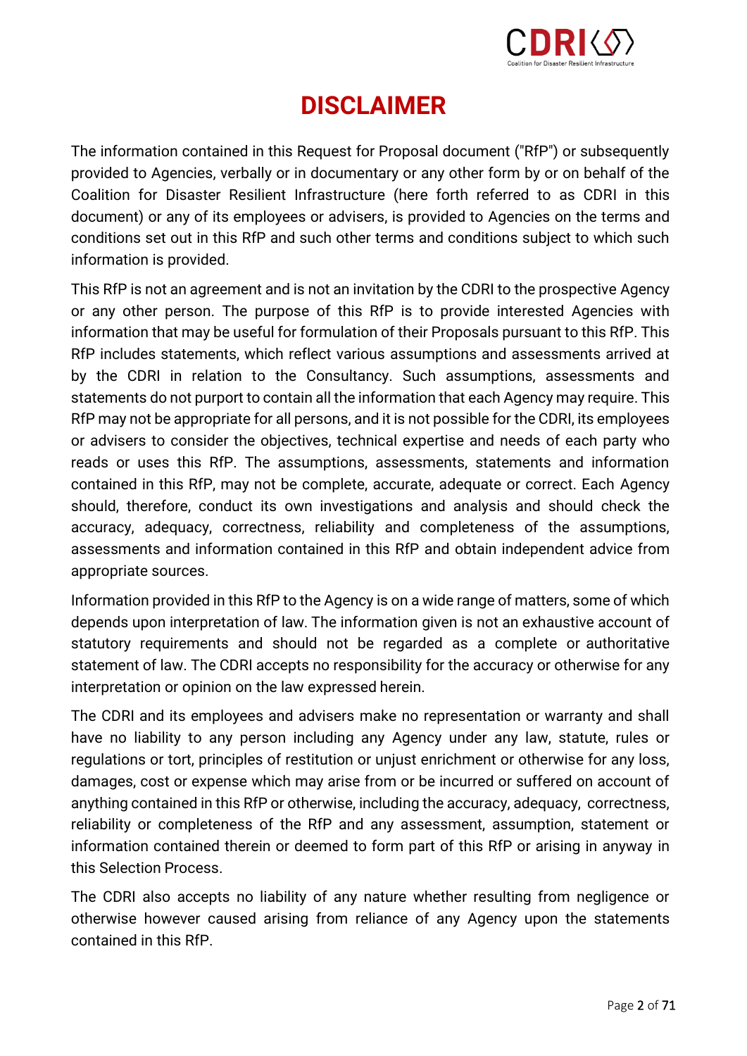# DISCLAIMER

The information contained in this Request for Proposal document ("RfP") or subsequently provided to Agencies, verbally or in documentary or any other form by or on behalf of the Coalition for Disaster Resilient Infrastructure (here forth referred to as CDRI in this document) or any of its employees or advisers, is provided to Agencies on the terms and conditions set out in this RfP and such other terms and conditions subject to which such information is provided.

This RfP is not an agreement and is not an invitation by the CDRI to the prospective Agency or any other person. The purpose of this RfP is to provide interested Agencies with information that may be useful for formulation of their Proposals pursuant to this RfP. This RfP includes statements, which reflect various assumptions and assessments arrived at by the CDRI in relation to the Consultancy. Such assumptions, assessments and statements do not purport to contain all the information that each Agency may require. This RfP may not be appropriate for all persons, and it is not possible for the CDRI, its employees or advisers to consider the objectives, technical expertise and needs of each party who reads or uses this RfP. The assumptions, assessments, statements and information contained in this RfP, may not be complete, accurate, adequate or correct. Each Agency should, therefore, conduct its own investigations and analysis and should check the accuracy, adequacy, correctness, reliability and completeness of the assumptions, assessments and information contained in this RfP and obtain independent advice from appropriate sources.

Information provided in this RfP to the Agency is on a wide range of matters, some of which depends upon interpretation of law. The information given is not an exhaustive account of statutory requirements and should not be regarded as a complete or authoritative statement of law. The CDRI accepts no responsibility for the accuracy or otherwise for any interpretation or opinion on the law expressed herein.

The CDRI and its employees and advisers make no representation or warranty and shall have no liability to any person including any Agency under any law, statute, rules or regulations or tort, principles of restitution or unjust enrichment or otherwise for any loss, damages, cost or expense which may arise from or be incurred or suffered on account of anything contained in this RfP or otherwise, including the accuracy, adequacy, correctness, reliability or completeness of the RfP and any assessment, assumption, statement or information contained therein or deemed to form part of this RfP or arising in anyway in this Selection Process.

The CDRI also accepts no liability of any nature whether resulting from negligence or otherwise however caused arising from reliance of any Agency upon the statements contained in this RfP.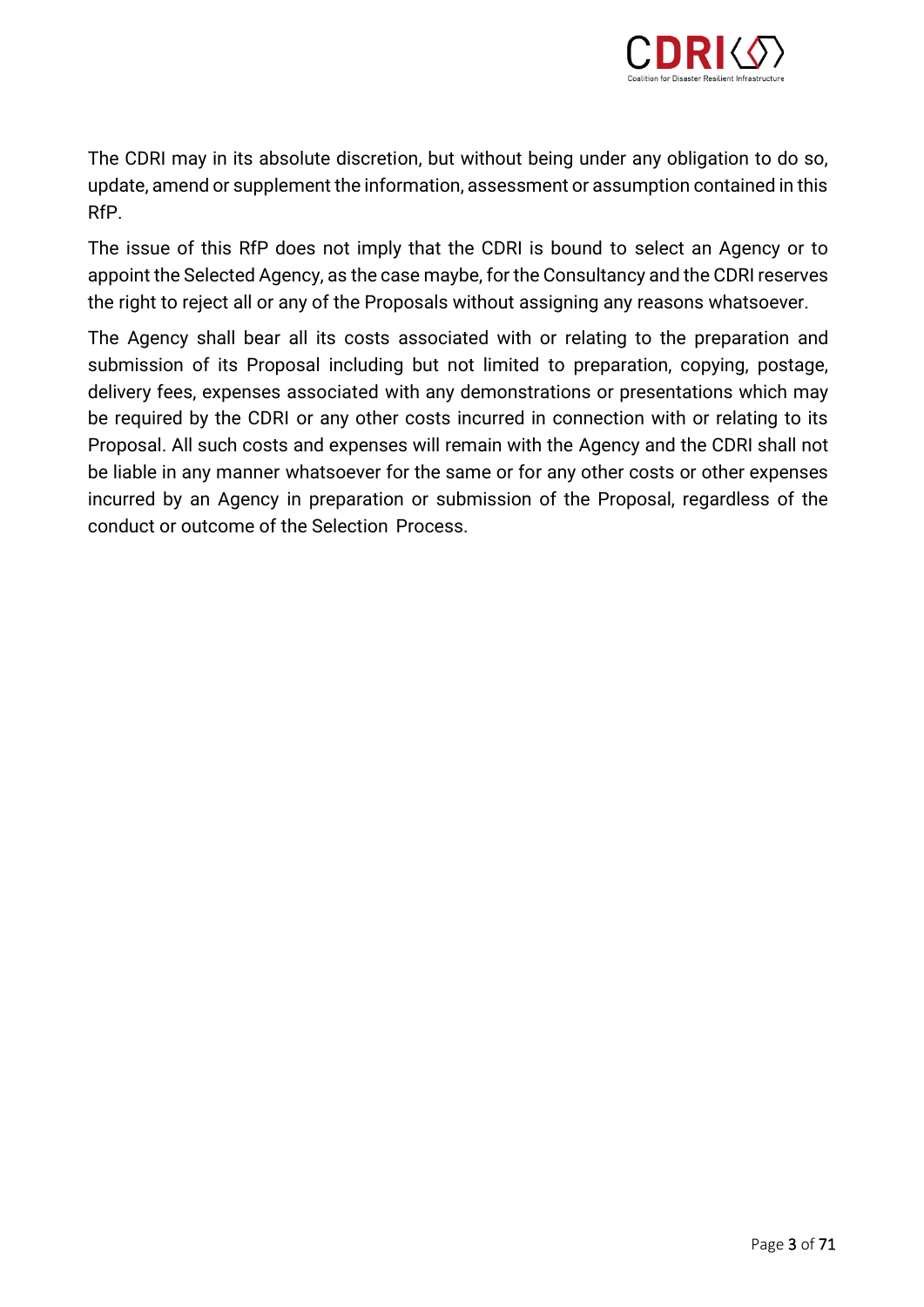The CDRI may in its absolute discretion, but without being under any obligation to do so, update, amend or supplement the information, assessment or assumption contained in this RfP.

The issue of this RfP does not imply that the CDRI is bound to select an Agency or to appoint the Selected Agency, as the case maybe, for the Consultancy and the CDRI reserves the right to reject all or any of the Proposals without assigning any reasons whatsoever.

The Agency shall bear all its costs associated with or relating to the preparation and submission of its Proposal including but not limited to preparation, copying, postage, delivery fees, expenses associated with any demonstrations or presentations which may be required by the CDRI or any other costs incurred in connection with or relating to its Proposal. All such costs and expenses will remain with the Agency and the CDRI shall not be liable in any manner whatsoever for the same or for any other costs or other expenses incurred by an Agency in preparation or submission of the Proposal, regardless of the conduct or outcome of the Selection Process.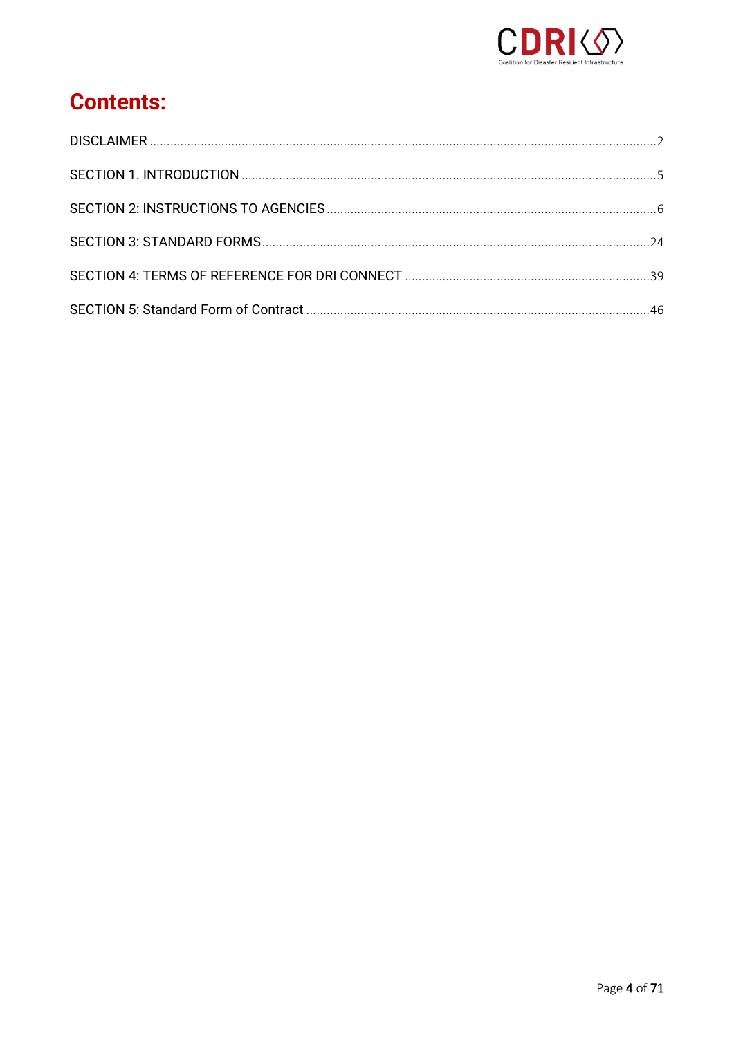# Contents:

| | |
|---|---|
| DISCLAIMER | 2 |
| SECTION 1. INTRODUCTION | 5 |
| SECTION 2: INSTRUCTIONS TO AGENCIES | 6 |
| SECTION 3: STANDARD FORMS | 24 |
| SECTION 4: TERMS OF REFERENCE FOR DRI CONNECT | 39 |
| SECTION 5: Standard Form of Contract | 46 |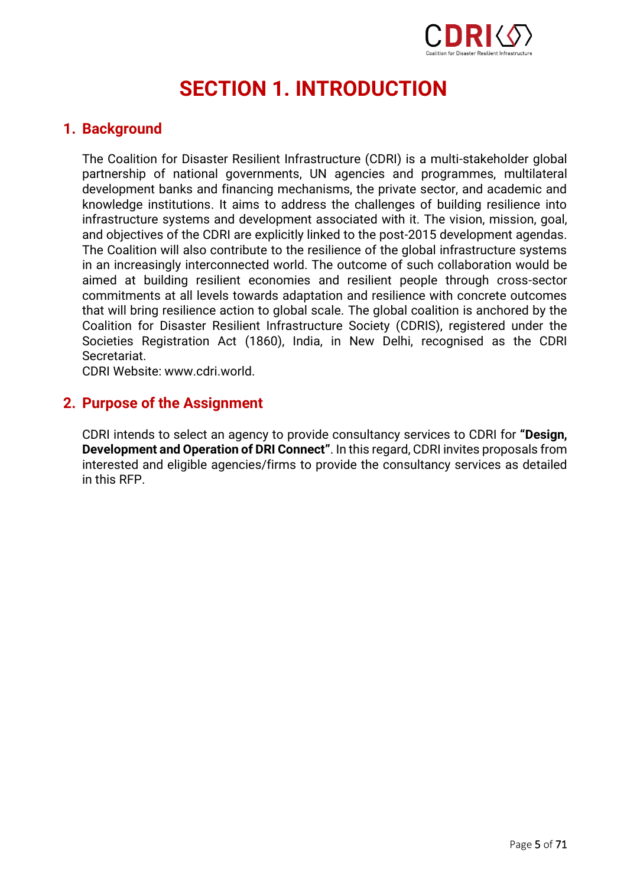# SECTION 1. INTRODUCTION

## 1. Background

The Coalition for Disaster Resilient Infrastructure (CDRI) is a multi-stakeholder global partnership of national governments, UN agencies and programmes, multilateral development banks and financing mechanisms, the private sector, and academic and knowledge institutions. It aims to address the challenges of building resilience into infrastructure systems and development associated with it. The vision, mission, goal, and objectives of the CDRI are explicitly linked to the post-2015 development agendas. The Coalition will also contribute to the resilience of the global infrastructure systems in an increasingly interconnected world. The outcome of such collaboration would be aimed at building resilient economies and resilient people through cross-sector commitments at all levels towards adaptation and resilience with concrete outcomes that will bring resilience action to global scale. The global coalition is anchored by the Coalition for Disaster Resilient Infrastructure Society (CDRIS), registered under the Societies Registration Act (1860), India, in New Delhi, recognised as the CDRI Secretariat.

CDRI Website: www.cdri.world.

## 2. Purpose of the Assignment

CDRI intends to select an agency to provide consultancy services to CDRI for **"Design, Development and Operation of DRI Connect"**. In this regard, CDRI invites proposals from interested and eligible agencies/firms to provide the consultancy services as detailed in this RFP.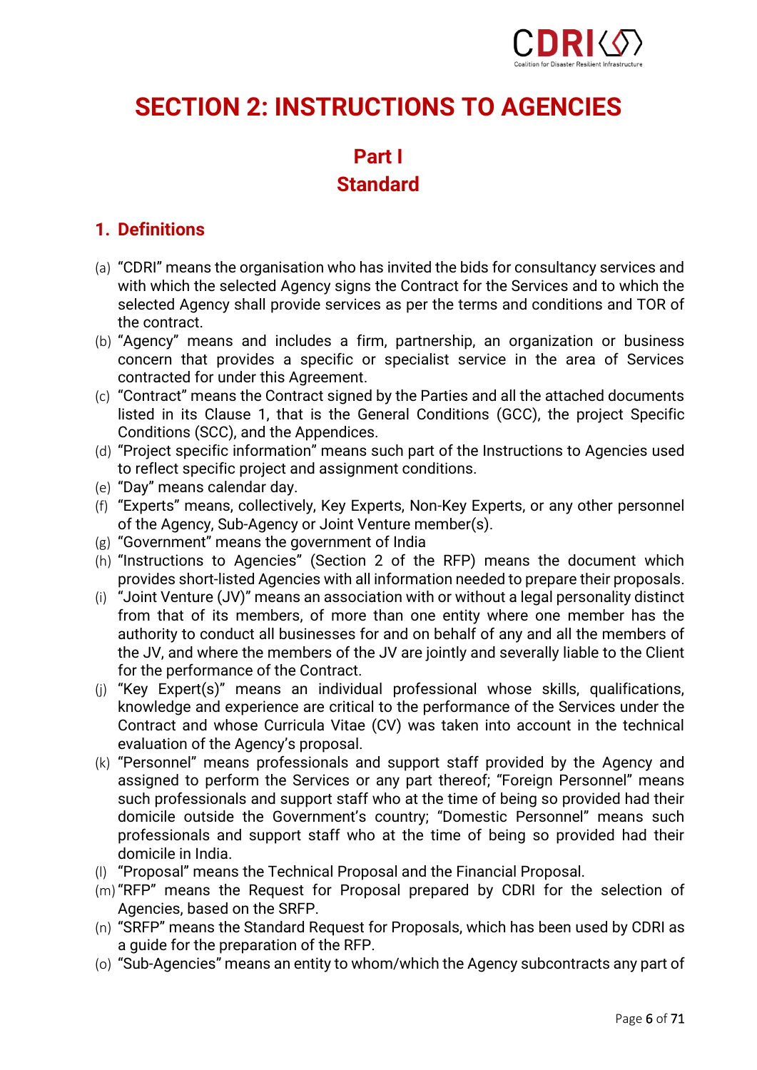# SECTION 2: INSTRUCTIONS TO AGENCIES

## Part I
## Standard

### 1. Definitions

(a) "CDRI" means the organisation who has invited the bids for consultancy services and with which the selected Agency signs the Contract for the Services and to which the selected Agency shall provide services as per the terms and conditions and TOR of the contract.

(b) "Agency" means and includes a firm, partnership, an organization or business concern that provides a specific or specialist service in the area of Services contracted for under this Agreement.

(c) "Contract" means the Contract signed by the Parties and all the attached documents listed in its Clause 1, that is the General Conditions (GCC), the project Specific Conditions (SCC), and the Appendices.

(d) "Project specific information" means such part of the Instructions to Agencies used to reflect specific project and assignment conditions.

(e) "Day" means calendar day.

(f) "Experts" means, collectively, Key Experts, Non-Key Experts, or any other personnel of the Agency, Sub-Agency or Joint Venture member(s).

(g) "Government" means the government of India

(h) "Instructions to Agencies" (Section 2 of the RFP) means the document which provides short-listed Agencies with all information needed to prepare their proposals.

(i) "Joint Venture (JV)" means an association with or without a legal personality distinct from that of its members, of more than one entity where one member has the authority to conduct all businesses for and on behalf of any and all the members of the JV, and where the members of the JV are jointly and severally liable to the Client for the performance of the Contract.

(j) "Key Expert(s)" means an individual professional whose skills, qualifications, knowledge and experience are critical to the performance of the Services under the Contract and whose Curricula Vitae (CV) was taken into account in the technical evaluation of the Agency's proposal.

(k) "Personnel" means professionals and support staff provided by the Agency and assigned to perform the Services or any part thereof; "Foreign Personnel" means such professionals and support staff who at the time of being so provided had their domicile outside the Government's country; "Domestic Personnel" means such professionals and support staff who at the time of being so provided had their domicile in India.

(l) "Proposal" means the Technical Proposal and the Financial Proposal.

(m) "RFP" means the Request for Proposal prepared by CDRI for the selection of Agencies, based on the SRFP.

(n) "SRFP" means the Standard Request for Proposals, which has been used by CDRI as a guide for the preparation of the RFP.

(o) "Sub-Agencies" means an entity to whom/which the Agency subcontracts any part of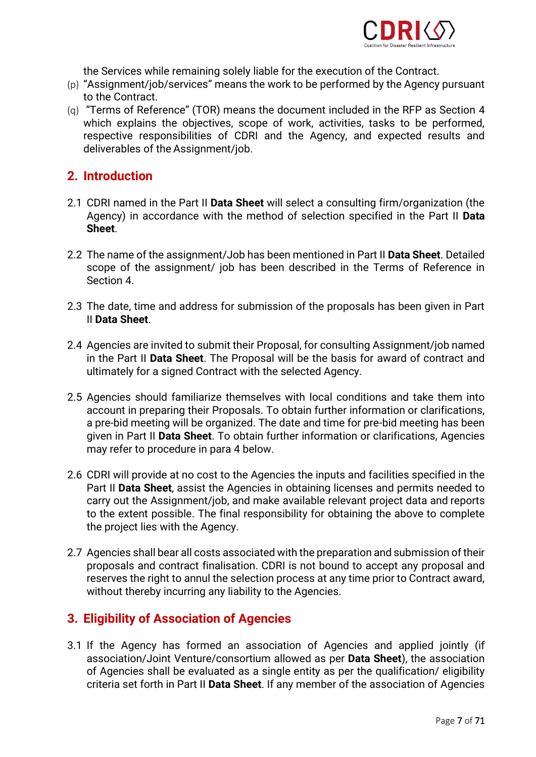the Services while remaining solely liable for the execution of the Contract.

(p) "Assignment/job/services" means the work to be performed by the Agency pursuant to the Contract.

(q) "Terms of Reference" (TOR) means the document included in the RFP as Section 4 which explains the objectives, scope of work, activities, tasks to be performed, respective responsibilities of CDRI and the Agency, and expected results and deliverables of the Assignment/job.

## 2. Introduction

2.1 CDRI named in the Part II **Data Sheet** will select a consulting firm/organization (the Agency) in accordance with the method of selection specified in the Part II **Data Sheet**.

2.2 The name of the assignment/Job has been mentioned in Part II **Data Sheet**. Detailed scope of the assignment/ job has been described in the Terms of Reference in Section 4.

2.3 The date, time and address for submission of the proposals has been given in Part II **Data Sheet**.

2.4 Agencies are invited to submit their Proposal, for consulting Assignment/job named in the Part II **Data Sheet**. The Proposal will be the basis for award of contract and ultimately for a signed Contract with the selected Agency.

2.5 Agencies should familiarize themselves with local conditions and take them into account in preparing their Proposals. To obtain further information or clarifications, a pre-bid meeting will be organized. The date and time for pre-bid meeting has been given in Part II **Data Sheet**. To obtain further information or clarifications, Agencies may refer to procedure in para 4 below.

2.6 CDRI will provide at no cost to the Agencies the inputs and facilities specified in the Part II **Data Sheet**, assist the Agencies in obtaining licenses and permits needed to carry out the Assignment/job, and make available relevant project data and reports to the extent possible. The final responsibility for obtaining the above to complete the project lies with the Agency.

2.7 Agencies shall bear all costs associated with the preparation and submission of their proposals and contract finalisation. CDRI is not bound to accept any proposal and reserves the right to annul the selection process at any time prior to Contract award, without thereby incurring any liability to the Agencies.

## 3. Eligibility of Association of Agencies

3.1 If the Agency has formed an association of Agencies and applied jointly (if association/Joint Venture/consortium allowed as per **Data Sheet**), the association of Agencies shall be evaluated as a single entity as per the qualification/ eligibility criteria set forth in Part II **Data Sheet**. If any member of the association of Agencies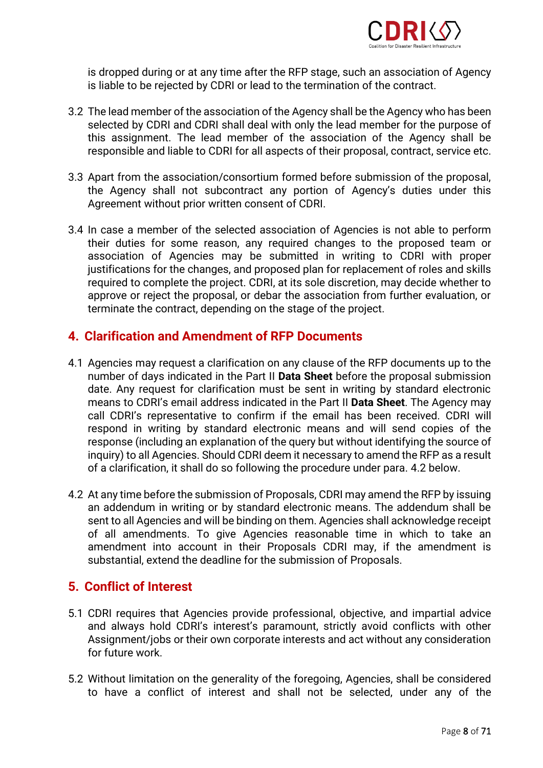is dropped during or at any time after the RFP stage, such an association of Agency is liable to be rejected by CDRI or lead to the termination of the contract.

3.2 The lead member of the association of the Agency shall be the Agency who has been selected by CDRI and CDRI shall deal with only the lead member for the purpose of this assignment. The lead member of the association of the Agency shall be responsible and liable to CDRI for all aspects of their proposal, contract, service etc.

3.3 Apart from the association/consortium formed before submission of the proposal, the Agency shall not subcontract any portion of Agency's duties under this Agreement without prior written consent of CDRI.

3.4 In case a member of the selected association of Agencies is not able to perform their duties for some reason, any required changes to the proposed team or association of Agencies may be submitted in writing to CDRI with proper justifications for the changes, and proposed plan for replacement of roles and skills required to complete the project. CDRI, at its sole discretion, may decide whether to approve or reject the proposal, or debar the association from further evaluation, or terminate the contract, depending on the stage of the project.

## 4. Clarification and Amendment of RFP Documents

4.1 Agencies may request a clarification on any clause of the RFP documents up to the number of days indicated in the Part II **Data Sheet** before the proposal submission date. Any request for clarification must be sent in writing by standard electronic means to CDRI's email address indicated in the Part II **Data Sheet**. The Agency may call CDRI's representative to confirm if the email has been received. CDRI will respond in writing by standard electronic means and will send copies of the response (including an explanation of the query but without identifying the source of inquiry) to all Agencies. Should CDRI deem it necessary to amend the RFP as a result of a clarification, it shall do so following the procedure under para. 4.2 below.

4.2 At any time before the submission of Proposals, CDRI may amend the RFP by issuing an addendum in writing or by standard electronic means. The addendum shall be sent to all Agencies and will be binding on them. Agencies shall acknowledge receipt of all amendments. To give Agencies reasonable time in which to take an amendment into account in their Proposals CDRI may, if the amendment is substantial, extend the deadline for the submission of Proposals.

## 5. Conflict of Interest

5.1 CDRI requires that Agencies provide professional, objective, and impartial advice and always hold CDRI's interest's paramount, strictly avoid conflicts with other Assignment/jobs or their own corporate interests and act without any consideration for future work.

5.2 Without limitation on the generality of the foregoing, Agencies, shall be considered to have a conflict of interest and shall not be selected, under any of the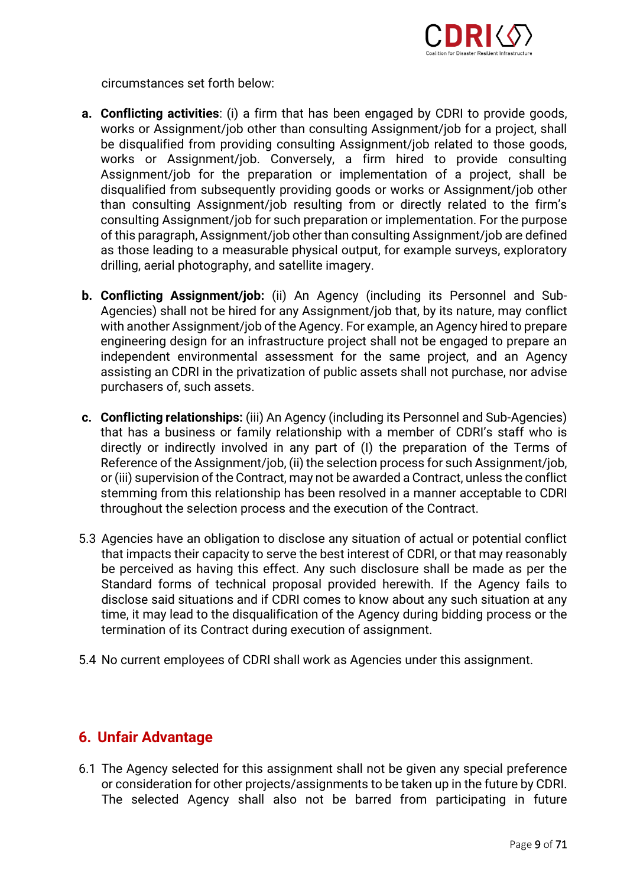circumstances set forth below:

a. **Conflicting activities**: (i) a firm that has been engaged by CDRI to provide goods, works or Assignment/job other than consulting Assignment/job for a project, shall be disqualified from providing consulting Assignment/job related to those goods, works or Assignment/job. Conversely, a firm hired to provide consulting Assignment/job for the preparation or implementation of a project, shall be disqualified from subsequently providing goods or works or Assignment/job other than consulting Assignment/job resulting from or directly related to the firm's consulting Assignment/job for such preparation or implementation. For the purpose of this paragraph, Assignment/job other than consulting Assignment/job are defined as those leading to a measurable physical output, for example surveys, exploratory drilling, aerial photography, and satellite imagery.

b. **Conflicting Assignment/job:** (ii) An Agency (including its Personnel and Sub-Agencies) shall not be hired for any Assignment/job that, by its nature, may conflict with another Assignment/job of the Agency. For example, an Agency hired to prepare engineering design for an infrastructure project shall not be engaged to prepare an independent environmental assessment for the same project, and an Agency assisting an CDRI in the privatization of public assets shall not purchase, nor advise purchasers of, such assets.

c. **Conflicting relationships:** (iii) An Agency (including its Personnel and Sub-Agencies) that has a business or family relationship with a member of CDRI's staff who is directly or indirectly involved in any part of (I) the preparation of the Terms of Reference of the Assignment/job, (ii) the selection process for such Assignment/job, or (iii) supervision of the Contract, may not be awarded a Contract, unless the conflict stemming from this relationship has been resolved in a manner acceptable to CDRI throughout the selection process and the execution of the Contract.

5.3 Agencies have an obligation to disclose any situation of actual or potential conflict that impacts their capacity to serve the best interest of CDRI, or that may reasonably be perceived as having this effect. Any such disclosure shall be made as per the Standard forms of technical proposal provided herewith. If the Agency fails to disclose said situations and if CDRI comes to know about any such situation at any time, it may lead to the disqualification of the Agency during bidding process or the termination of its Contract during execution of assignment.

5.4 No current employees of CDRI shall work as Agencies under this assignment.

## 6. Unfair Advantage

6.1 The Agency selected for this assignment shall not be given any special preference or consideration for other projects/assignments to be taken up in the future by CDRI. The selected Agency shall also not be barred from participating in future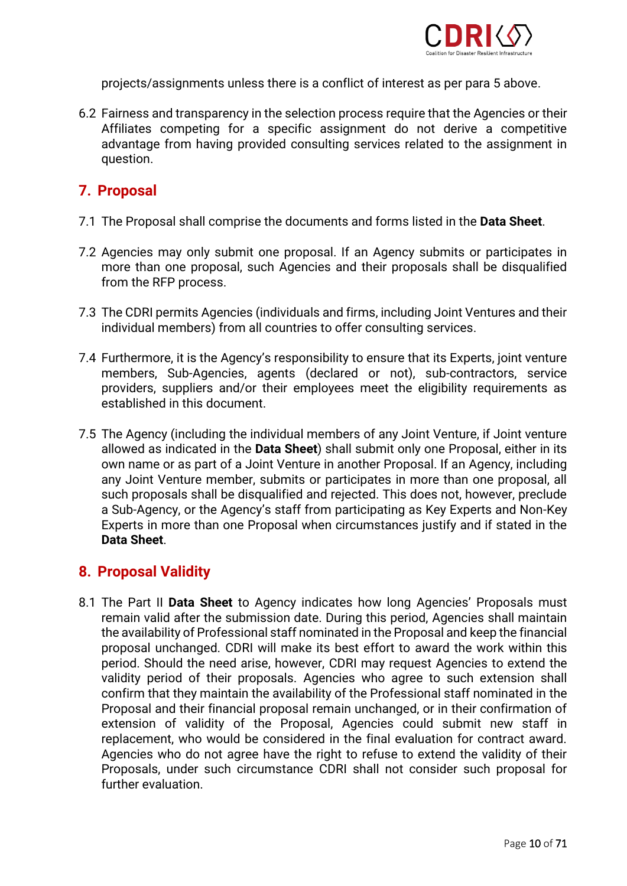projects/assignments unless there is a conflict of interest as per para 5 above.

6.2 Fairness and transparency in the selection process require that the Agencies or their Affiliates competing for a specific assignment do not derive a competitive advantage from having provided consulting services related to the assignment in question.

## 7. Proposal

7.1 The Proposal shall comprise the documents and forms listed in the **Data Sheet**.

7.2 Agencies may only submit one proposal. If an Agency submits or participates in more than one proposal, such Agencies and their proposals shall be disqualified from the RFP process.

7.3 The CDRI permits Agencies (individuals and firms, including Joint Ventures and their individual members) from all countries to offer consulting services.

7.4 Furthermore, it is the Agency's responsibility to ensure that its Experts, joint venture members, Sub-Agencies, agents (declared or not), sub-contractors, service providers, suppliers and/or their employees meet the eligibility requirements as established in this document.

7.5 The Agency (including the individual members of any Joint Venture, if Joint venture allowed as indicated in the **Data Sheet**) shall submit only one Proposal, either in its own name or as part of a Joint Venture in another Proposal. If an Agency, including any Joint Venture member, submits or participates in more than one proposal, all such proposals shall be disqualified and rejected. This does not, however, preclude a Sub-Agency, or the Agency's staff from participating as Key Experts and Non-Key Experts in more than one Proposal when circumstances justify and if stated in the **Data Sheet**.

## 8. Proposal Validity

8.1 The Part II **Data Sheet** to Agency indicates how long Agencies' Proposals must remain valid after the submission date. During this period, Agencies shall maintain the availability of Professional staff nominated in the Proposal and keep the financial proposal unchanged. CDRI will make its best effort to award the work within this period. Should the need arise, however, CDRI may request Agencies to extend the validity period of their proposals. Agencies who agree to such extension shall confirm that they maintain the availability of the Professional staff nominated in the Proposal and their financial proposal remain unchanged, or in their confirmation of extension of validity of the Proposal, Agencies could submit new staff in replacement, who would be considered in the final evaluation for contract award. Agencies who do not agree have the right to refuse to extend the validity of their Proposals, under such circumstance CDRI shall not consider such proposal for further evaluation.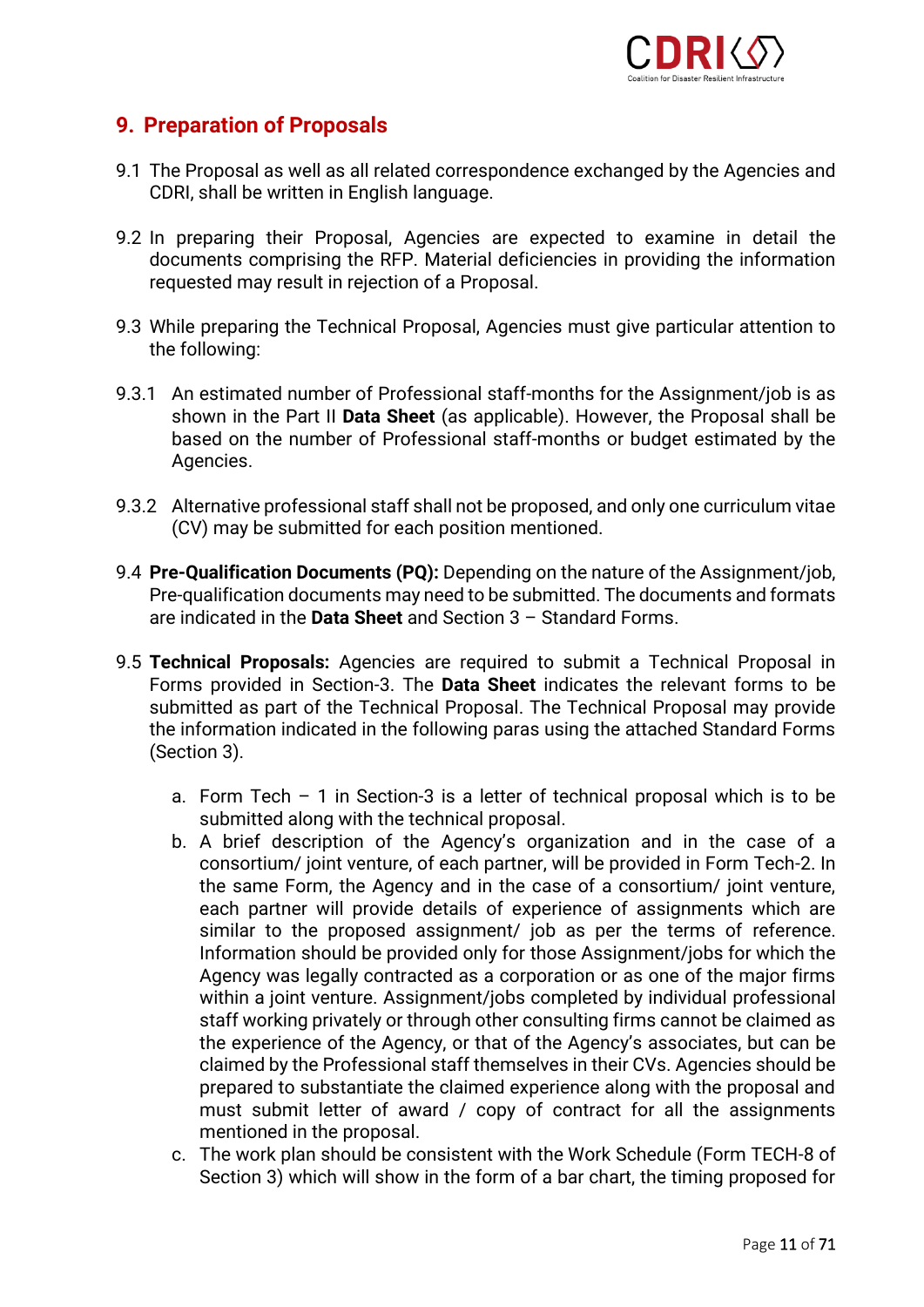## 9. Preparation of Proposals

9.1 The Proposal as well as all related correspondence exchanged by the Agencies and CDRI, shall be written in English language.

9.2 In preparing their Proposal, Agencies are expected to examine in detail the documents comprising the RFP. Material deficiencies in providing the information requested may result in rejection of a Proposal.

9.3 While preparing the Technical Proposal, Agencies must give particular attention to the following:

9.3.1 An estimated number of Professional staff-months for the Assignment/job is as shown in the Part II **Data Sheet** (as applicable). However, the Proposal shall be based on the number of Professional staff-months or budget estimated by the Agencies.

9.3.2 Alternative professional staff shall not be proposed, and only one curriculum vitae (CV) may be submitted for each position mentioned.

9.4 **Pre-Qualification Documents (PQ):** Depending on the nature of the Assignment/job, Pre-qualification documents may need to be submitted. The documents and formats are indicated in the **Data Sheet** and Section 3 – Standard Forms.

9.5 **Technical Proposals:** Agencies are required to submit a Technical Proposal in Forms provided in Section-3. The **Data Sheet** indicates the relevant forms to be submitted as part of the Technical Proposal. The Technical Proposal may provide the information indicated in the following paras using the attached Standard Forms (Section 3).

a. Form Tech – 1 in Section-3 is a letter of technical proposal which is to be submitted along with the technical proposal.
b. A brief description of the Agency's organization and in the case of a consortium/ joint venture, of each partner, will be provided in Form Tech-2. In the same Form, the Agency and in the case of a consortium/ joint venture, each partner will provide details of experience of assignments which are similar to the proposed assignment/ job as per the terms of reference. Information should be provided only for those Assignment/jobs for which the Agency was legally contracted as a corporation or as one of the major firms within a joint venture. Assignment/jobs completed by individual professional staff working privately or through other consulting firms cannot be claimed as the experience of the Agency, or that of the Agency's associates, but can be claimed by the Professional staff themselves in their CVs. Agencies should be prepared to substantiate the claimed experience along with the proposal and must submit letter of award / copy of contract for all the assignments mentioned in the proposal.
c. The work plan should be consistent with the Work Schedule (Form TECH-8 of Section 3) which will show in the form of a bar chart, the timing proposed for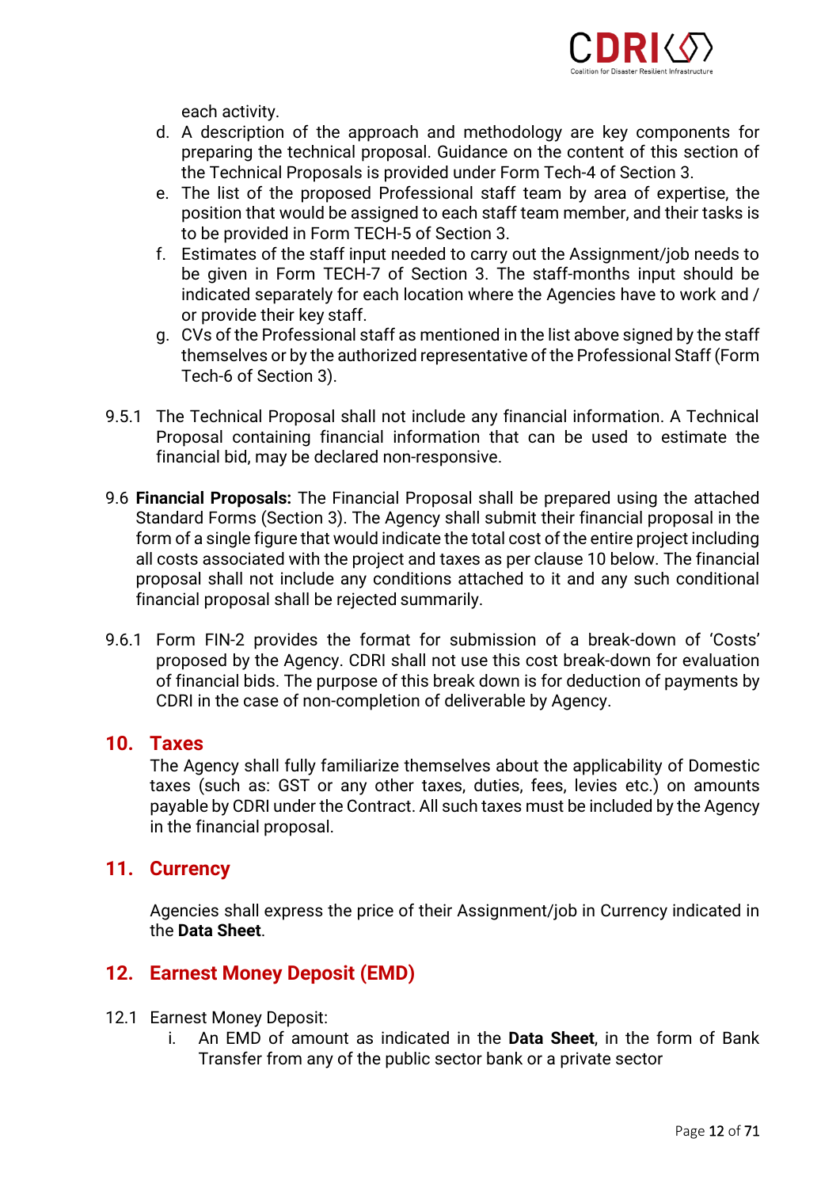each activity.

d. A description of the approach and methodology are key components for preparing the technical proposal. Guidance on the content of this section of the Technical Proposals is provided under Form Tech-4 of Section 3.
e. The list of the proposed Professional staff team by area of expertise, the position that would be assigned to each staff team member, and their tasks is to be provided in Form TECH-5 of Section 3.
f. Estimates of the staff input needed to carry out the Assignment/job needs to be given in Form TECH-7 of Section 3. The staff-months input should be indicated separately for each location where the Agencies have to work and / or provide their key staff.
g. CVs of the Professional staff as mentioned in the list above signed by the staff themselves or by the authorized representative of the Professional Staff (Form Tech-6 of Section 3).

9.5.1 The Technical Proposal shall not include any financial information. A Technical Proposal containing financial information that can be used to estimate the financial bid, may be declared non-responsive.

9.6 **Financial Proposals:** The Financial Proposal shall be prepared using the attached Standard Forms (Section 3). The Agency shall submit their financial proposal in the form of a single figure that would indicate the total cost of the entire project including all costs associated with the project and taxes as per clause 10 below. The financial proposal shall not include any conditions attached to it and any such conditional financial proposal shall be rejected summarily.

9.6.1 Form FIN-2 provides the format for submission of a break-down of 'Costs' proposed by the Agency. CDRI shall not use this cost break-down for evaluation of financial bids. The purpose of this break down is for deduction of payments by CDRI in the case of non-completion of deliverable by Agency.

## 10. Taxes

The Agency shall fully familiarize themselves about the applicability of Domestic taxes (such as: GST or any other taxes, duties, fees, levies etc.) on amounts payable by CDRI under the Contract. All such taxes must be included by the Agency in the financial proposal.

## 11. Currency

Agencies shall express the price of their Assignment/job in Currency indicated in the **Data Sheet**.

## 12. Earnest Money Deposit (EMD)

12.1 Earnest Money Deposit:

i. An EMD of amount as indicated in the **Data Sheet**, in the form of Bank Transfer from any of the public sector bank or a private sector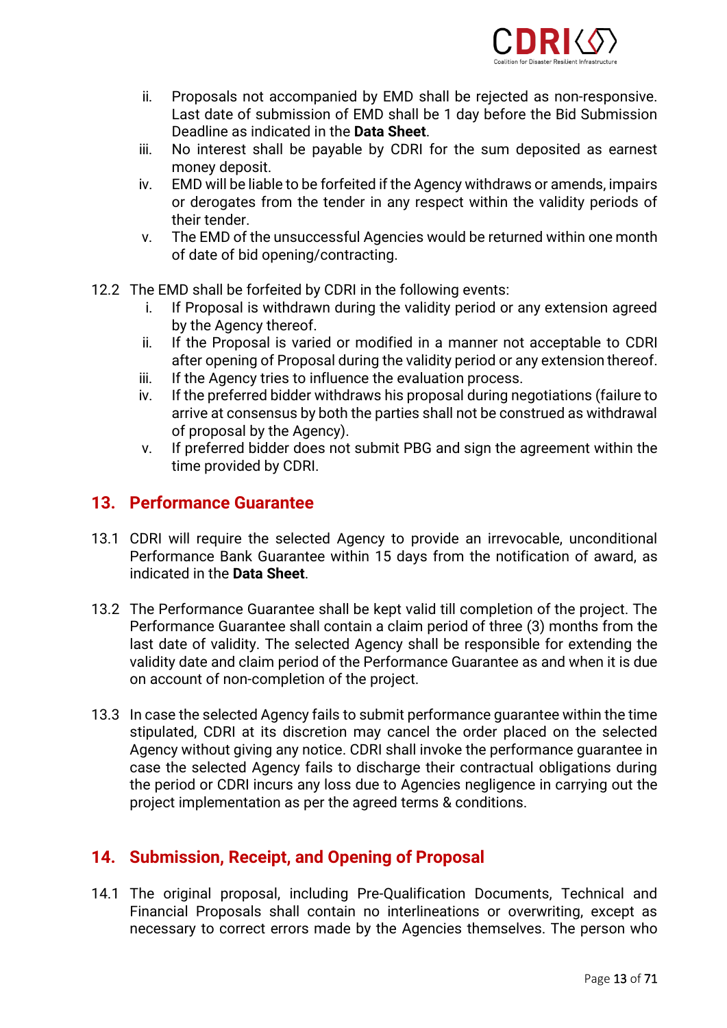ii. Proposals not accompanied by EMD shall be rejected as non-responsive. Last date of submission of EMD shall be 1 day before the Bid Submission Deadline as indicated in the **Data Sheet**.

iii. No interest shall be payable by CDRI for the sum deposited as earnest money deposit.

iv. EMD will be liable to be forfeited if the Agency withdraws or amends, impairs or derogates from the tender in any respect within the validity periods of their tender.

v. The EMD of the unsuccessful Agencies would be returned within one month of date of bid opening/contracting.

12.2 The EMD shall be forfeited by CDRI in the following events:

i. If Proposal is withdrawn during the validity period or any extension agreed by the Agency thereof.

ii. If the Proposal is varied or modified in a manner not acceptable to CDRI after opening of Proposal during the validity period or any extension thereof.

iii. If the Agency tries to influence the evaluation process.

iv. If the preferred bidder withdraws his proposal during negotiations (failure to arrive at consensus by both the parties shall not be construed as withdrawal of proposal by the Agency).

v. If preferred bidder does not submit PBG and sign the agreement within the time provided by CDRI.

## 13. Performance Guarantee

13.1 CDRI will require the selected Agency to provide an irrevocable, unconditional Performance Bank Guarantee within 15 days from the notification of award, as indicated in the **Data Sheet**.

13.2 The Performance Guarantee shall be kept valid till completion of the project. The Performance Guarantee shall contain a claim period of three (3) months from the last date of validity. The selected Agency shall be responsible for extending the validity date and claim period of the Performance Guarantee as and when it is due on account of non-completion of the project.

13.3 In case the selected Agency fails to submit performance guarantee within the time stipulated, CDRI at its discretion may cancel the order placed on the selected Agency without giving any notice. CDRI shall invoke the performance guarantee in case the selected Agency fails to discharge their contractual obligations during the period or CDRI incurs any loss due to Agencies negligence in carrying out the project implementation as per the agreed terms & conditions.

## 14. Submission, Receipt, and Opening of Proposal

14.1 The original proposal, including Pre-Qualification Documents, Technical and Financial Proposals shall contain no interlineations or overwriting, except as necessary to correct errors made by the Agencies themselves. The person who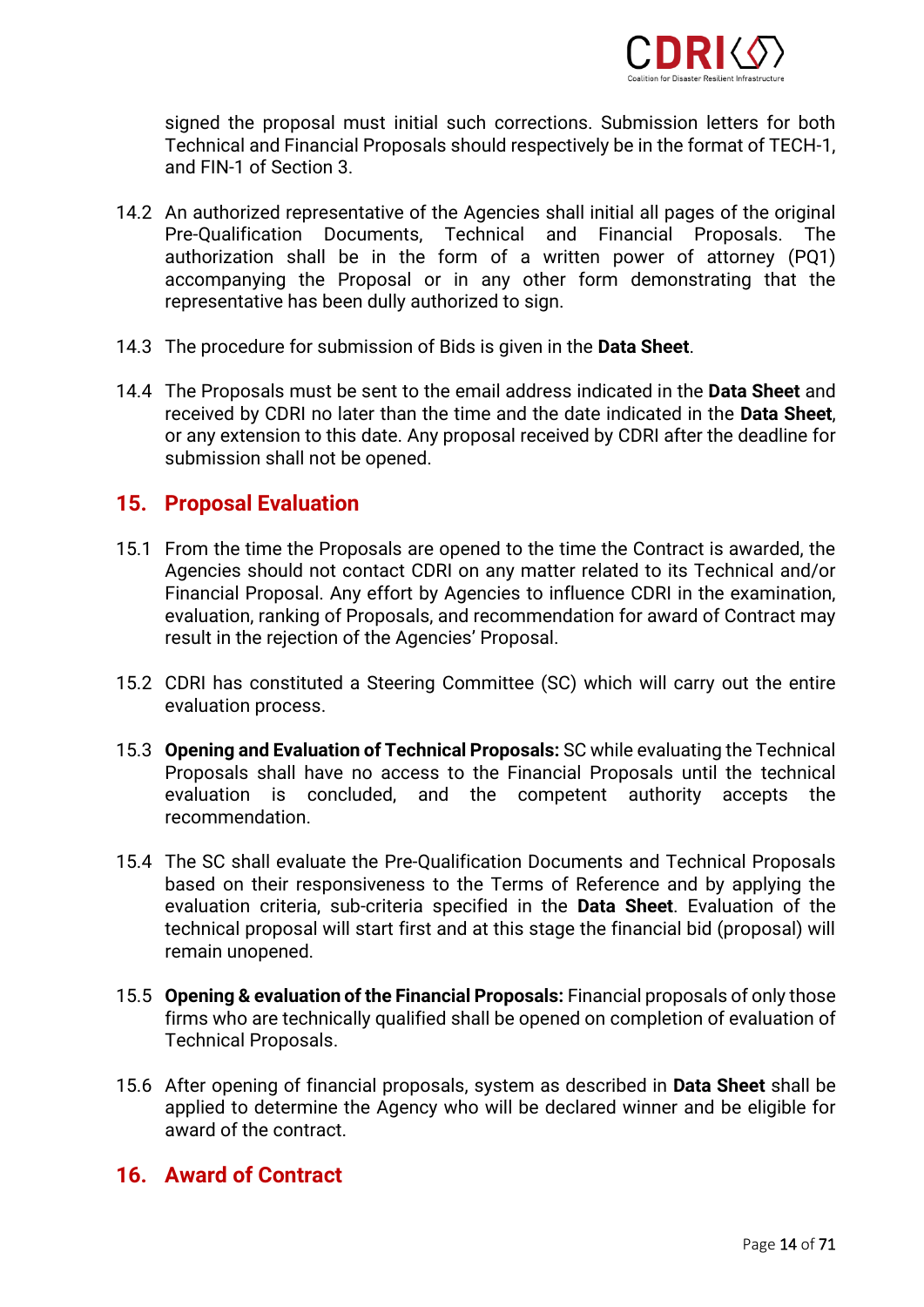signed the proposal must initial such corrections. Submission letters for both Technical and Financial Proposals should respectively be in the format of TECH-1, and FIN-1 of Section 3.

14.2 An authorized representative of the Agencies shall initial all pages of the original Pre-Qualification Documents, Technical and Financial Proposals. The authorization shall be in the form of a written power of attorney (PQ1) accompanying the Proposal or in any other form demonstrating that the representative has been dully authorized to sign.

14.3 The procedure for submission of Bids is given in the **Data Sheet**.

14.4 The Proposals must be sent to the email address indicated in the **Data Sheet** and received by CDRI no later than the time and the date indicated in the **Data Sheet**, or any extension to this date. Any proposal received by CDRI after the deadline for submission shall not be opened.

## 15. Proposal Evaluation

15.1 From the time the Proposals are opened to the time the Contract is awarded, the Agencies should not contact CDRI on any matter related to its Technical and/or Financial Proposal. Any effort by Agencies to influence CDRI in the examination, evaluation, ranking of Proposals, and recommendation for award of Contract may result in the rejection of the Agencies' Proposal.

15.2 CDRI has constituted a Steering Committee (SC) which will carry out the entire evaluation process.

15.3 **Opening and Evaluation of Technical Proposals:** SC while evaluating the Technical Proposals shall have no access to the Financial Proposals until the technical evaluation is concluded, and the competent authority accepts the recommendation.

15.4 The SC shall evaluate the Pre-Qualification Documents and Technical Proposals based on their responsiveness to the Terms of Reference and by applying the evaluation criteria, sub-criteria specified in the **Data Sheet**. Evaluation of the technical proposal will start first and at this stage the financial bid (proposal) will remain unopened.

15.5 **Opening & evaluation of the Financial Proposals:** Financial proposals of only those firms who are technically qualified shall be opened on completion of evaluation of Technical Proposals.

15.6 After opening of financial proposals, system as described in **Data Sheet** shall be applied to determine the Agency who will be declared winner and be eligible for award of the contract.

## 16. Award of Contract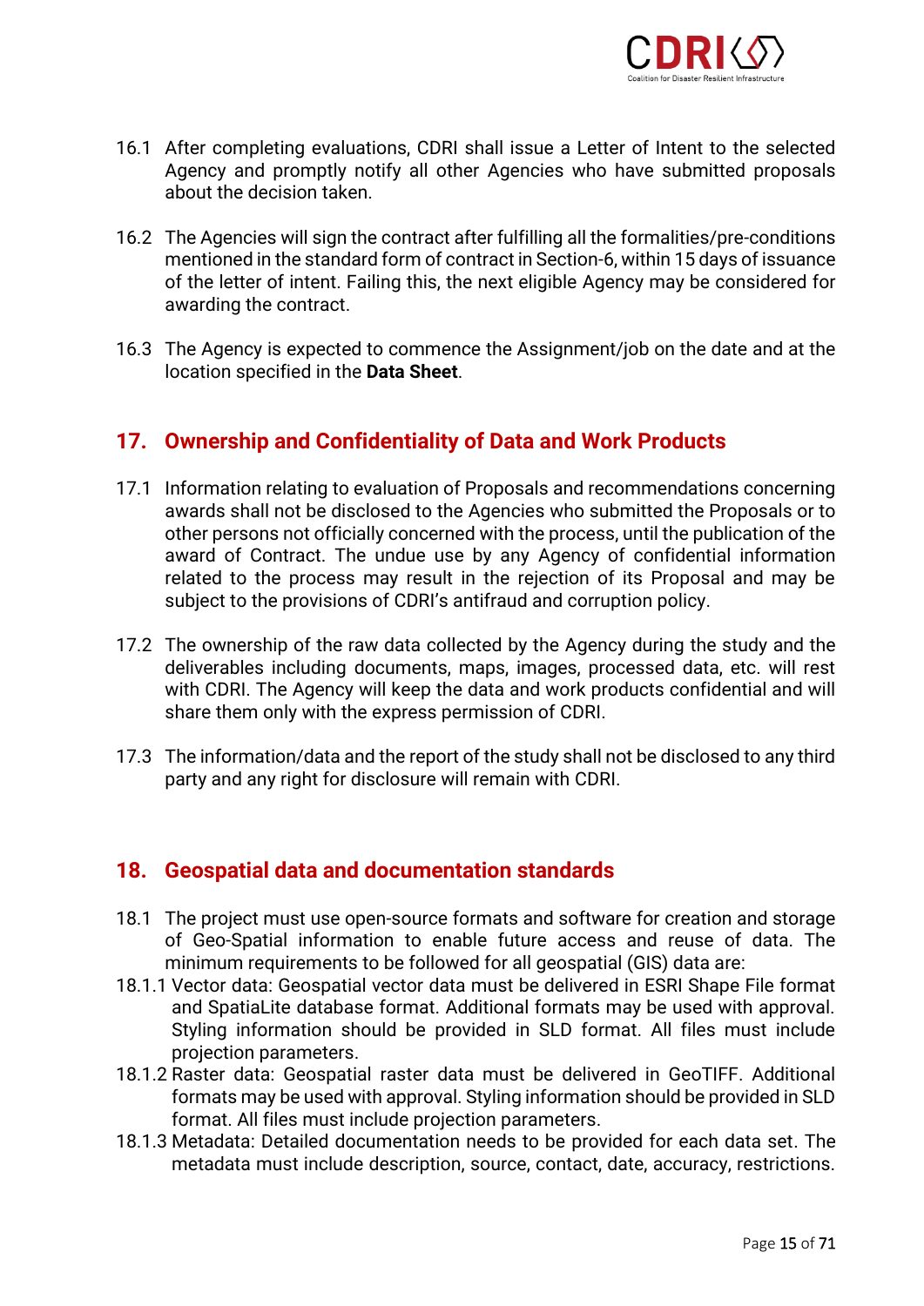16.1 After completing evaluations, CDRI shall issue a Letter of Intent to the selected Agency and promptly notify all other Agencies who have submitted proposals about the decision taken.

16.2 The Agencies will sign the contract after fulfilling all the formalities/pre-conditions mentioned in the standard form of contract in Section-6, within 15 days of issuance of the letter of intent. Failing this, the next eligible Agency may be considered for awarding the contract.

16.3 The Agency is expected to commence the Assignment/job on the date and at the location specified in the **Data Sheet**.

## 17. Ownership and Confidentiality of Data and Work Products

17.1 Information relating to evaluation of Proposals and recommendations concerning awards shall not be disclosed to the Agencies who submitted the Proposals or to other persons not officially concerned with the process, until the publication of the award of Contract. The undue use by any Agency of confidential information related to the process may result in the rejection of its Proposal and may be subject to the provisions of CDRI's antifraud and corruption policy.

17.2 The ownership of the raw data collected by the Agency during the study and the deliverables including documents, maps, images, processed data, etc. will rest with CDRI. The Agency will keep the data and work products confidential and will share them only with the express permission of CDRI.

17.3 The information/data and the report of the study shall not be disclosed to any third party and any right for disclosure will remain with CDRI.

## 18. Geospatial data and documentation standards

18.1 The project must use open-source formats and software for creation and storage of Geo-Spatial information to enable future access and reuse of data. The minimum requirements to be followed for all geospatial (GIS) data are:

18.1.1 Vector data: Geospatial vector data must be delivered in ESRI Shape File format and SpatiaLite database format. Additional formats may be used with approval. Styling information should be provided in SLD format. All files must include projection parameters.

18.1.2 Raster data: Geospatial raster data must be delivered in GeoTIFF. Additional formats may be used with approval. Styling information should be provided in SLD format. All files must include projection parameters.

18.1.3 Metadata: Detailed documentation needs to be provided for each data set. The metadata must include description, source, contact, date, accuracy, restrictions.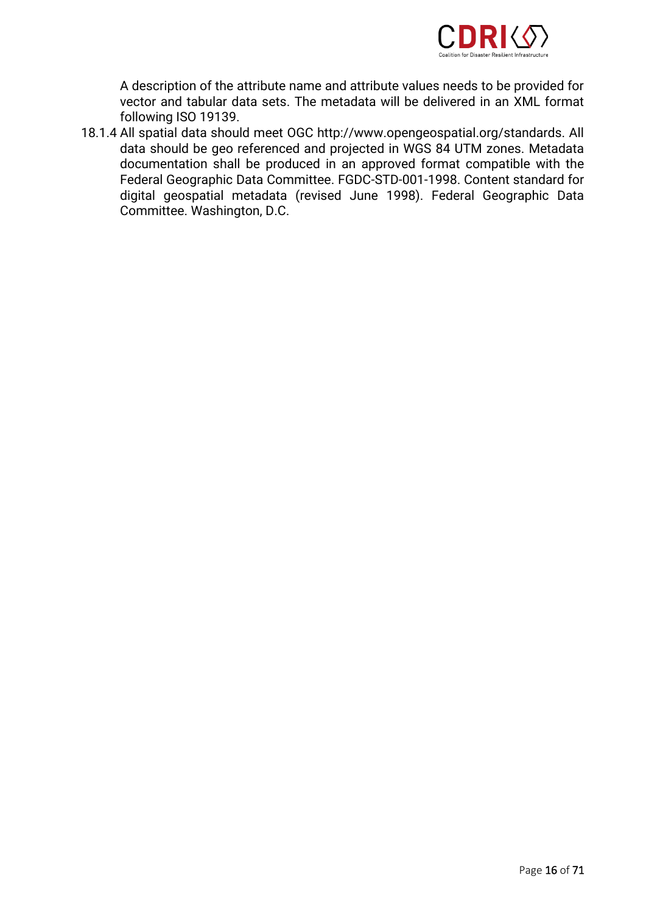A description of the attribute name and attribute values needs to be provided for vector and tabular data sets. The metadata will be delivered in an XML format following ISO 19139.

18.1.4 All spatial data should meet OGC http://www.opengeospatial.org/standards. All data should be geo referenced and projected in WGS 84 UTM zones. Metadata documentation shall be produced in an approved format compatible with the Federal Geographic Data Committee. FGDC-STD-001-1998. Content standard for digital geospatial metadata (revised June 1998). Federal Geographic Data Committee. Washington, D.C.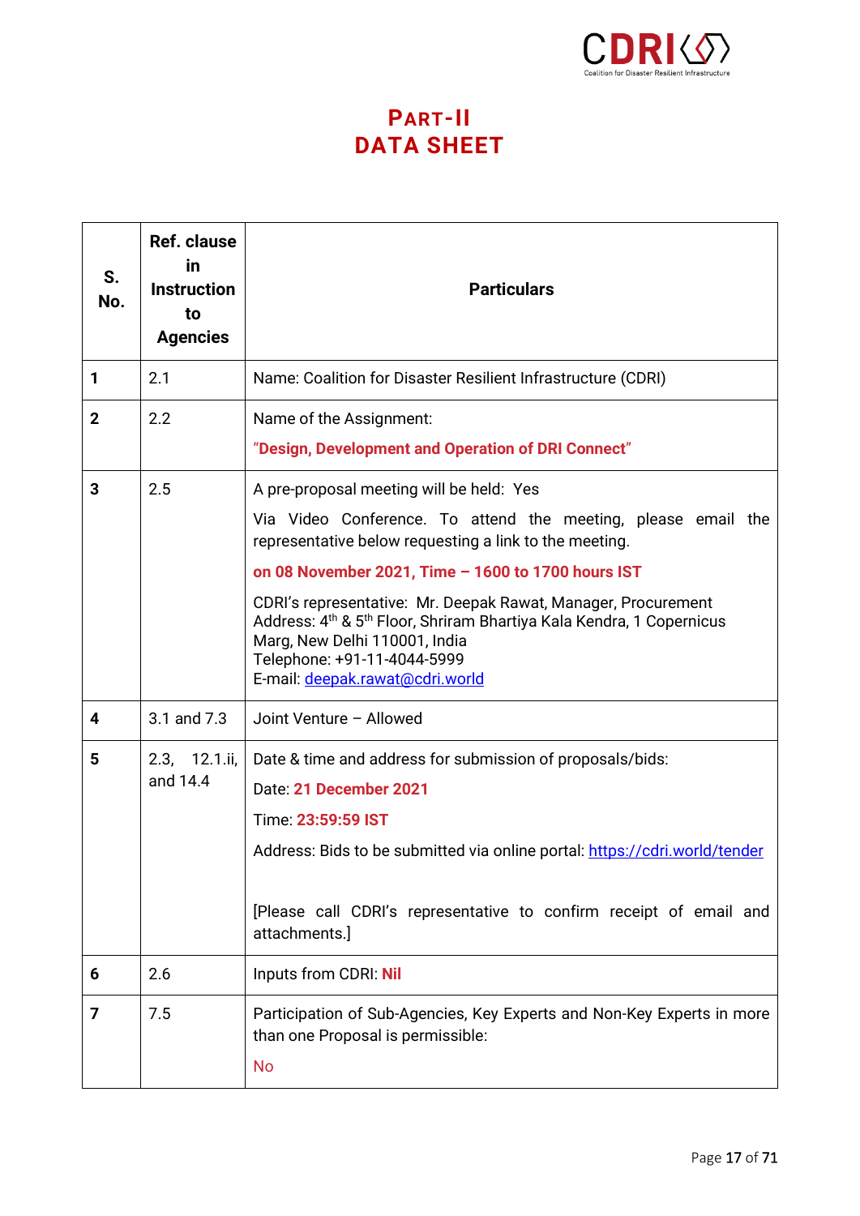# PART-II
# DATA SHEET

| S. No. | Ref. clause in Instruction to Agencies | Particulars |
|---|---|---|
| 1 | 2.1 | Name: Coalition for Disaster Resilient Infrastructure (CDRI) |
| 2 | 2.2 | Name of the Assignment:<br>**"Design, Development and Operation of DRI Connect"** |
| 3 | 2.5 | A pre-proposal meeting will be held: Yes<br>Via Video Conference. To attend the meeting, please email the representative below requesting a link to the meeting.<br>**on 08 November 2021, Time – 1600 to 1700 hours IST**<br>CDRI's representative: Mr. Deepak Rawat, Manager, Procurement<br>Address: 4th & 5th Floor, Shriram Bhartiya Kala Kendra, 1 Copernicus Marg, New Delhi 110001, India<br>Telephone: +91-11-4044-5999<br>E-mail: deepak.rawat@cdri.world |
| 4 | 3.1 and 7.3 | Joint Venture – Allowed |
| 5 | 2.3, 12.1.ii, and 14.4 | Date & time and address for submission of proposals/bids:<br>Date: **21 December 2021**<br>Time: **23:59:59 IST**<br>Address: Bids to be submitted via online portal: https://cdri.world/tender<br><br>[Please call CDRI's representative to confirm receipt of email and attachments.] |
| 6 | 2.6 | Inputs from CDRI: **Nil** |
| 7 | 7.5 | Participation of Sub-Agencies, Key Experts and Non-Key Experts in more than one Proposal is permissible:<br>No |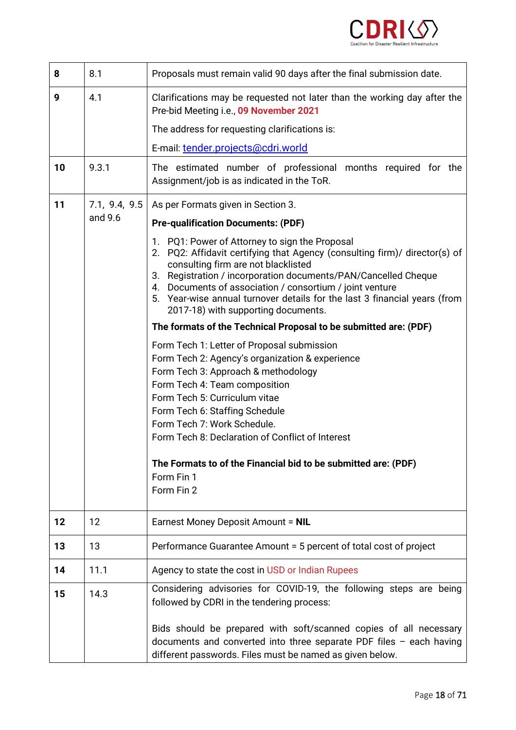| 8 | 8.1 | Proposals must remain valid 90 days after the final submission date. |
|---|---|---|
| 9 | 4.1 | Clarifications may be requested not later than the working day after the Pre-bid Meeting i.e., **09 November 2021**<br><br>The address for requesting clarifications is:<br><br>E-mail: tender.projects@cdri.world |
| 10 | 9.3.1 | The estimated number of professional months required for the Assignment/job is as indicated in the ToR. |
| 11 | 7.1, 9.4, 9.5 and 9.6 | As per Formats given in Section 3.<br><br>**Pre-qualification Documents: (PDF)**<br><br>1. PQ1: Power of Attorney to sign the Proposal<br>2. PQ2: Affidavit certifying that Agency (consulting firm)/ director(s) of consulting firm are not blacklisted<br>3. Registration / incorporation documents/PAN/Cancelled Cheque<br>4. Documents of association / consortium / joint venture<br>5. Year-wise annual turnover details for the last 3 financial years (from 2017-18) with supporting documents.<br><br>**The formats of the Technical Proposal to be submitted are: (PDF)**<br><br>Form Tech 1: Letter of Proposal submission<br>Form Tech 2: Agency's organization & experience<br>Form Tech 3: Approach & methodology<br>Form Tech 4: Team composition<br>Form Tech 5: Curriculum vitae<br>Form Tech 6: Staffing Schedule<br>Form Tech 7: Work Schedule.<br>Form Tech 8: Declaration of Conflict of Interest<br><br>**The Formats to of the Financial bid to be submitted are: (PDF)**<br>Form Fin 1<br>Form Fin 2 |
| 12 | 12 | Earnest Money Deposit Amount = **NIL** |
| 13 | 13 | Performance Guarantee Amount = 5 percent of total cost of project |
| 14 | 11.1 | Agency to state the cost in USD or Indian Rupees |
| 15 | 14.3 | Considering advisories for COVID-19, the following steps are being followed by CDRI in the tendering process:<br><br>Bids should be prepared with soft/scanned copies of all necessary documents and converted into three separate PDF files – each having different passwords. Files must be named as given below. |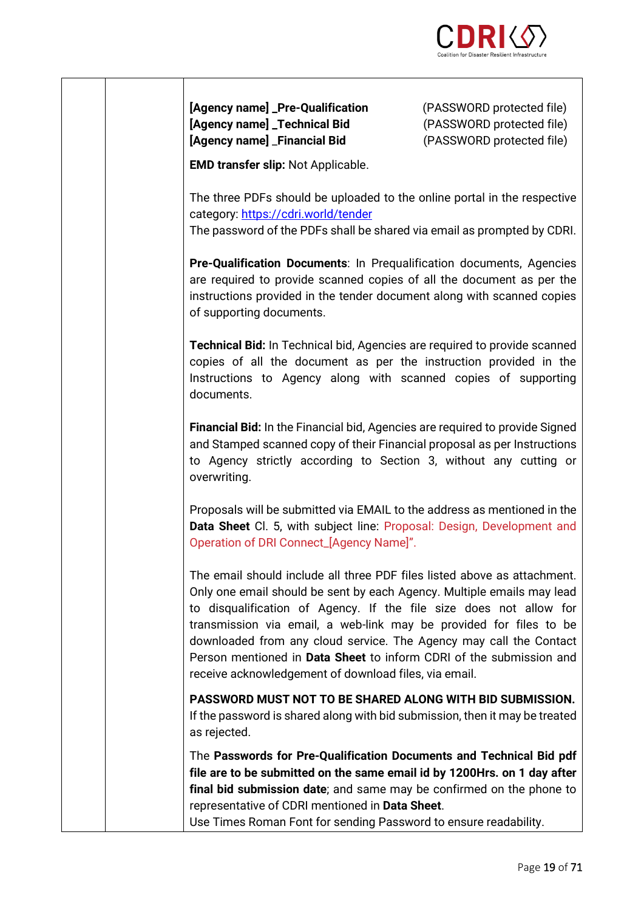| | | |
|---|---|---|
| | | **[Agency name] _Pre-Qualification** (PASSWORD protected file)<br>**[Agency name] _Technical Bid** (PASSWORD protected file)<br>**[Agency name] _Financial Bid** (PASSWORD protected file)<br><br>**EMD transfer slip:** Not Applicable.<br><br>The three PDFs should be uploaded to the online portal in the respective category: https://cdri.world/tender<br>The password of the PDFs shall be shared via email as prompted by CDRI.<br><br>**Pre-Qualification Documents**: In Prequalification documents, Agencies are required to provide scanned copies of all the document as per the instructions provided in the tender document along with scanned copies of supporting documents.<br><br>**Technical Bid:** In Technical bid, Agencies are required to provide scanned copies of all the document as per the instruction provided in the Instructions to Agency along with scanned copies of supporting documents.<br><br>**Financial Bid:** In the Financial bid, Agencies are required to provide Signed and Stamped scanned copy of their Financial proposal as per Instructions to Agency strictly according to Section 3, without any cutting or overwriting.<br><br>Proposals will be submitted via EMAIL to the address as mentioned in the **Data Sheet** Cl. 5, with subject line: Proposal: Design, Development and Operation of DRI Connect_[Agency Name]".<br><br>The email should include all three PDF files listed above as attachment. Only one email should be sent by each Agency. Multiple emails may lead to disqualification of Agency. If the file size does not allow for transmission via email, a web-link may be provided for files to be downloaded from any cloud service. The Agency may call the Contact Person mentioned in **Data Sheet** to inform CDRI of the submission and receive acknowledgement of download files, via email.<br><br>**PASSWORD MUST NOT TO BE SHARED ALONG WITH BID SUBMISSION.**<br>If the password is shared along with bid submission, then it may be treated as rejected.<br><br>The **Passwords for Pre-Qualification Documents and Technical Bid pdf file are to be submitted on the same email id by 1200Hrs. on 1 day after final bid submission date**; and same may be confirmed on the phone to representative of CDRI mentioned in **Data Sheet**.<br>Use Times Roman Font for sending Password to ensure readability. |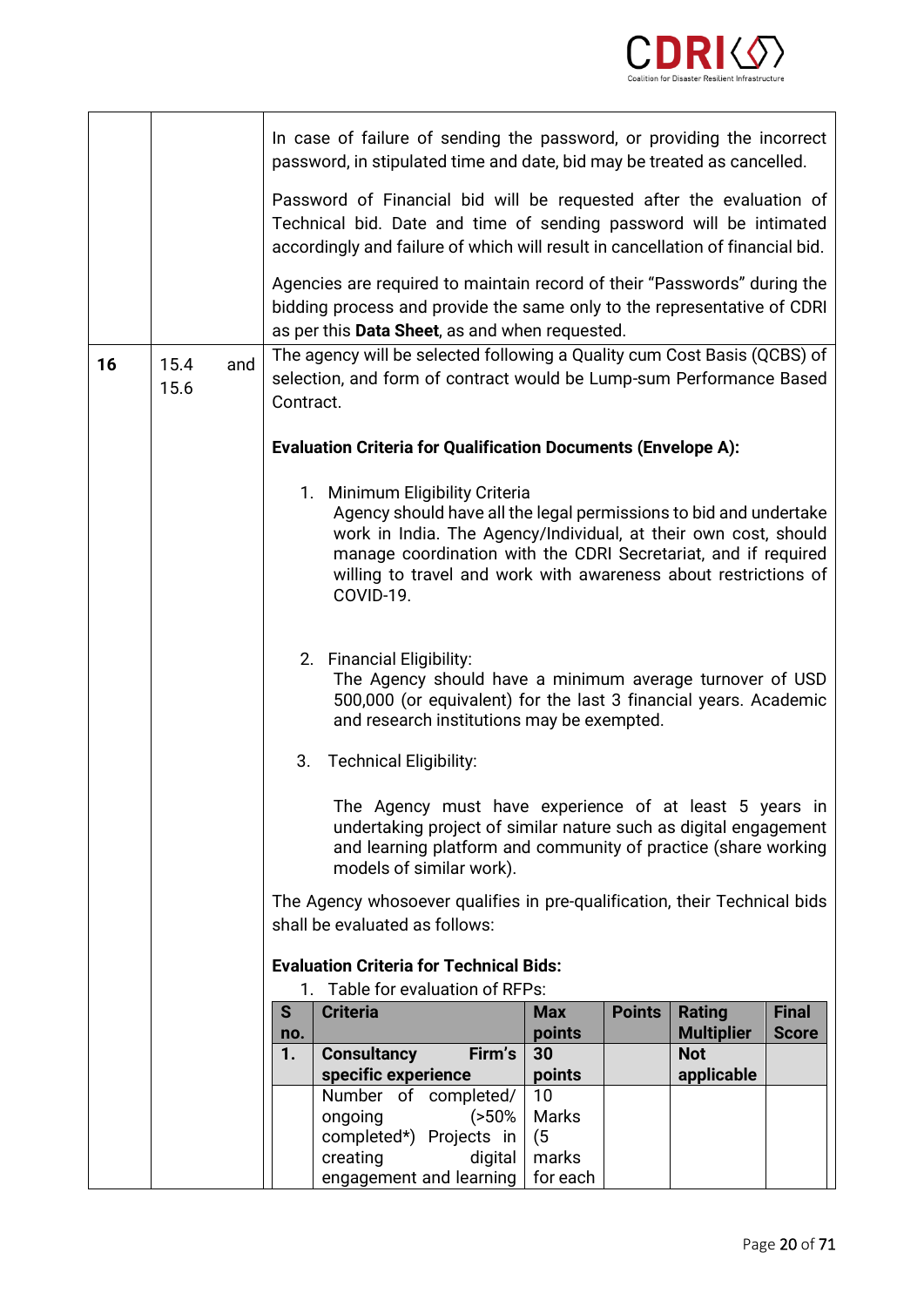| | | |
|---|---|---|
| | | In case of failure of sending the password, or providing the incorrect password, in stipulated time and date, bid may be treated as cancelled.<br><br>Password of Financial bid will be requested after the evaluation of Technical bid. Date and time of sending password will be intimated accordingly and failure of which will result in cancellation of financial bid.<br><br>Agencies are required to maintain record of their "Passwords" during the bidding process and provide the same only to the representative of CDRI as per this **Data Sheet**, as and when requested. |
| **16** | 15.4 and 15.6 | The agency will be selected following a Quality cum Cost Basis (QCBS) of selection, and form of contract would be Lump-sum Performance Based Contract.<br><br>**Evaluation Criteria for Qualification Documents (Envelope A):**<br><br>1. Minimum Eligibility Criteria<br>Agency should have all the legal permissions to bid and undertake work in India. The Agency/Individual, at their own cost, should manage coordination with the CDRI Secretariat, and if required willing to travel and work with awareness about restrictions of COVID-19.<br><br>2. Financial Eligibility:<br>The Agency should have a minimum average turnover of USD 500,000 (or equivalent) for the last 3 financial years. Academic and research institutions may be exempted.<br><br>3. Technical Eligibility:<br><br>The Agency must have experience of at least 5 years in undertaking project of similar nature such as digital engagement and learning platform and community of practice (share working models of similar work).<br><br>The Agency whosoever qualifies in pre-qualification, their Technical bids shall be evaluated as follows:<br><br>**Evaluation Criteria for Technical Bids:**<br>1. Table for evaluation of RFPs: |

| S no. | Criteria | Max points | Points | Rating Multiplier | Final Score |
|---|---|---|---|---|---|
| **1.** | **Consultancy Firm's specific experience** | **30 points** | | **Not applicable** | |
| | Number of completed/ ongoing (>50% completed*) Projects in creating digital engagement and learning | 10 Marks (5 marks for each | | | |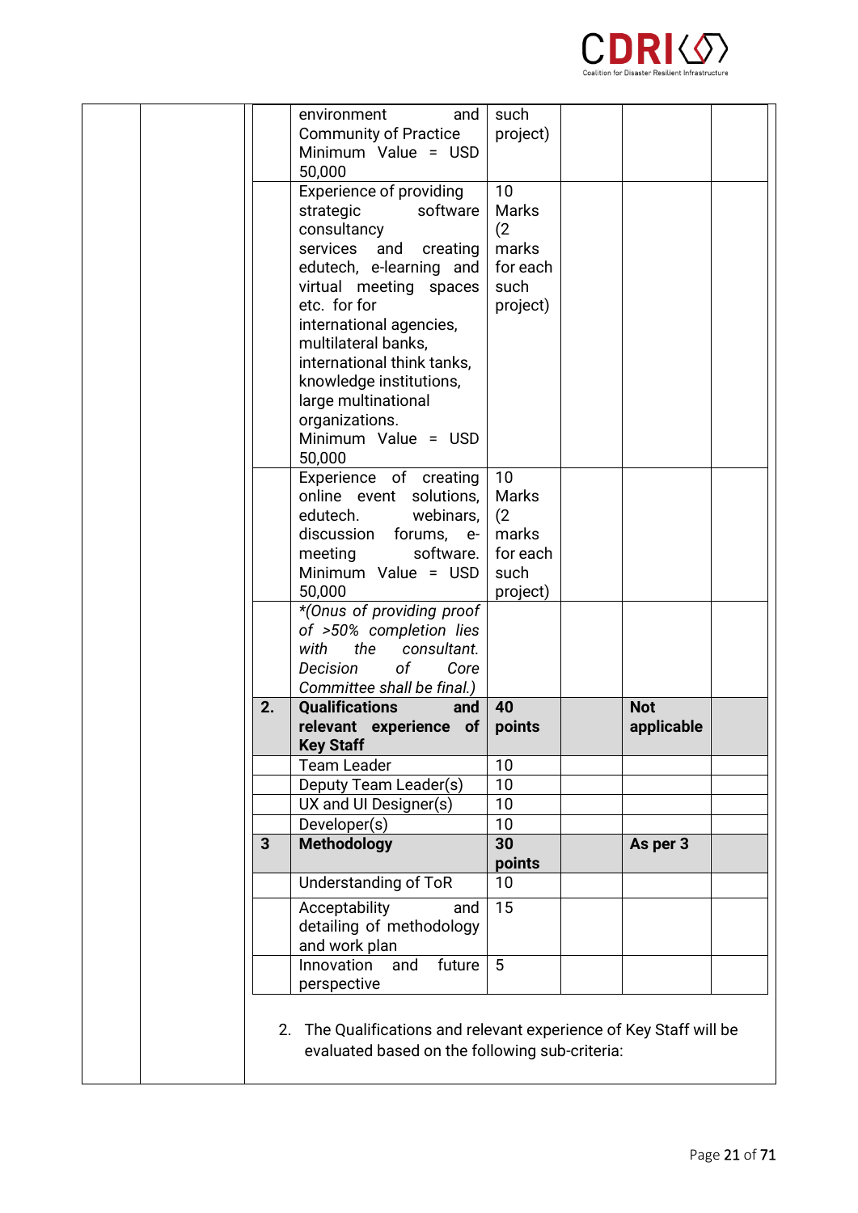| | | | | | |
|---|---|---|---|---|---|
| | environment and Community of Practice Minimum Value = USD 50,000 | such project) | | | |
| | Experience of providing strategic software consultancy services and creating edutech, e-learning and virtual meeting spaces etc. for for international agencies, multilateral banks, international think tanks, knowledge institutions, large multinational organizations. Minimum Value = USD 50,000 | 10 Marks (2 marks for each such project) | | | |
| | Experience of creating online event solutions, edutech. webinars, discussion forums, e-meeting software. Minimum Value = USD 50,000 | 10 Marks (2 marks for each such project) | | | |
| | *(Onus of providing proof of >50% completion lies with the consultant. Decision of Core Committee shall be final.)* | | | | |
| **2.** | **Qualifications and relevant experience of Key Staff** | **40 points** | | **Not applicable** | |
| | Team Leader | 10 | | | |
| | Deputy Team Leader(s) | 10 | | | |
| | UX and UI Designer(s) | 10 | | | |
| | Developer(s) | 10 | | | |
| **3** | **Methodology** | **30 points** | | **As per 3** | |
| | Understanding of ToR | 10 | | | |
| | Acceptability and detailing of methodology and work plan | 15 | | | |
| | Innovation and future perspective | 5 | | | |

2. The Qualifications and relevant experience of Key Staff will be evaluated based on the following sub-criteria: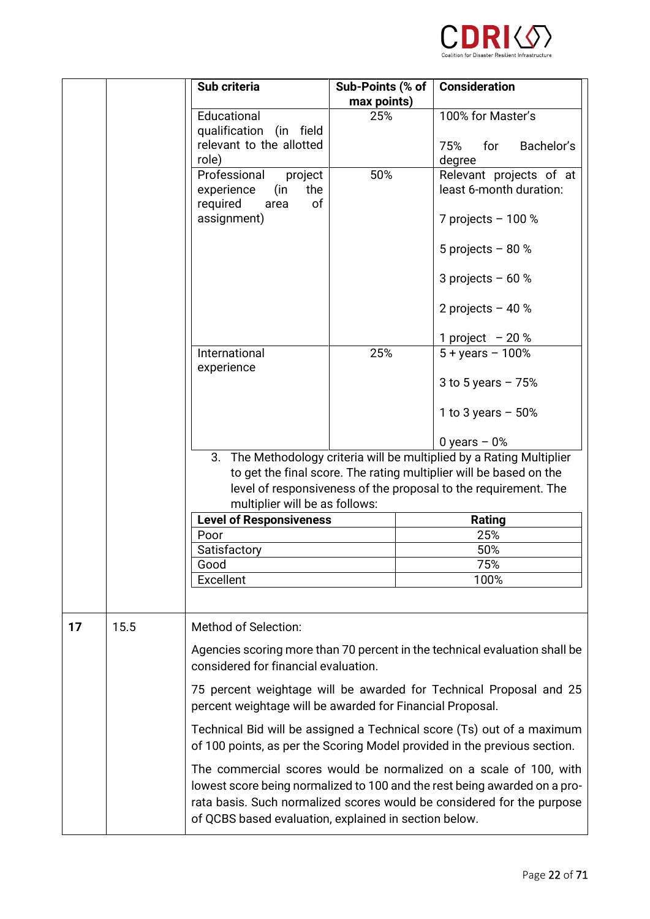| Sub criteria | Sub-Points (% of max points) | Consideration |
|---|---|---|
| Educational qualification (in field relevant to the allotted role) | 25% | 100% for Master's<br><br>75% for Bachelor's degree |
| Professional project experience (in the required area of assignment) | 50% | Relevant projects of at least 6-month duration:<br><br>7 projects – 100 %<br><br>5 projects – 80 %<br><br>3 projects – 60 %<br><br>2 projects – 40 %<br><br>1 project – 20 % |
| International experience | 25% | 5 + years – 100%<br><br>3 to 5 years – 75%<br><br>1 to 3 years – 50%<br><br>0 years – 0% |

3. The Methodology criteria will be multiplied by a Rating Multiplier to get the final score. The rating multiplier will be based on the level of responsiveness of the proposal to the requirement. The multiplier will be as follows:

| Level of Responsiveness | Rating |
|---|---|
| Poor | 25% |
| Satisfactory | 50% |
| Good | 75% |
| Excellent | 100% |

| | | |
|---|---|---|
| **17** | 15.5 | Method of Selection:<br><br>Agencies scoring more than 70 percent in the technical evaluation shall be considered for financial evaluation.<br><br>75 percent weightage will be awarded for Technical Proposal and 25 percent weightage will be awarded for Financial Proposal.<br><br>Technical Bid will be assigned a Technical score (Ts) out of a maximum of 100 points, as per the Scoring Model provided in the previous section.<br><br>The commercial scores would be normalized on a scale of 100, with lowest score being normalized to 100 and the rest being awarded on a pro-rata basis. Such normalized scores would be considered for the purpose of QCBS based evaluation, explained in section below. |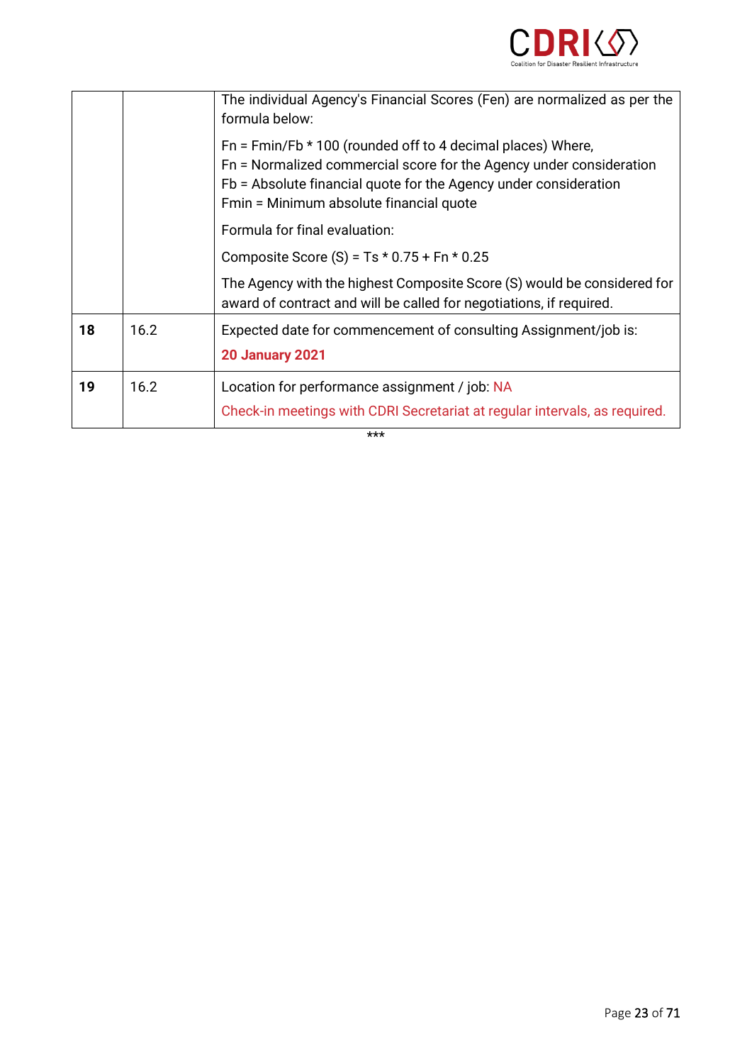| | | |
|---|---|---|
| | | The individual Agency's Financial Scores (Fen) are normalized as per the formula below:<br><br>Fn = Fmin/Fb * 100 (rounded off to 4 decimal places) Where,<br>Fn = Normalized commercial score for the Agency under consideration<br>Fb = Absolute financial quote for the Agency under consideration<br>Fmin = Minimum absolute financial quote<br><br>Formula for final evaluation:<br><br>Composite Score (S) = Ts * 0.75 + Fn * 0.25<br><br>The Agency with the highest Composite Score (S) would be considered for award of contract and will be called for negotiations, if required. |
| **18** | 16.2 | Expected date for commencement of consulting Assignment/job is:<br><br>**20 January 2021** |
| **19** | 16.2 | Location for performance assignment / job: NA<br><br>Check-in meetings with CDRI Secretariat at regular intervals, as required. |

***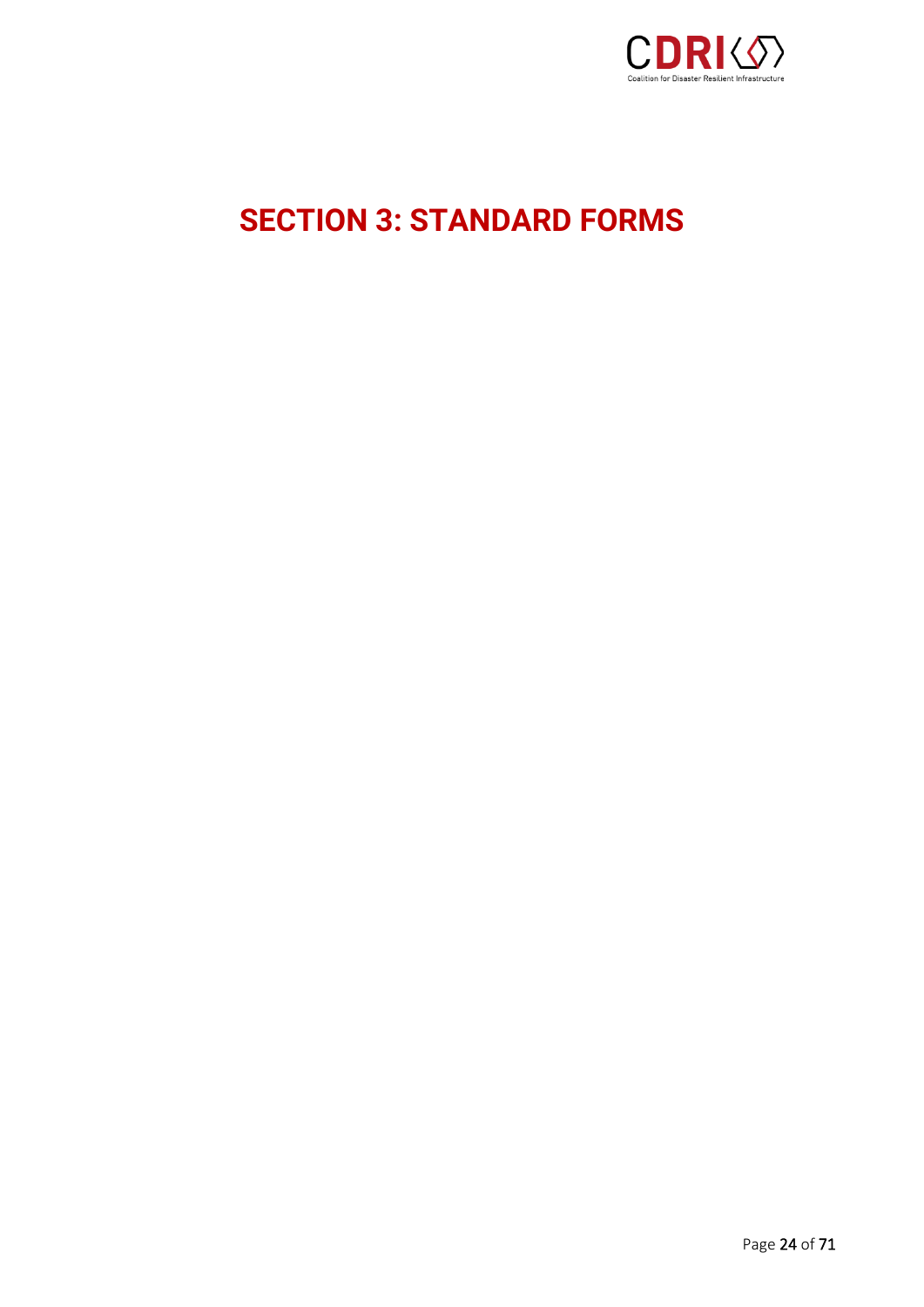# SECTION 3: STANDARD FORMS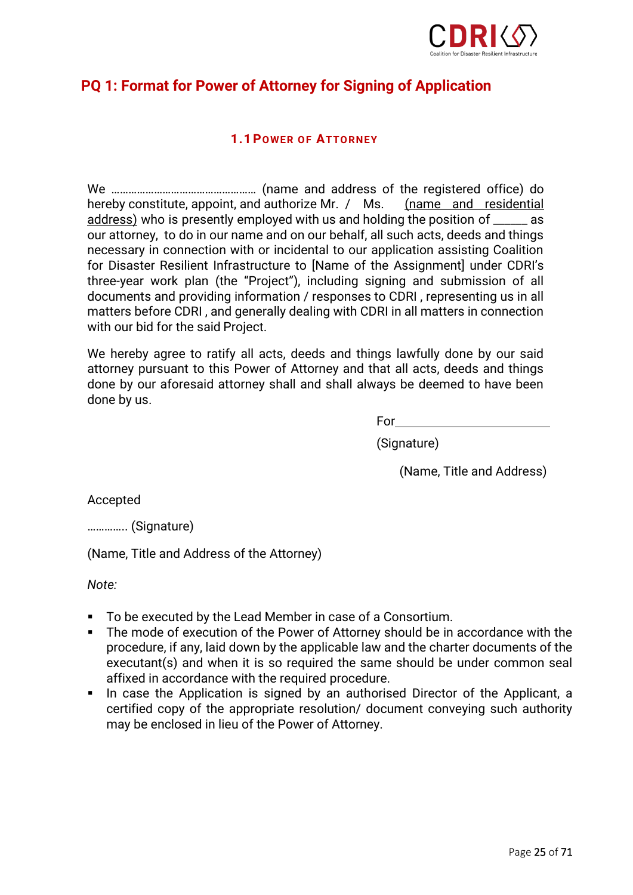# PQ 1: Format for Power of Attorney for Signing of Application

## 1.1 Power of Attorney

We …………………………………………… (name and address of the registered office) do hereby constitute, appoint, and authorize Mr. / Ms. (name and residential address) who is presently employed with us and holding the position of ______ as our attorney, to do in our name and on our behalf, all such acts, deeds and things necessary in connection with or incidental to our application assisting Coalition for Disaster Resilient Infrastructure to [Name of the Assignment] under CDRI's three-year work plan (the "Project"), including signing and submission of all documents and providing information / responses to CDRI , representing us in all matters before CDRI , and generally dealing with CDRI in all matters in connection with our bid for the said Project.

We hereby agree to ratify all acts, deeds and things lawfully done by our said attorney pursuant to this Power of Attorney and that all acts, deeds and things done by our aforesaid attorney shall and shall always be deemed to have been done by us.

For___________________________

(Signature)

(Name, Title and Address)

Accepted

…………. (Signature)

(Name, Title and Address of the Attorney)

*Note:*

- To be executed by the Lead Member in case of a Consortium.
- The mode of execution of the Power of Attorney should be in accordance with the procedure, if any, laid down by the applicable law and the charter documents of the executant(s) and when it is so required the same should be under common seal affixed in accordance with the required procedure.
- In case the Application is signed by an authorised Director of the Applicant, a certified copy of the appropriate resolution/ document conveying such authority may be enclosed in lieu of the Power of Attorney.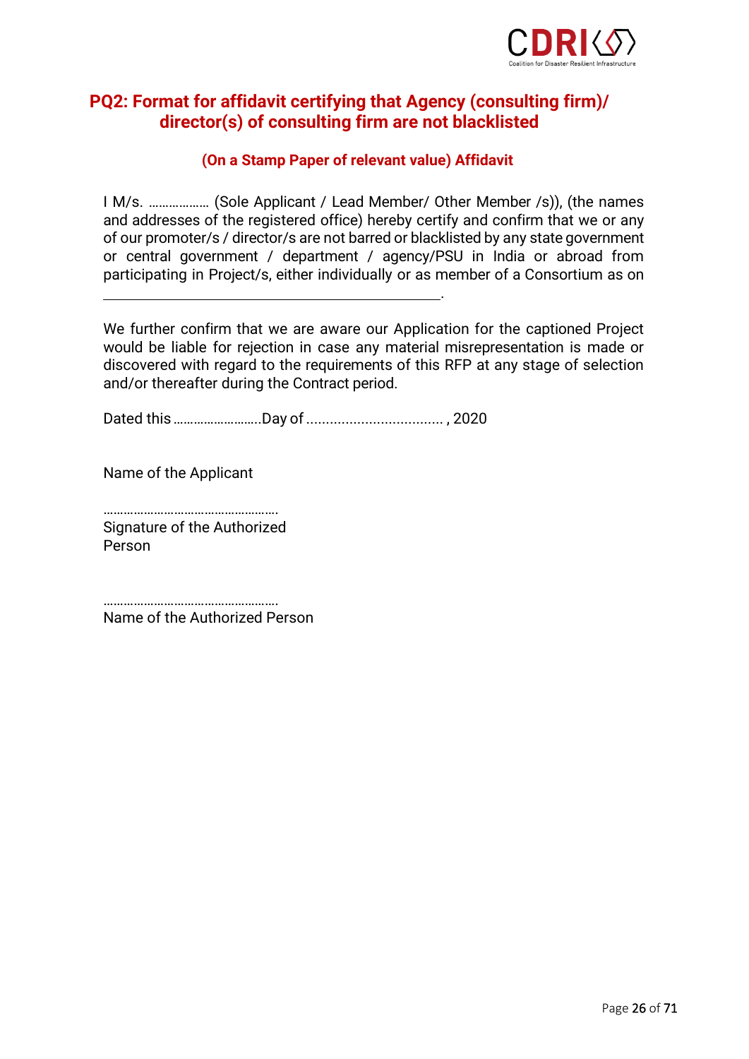## PQ2: Format for affidavit certifying that Agency (consulting firm)/ director(s) of consulting firm are not blacklisted

### (On a Stamp Paper of relevant value) Affidavit

I M/s. ……………… (Sole Applicant / Lead Member/ Other Member /s)), (the names and addresses of the registered office) hereby certify and confirm that we or any of our promoter/s / director/s are not barred or blacklisted by any state government or central government / department / agency/PSU in India or abroad from participating in Project/s, either individually or as member of a Consortium as on \_\_\_\_\_\_\_\_\_\_\_\_\_\_\_\_\_\_\_\_\_\_\_\_\_\_\_\_\_\_\_\_\_\_\_\_\_\_\_\_.

We further confirm that we are aware our Application for the captioned Project would be liable for rejection in case any material misrepresentation is made or discovered with regard to the requirements of this RFP at any stage of selection and/or thereafter during the Contract period.

Dated this ……………………..Day of .................................. , 2020

Name of the Applicant

…………………………………………….
Signature of the Authorized Person

…………………………………………….
Name of the Authorized Person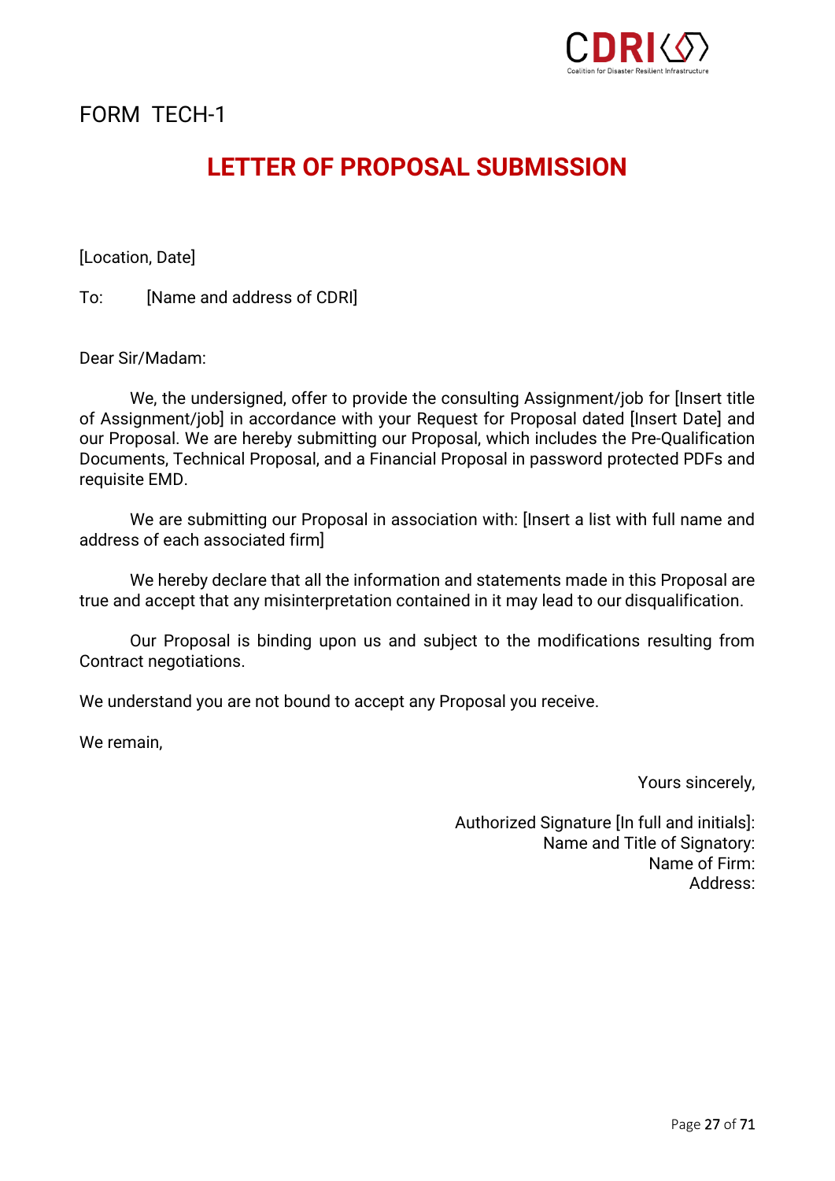FORM TECH-1

# LETTER OF PROPOSAL SUBMISSION

[Location, Date]

To: [Name and address of CDRI]

Dear Sir/Madam:

We, the undersigned, offer to provide the consulting Assignment/job for [Insert title of Assignment/job] in accordance with your Request for Proposal dated [Insert Date] and our Proposal. We are hereby submitting our Proposal, which includes the Pre-Qualification Documents, Technical Proposal, and a Financial Proposal in password protected PDFs and requisite EMD.

We are submitting our Proposal in association with: [Insert a list with full name and address of each associated firm]

We hereby declare that all the information and statements made in this Proposal are true and accept that any misinterpretation contained in it may lead to our disqualification.

Our Proposal is binding upon us and subject to the modifications resulting from Contract negotiations.

We understand you are not bound to accept any Proposal you receive.

We remain,

Yours sincerely,

Authorized Signature [In full and initials]:
Name and Title of Signatory:
Name of Firm:
Address: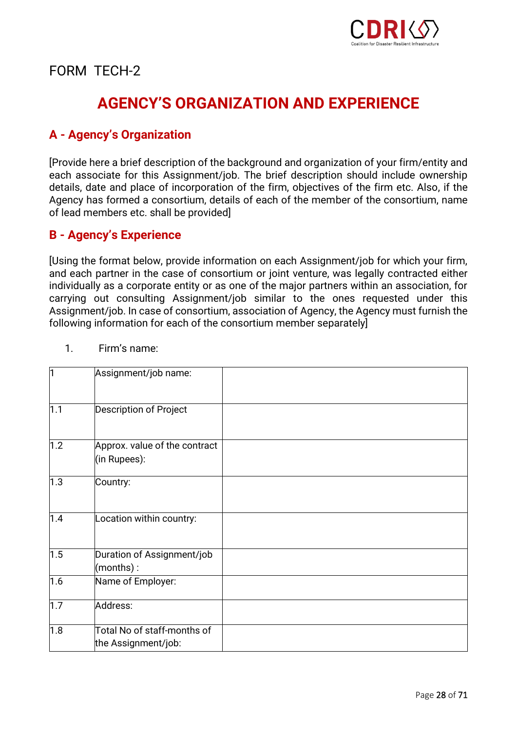FORM TECH-2

# AGENCY'S ORGANIZATION AND EXPERIENCE

## A - Agency's Organization

[Provide here a brief description of the background and organization of your firm/entity and each associate for this Assignment/job. The brief description should include ownership details, date and place of incorporation of the firm, objectives of the firm etc. Also, if the Agency has formed a consortium, details of each of the member of the consortium, name of lead members etc. shall be provided]

## B - Agency's Experience

[Using the format below, provide information on each Assignment/job for which your firm, and each partner in the case of consortium or joint venture, was legally contracted either individually as a corporate entity or as one of the major partners within an association, for carrying out consulting Assignment/job similar to the ones requested under this Assignment/job. In case of consortium, association of Agency, the Agency must furnish the following information for each of the consortium member separately]

1. Firm's name:

| 1 | Assignment/job name: | |
|---|---|---|
| 1.1 | Description of Project | |
| 1.2 | Approx. value of the contract (in Rupees): | |
| 1.3 | Country: | |
| 1.4 | Location within country: | |
| 1.5 | Duration of Assignment/job (months) : | |
| 1.6 | Name of Employer: | |
| 1.7 | Address: | |
| 1.8 | Total No of staff-months of the Assignment/job: | |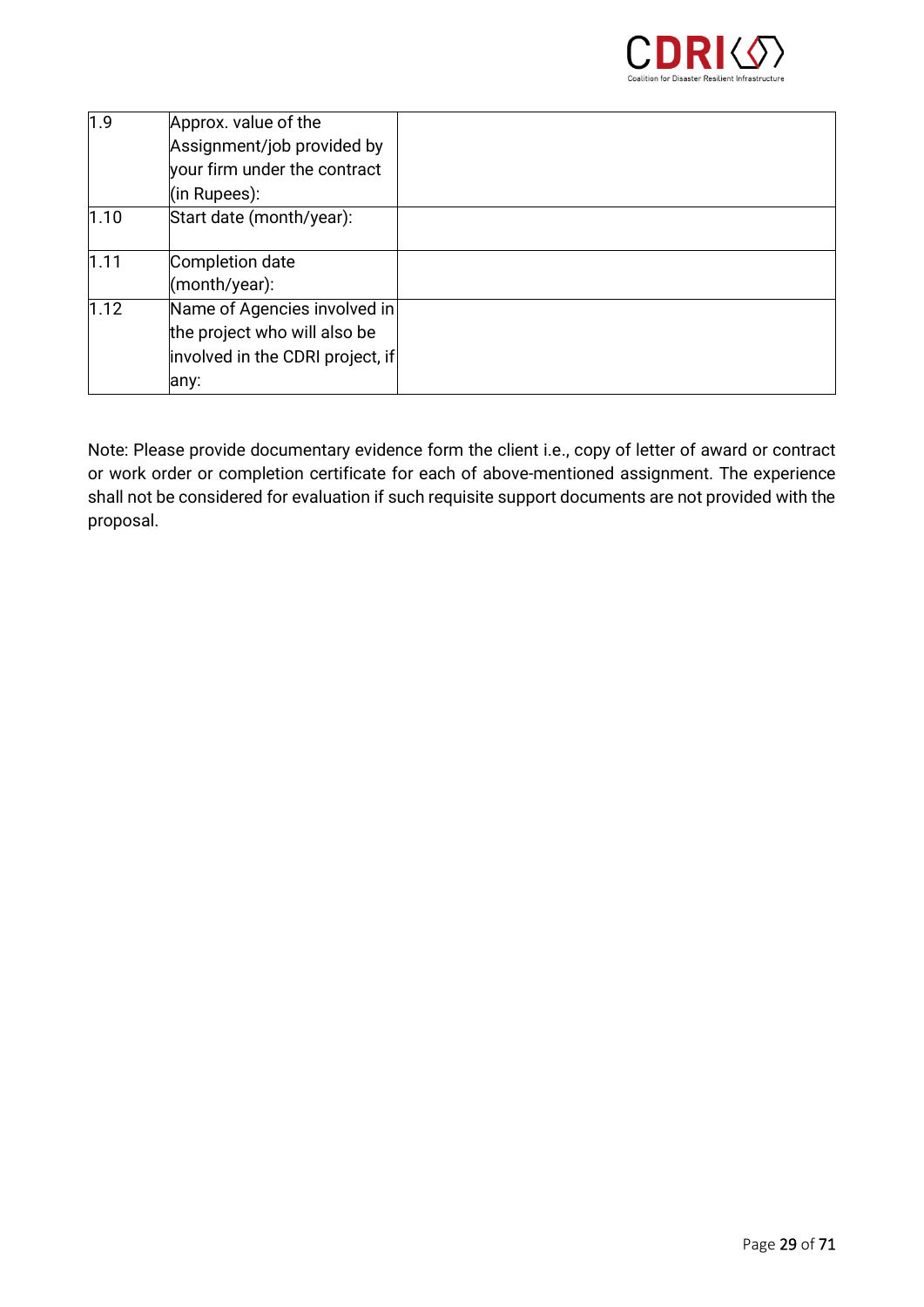| | | |
|---|---|---|
| 1.9 | Approx. value of the Assignment/job provided by your firm under the contract (in Rupees): | |
| 1.10 | Start date (month/year): | |
| 1.11 | Completion date (month/year): | |
| 1.12 | Name of Agencies involved in the project who will also be involved in the CDRI project, if any: | |

Note: Please provide documentary evidence form the client i.e., copy of letter of award or contract or work order or completion certificate for each of above-mentioned assignment. The experience shall not be considered for evaluation if such requisite support documents are not provided with the proposal.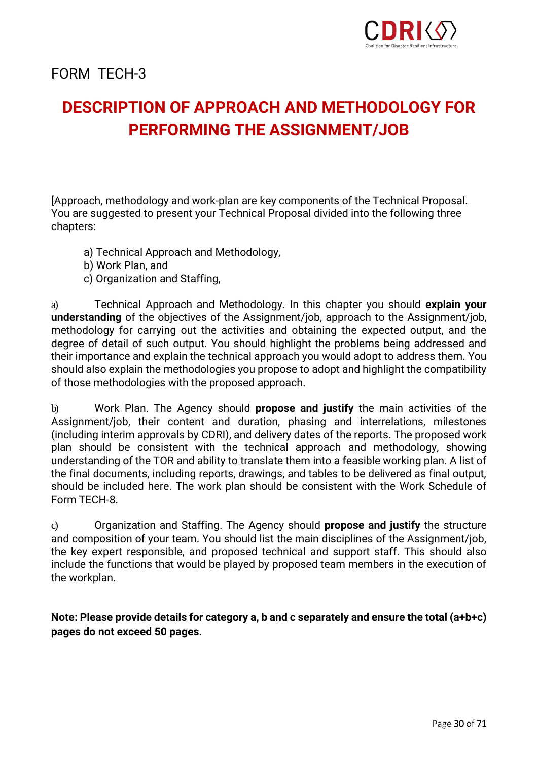FORM TECH-3

# DESCRIPTION OF APPROACH AND METHODOLOGY FOR PERFORMING THE ASSIGNMENT/JOB

[Approach, methodology and work-plan are key components of the Technical Proposal. You are suggested to present your Technical Proposal divided into the following three chapters:

a) Technical Approach and Methodology,
b) Work Plan, and
c) Organization and Staffing,

a) Technical Approach and Methodology. In this chapter you should **explain your understanding** of the objectives of the Assignment/job, approach to the Assignment/job, methodology for carrying out the activities and obtaining the expected output, and the degree of detail of such output. You should highlight the problems being addressed and their importance and explain the technical approach you would adopt to address them. You should also explain the methodologies you propose to adopt and highlight the compatibility of those methodologies with the proposed approach.

b) Work Plan. The Agency should **propose and justify** the main activities of the Assignment/job, their content and duration, phasing and interrelations, milestones (including interim approvals by CDRI), and delivery dates of the reports. The proposed work plan should be consistent with the technical approach and methodology, showing understanding of the TOR and ability to translate them into a feasible working plan. A list of the final documents, including reports, drawings, and tables to be delivered as final output, should be included here. The work plan should be consistent with the Work Schedule of Form TECH-8.

c) Organization and Staffing. The Agency should **propose and justify** the structure and composition of your team. You should list the main disciplines of the Assignment/job, the key expert responsible, and proposed technical and support staff. This should also include the functions that would be played by proposed team members in the execution of the workplan.

**Note: Please provide details for category a, b and c separately and ensure the total (a+b+c) pages do not exceed 50 pages.**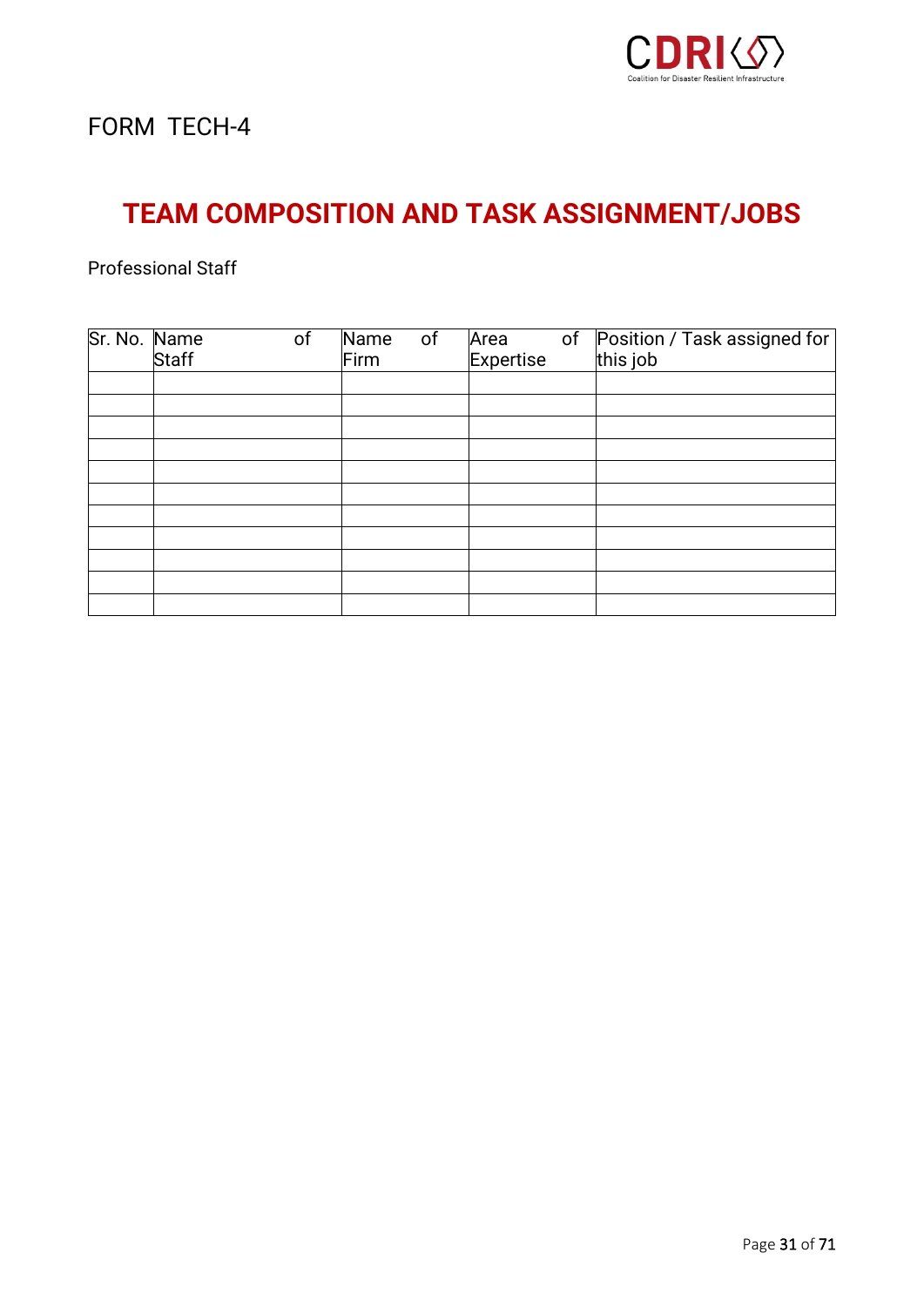FORM TECH-4

# TEAM COMPOSITION AND TASK ASSIGNMENT/JOBS

Professional Staff

| Sr. No. | Name of Staff | Name of Firm | Area of Expertise | Position / Task assigned for this job |
|---|---|---|---|---|
| | | | | |
| | | | | |
| | | | | |
| | | | | |
| | | | | |
| | | | | |
| | | | | |
| | | | | |
| | | | | |
| | | | | |
| | | | | |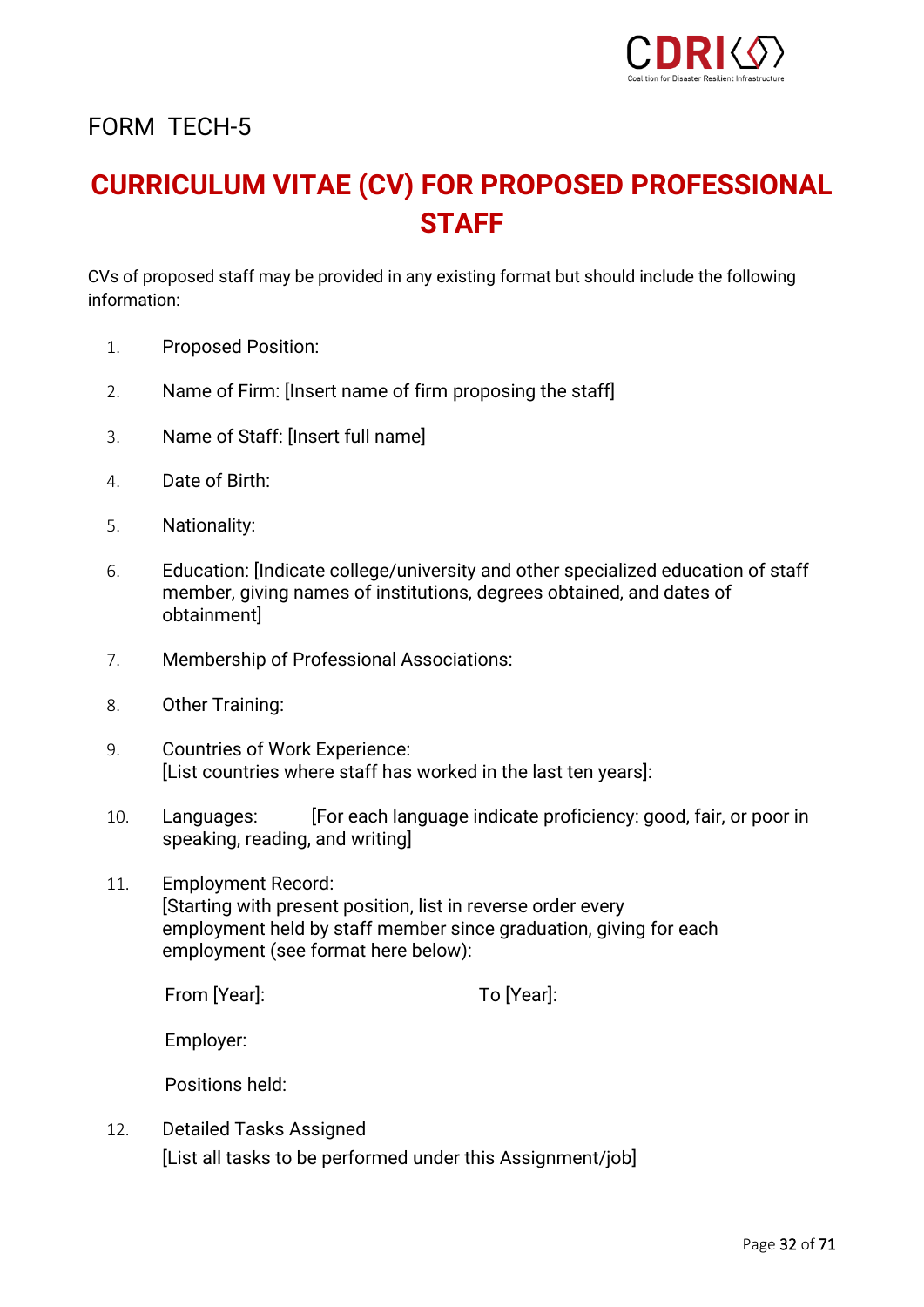FORM TECH-5

# CURRICULUM VITAE (CV) FOR PROPOSED PROFESSIONAL STAFF

CVs of proposed staff may be provided in any existing format but should include the following information:

1. Proposed Position:
2. Name of Firm: [Insert name of firm proposing the staff]
3. Name of Staff: [Insert full name]
4. Date of Birth:
5. Nationality:
6. Education: [Indicate college/university and other specialized education of staff member, giving names of institutions, degrees obtained, and dates of obtainment]
7. Membership of Professional Associations:
8. Other Training:
9. Countries of Work Experience:
   [List countries where staff has worked in the last ten years]:
10. Languages: [For each language indicate proficiency: good, fair, or poor in speaking, reading, and writing]
11. Employment Record:
    [Starting with present position, list in reverse order every employment held by staff member since graduation, giving for each employment (see format here below):

    From [Year]: To [Year]:

    Employer:

    Positions held:

12. Detailed Tasks Assigned
    [List all tasks to be performed under this Assignment/job]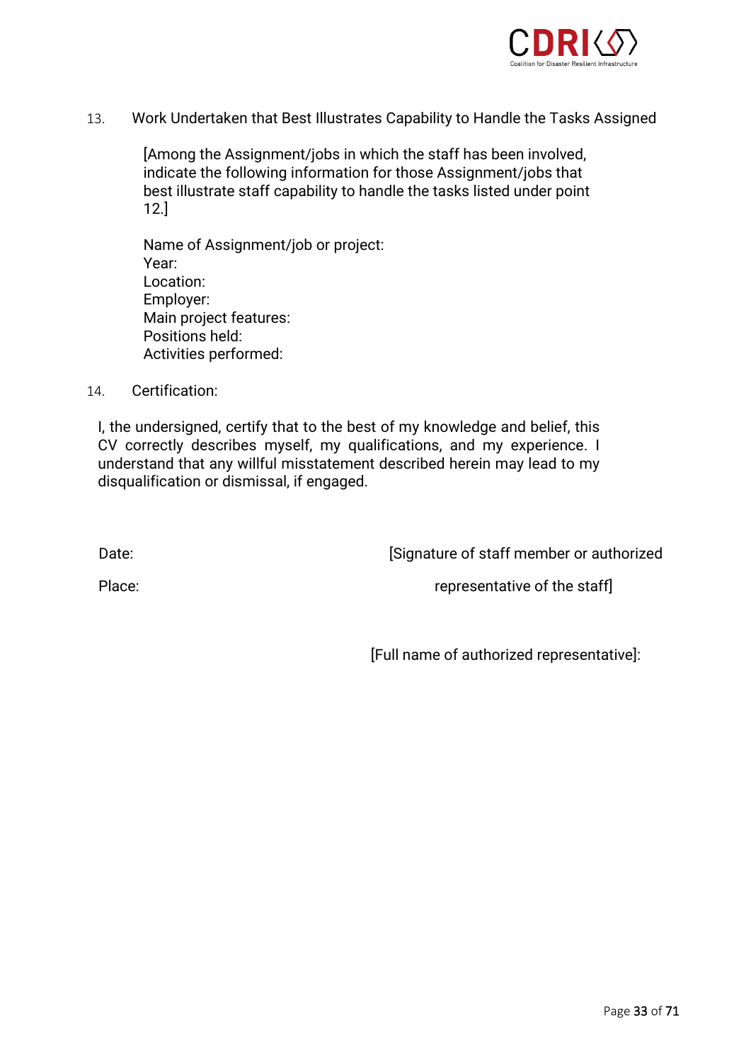13. Work Undertaken that Best Illustrates Capability to Handle the Tasks Assigned

[Among the Assignment/jobs in which the staff has been involved, indicate the following information for those Assignment/jobs that best illustrate staff capability to handle the tasks listed under point 12.]

Name of Assignment/job or project:
Year:
Location:
Employer:
Main project features:
Positions held:
Activities performed:

14. Certification:

I, the undersigned, certify that to the best of my knowledge and belief, this CV correctly describes myself, my qualifications, and my experience. I understand that any willful misstatement described herein may lead to my disqualification or dismissal, if engaged.

Date: [Signature of staff member or authorized representative of the staff]

Place:

[Full name of authorized representative]: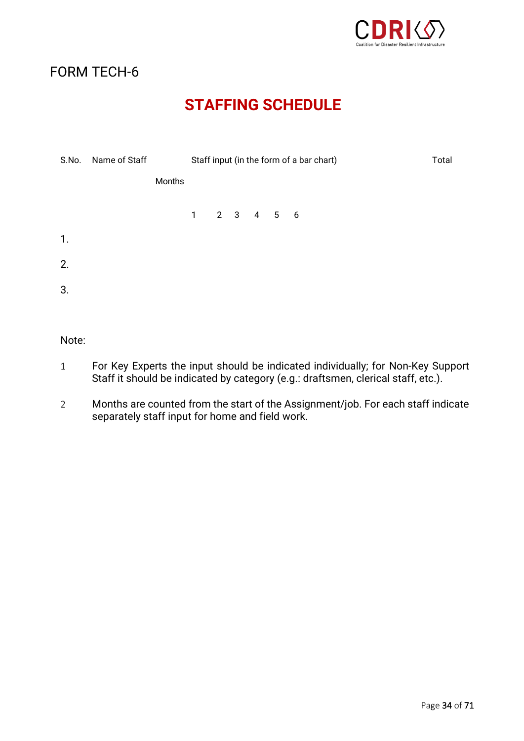FORM TECH-6

# STAFFING SCHEDULE

| S.No. | Name of Staff | Staff input (in the form of a bar chart) | | | | | | Total |
|---|---|---|---|---|---|---|---|---|
| | Months | 1 | 2 | 3 | 4 | 5 | 6 | |
| 1. | | | | | | | | |
| 2. | | | | | | | | |
| 3. | | | | | | | | |

Note:

1. For Key Experts the input should be indicated individually; for Non-Key Support Staff it should be indicated by category (e.g.: draftsmen, clerical staff, etc.).

2. Months are counted from the start of the Assignment/job. For each staff indicate separately staff input for home and field work.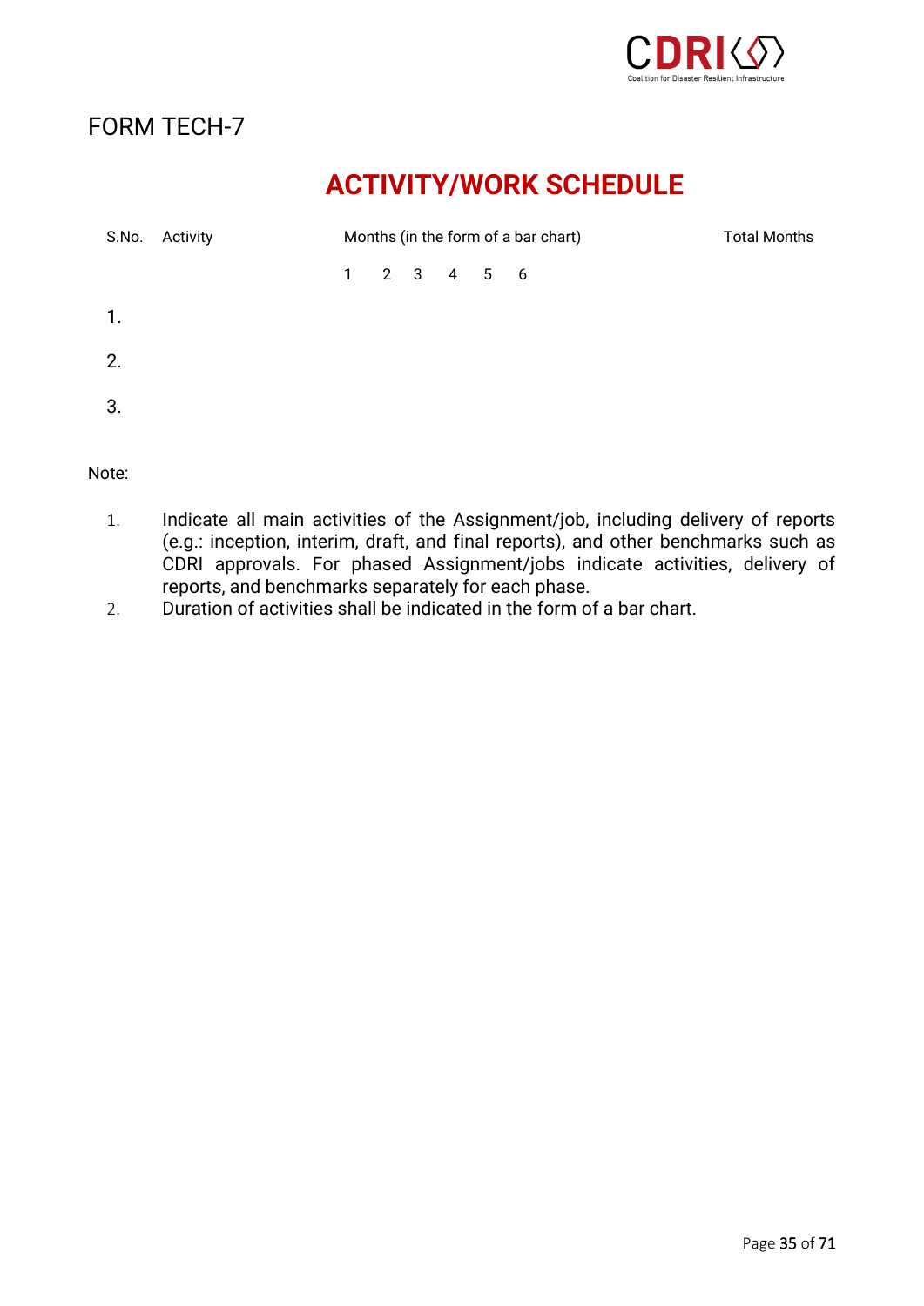FORM TECH-7

# ACTIVITY/WORK SCHEDULE

| S.No. | Activity | Months (in the form of a bar chart) | | | | | | Total Months |
|---|---|---|---|---|---|---|---|---|
| | | 1 | 2 | 3 | 4 | 5 | 6 | |
| 1. | | | | | | | | |
| 2. | | | | | | | | |
| 3. | | | | | | | | |

Note:

1. Indicate all main activities of the Assignment/job, including delivery of reports (e.g.: inception, interim, draft, and final reports), and other benchmarks such as CDRI approvals. For phased Assignment/jobs indicate activities, delivery of reports, and benchmarks separately for each phase.
2. Duration of activities shall be indicated in the form of a bar chart.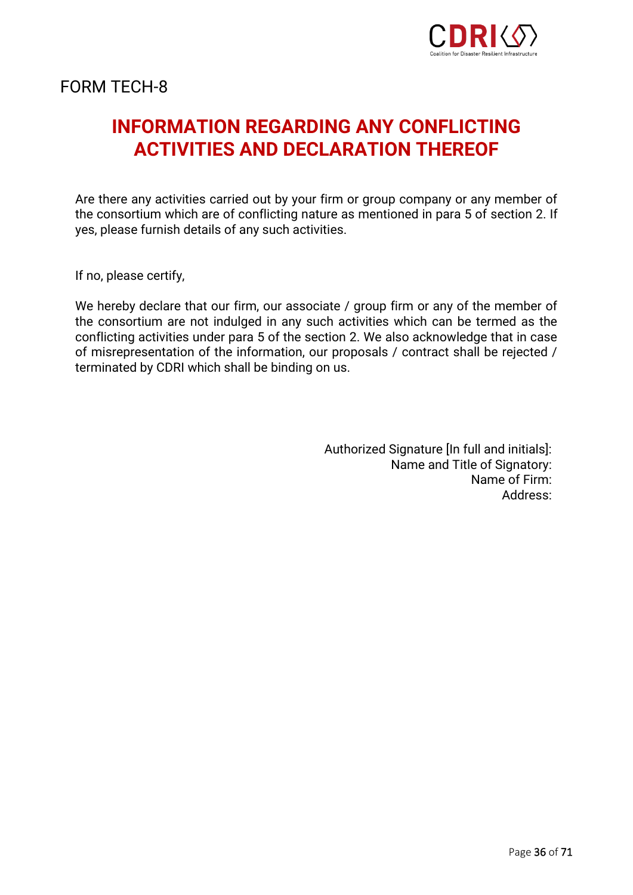FORM TECH-8

# INFORMATION REGARDING ANY CONFLICTING ACTIVITIES AND DECLARATION THEREOF

Are there any activities carried out by your firm or group company or any member of the consortium which are of conflicting nature as mentioned in para 5 of section 2. If yes, please furnish details of any such activities.

If no, please certify,

We hereby declare that our firm, our associate / group firm or any of the member of the consortium are not indulged in any such activities which can be termed as the conflicting activities under para 5 of the section 2. We also acknowledge that in case of misrepresentation of the information, our proposals / contract shall be rejected / terminated by CDRI which shall be binding on us.

Authorized Signature [In full and initials]:
Name and Title of Signatory:
Name of Firm:
Address: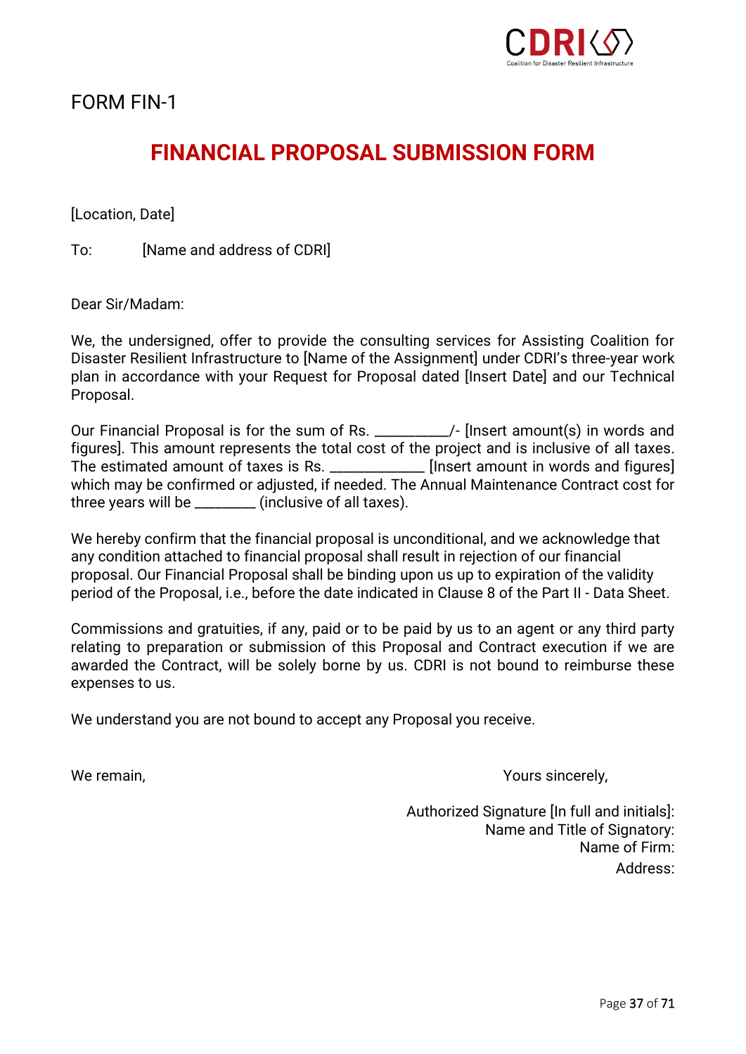FORM FIN-1

# FINANCIAL PROPOSAL SUBMISSION FORM

[Location, Date]

To: [Name and address of CDRI]

Dear Sir/Madam:

We, the undersigned, offer to provide the consulting services for Assisting Coalition for Disaster Resilient Infrastructure to [Name of the Assignment] under CDRI's three-year work plan in accordance with your Request for Proposal dated [Insert Date] and our Technical Proposal.

Our Financial Proposal is for the sum of Rs. __________/- [Insert amount(s) in words and figures]. This amount represents the total cost of the project and is inclusive of all taxes. The estimated amount of taxes is Rs. _____________ [Insert amount in words and figures] which may be confirmed or adjusted, if needed. The Annual Maintenance Contract cost for three years will be ________ (inclusive of all taxes).

We hereby confirm that the financial proposal is unconditional, and we acknowledge that any condition attached to financial proposal shall result in rejection of our financial proposal. Our Financial Proposal shall be binding upon us up to expiration of the validity period of the Proposal, i.e., before the date indicated in Clause 8 of the Part II - Data Sheet.

Commissions and gratuities, if any, paid or to be paid by us to an agent or any third party relating to preparation or submission of this Proposal and Contract execution if we are awarded the Contract, will be solely borne by us. CDRI is not bound to reimburse these expenses to us.

We understand you are not bound to accept any Proposal you receive.

We remain,

Yours sincerely,

Authorized Signature [In full and initials]:
Name and Title of Signatory:
Name of Firm:
Address: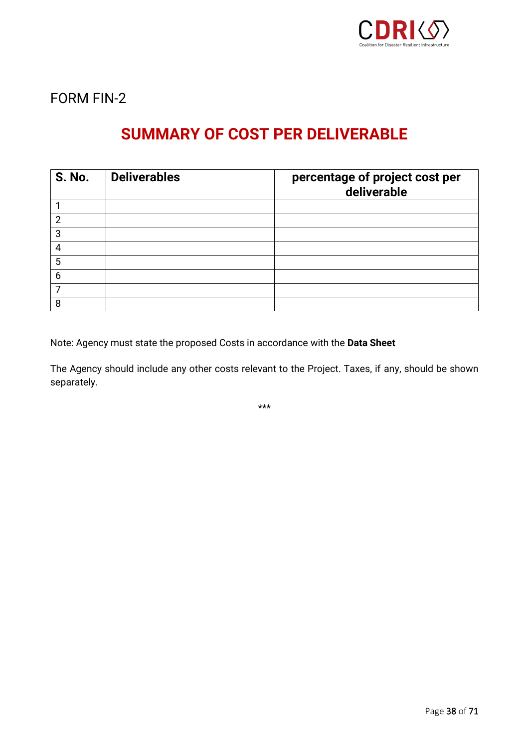FORM FIN-2

# SUMMARY OF COST PER DELIVERABLE

| S. No. | Deliverables | percentage of project cost per deliverable |
|---|---|---|
| 1 | | |
| 2 | | |
| 3 | | |
| 4 | | |
| 5 | | |
| 6 | | |
| 7 | | |
| 8 | | |

Note: Agency must state the proposed Costs in accordance with the **Data Sheet**

The Agency should include any other costs relevant to the Project. Taxes, if any, should be shown separately.

***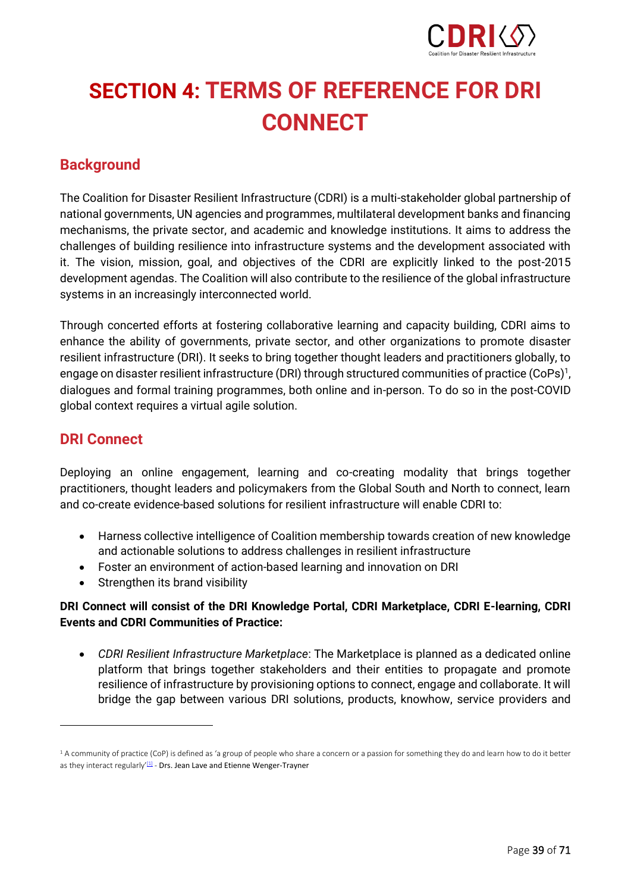# SECTION 4: TERMS OF REFERENCE FOR DRI CONNECT

## Background

The Coalition for Disaster Resilient Infrastructure (CDRI) is a multi-stakeholder global partnership of national governments, UN agencies and programmes, multilateral development banks and financing mechanisms, the private sector, and academic and knowledge institutions. It aims to address the challenges of building resilience into infrastructure systems and the development associated with it. The vision, mission, goal, and objectives of the CDRI are explicitly linked to the post-2015 development agendas. The Coalition will also contribute to the resilience of the global infrastructure systems in an increasingly interconnected world.

Through concerted efforts at fostering collaborative learning and capacity building, CDRI aims to enhance the ability of governments, private sector, and other organizations to promote disaster resilient infrastructure (DRI). It seeks to bring together thought leaders and practitioners globally, to engage on disaster resilient infrastructure (DRI) through structured communities of practice (CoPs)[1], dialogues and formal training programmes, both online and in-person. To do so in the post-COVID global context requires a virtual agile solution.

## DRI Connect

Deploying an online engagement, learning and co-creating modality that brings together practitioners, thought leaders and policymakers from the Global South and North to connect, learn and co-create evidence-based solutions for resilient infrastructure will enable CDRI to:

- Harness collective intelligence of Coalition membership towards creation of new knowledge and actionable solutions to address challenges in resilient infrastructure
- Foster an environment of action-based learning and innovation on DRI
- Strengthen its brand visibility

**DRI Connect will consist of the DRI Knowledge Portal, CDRI Marketplace, CDRI E-learning, CDRI Events and CDRI Communities of Practice:**

- *CDRI Resilient Infrastructure Marketplace*: The Marketplace is planned as a dedicated online platform that brings together stakeholders and their entities to propagate and promote resilience of infrastructure by provisioning options to connect, engage and collaborate. It will bridge the gap between various DRI solutions, products, knowhow, service providers and

---

[1] A community of practice (CoP) is defined as 'a group of people who share a concern or a passion for something they do and learn how to do it better as they interact regularly'[1] - Drs. Jean Lave and Etienne Wenger-Trayner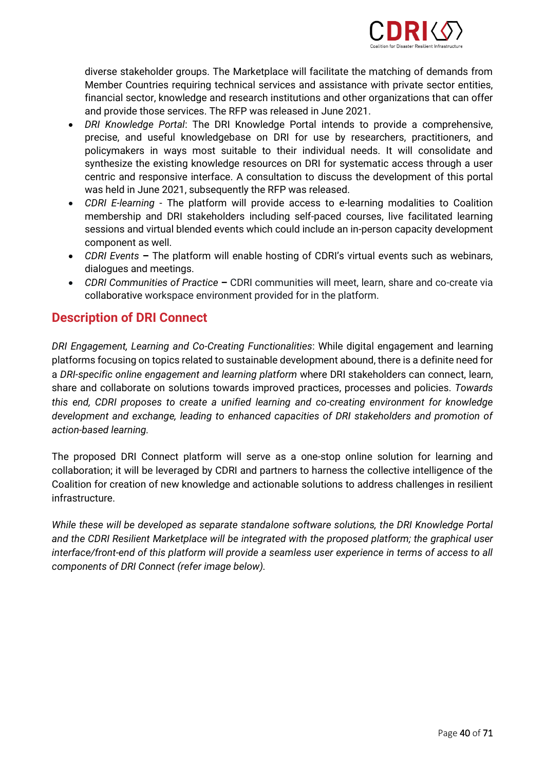diverse stakeholder groups. The Marketplace will facilitate the matching of demands from Member Countries requiring technical services and assistance with private sector entities, financial sector, knowledge and research institutions and other organizations that can offer and provide those services. The RFP was released in June 2021.

- *DRI Knowledge Portal*: The DRI Knowledge Portal intends to provide a comprehensive, precise, and useful knowledgebase on DRI for use by researchers, practitioners, and policymakers in ways most suitable to their individual needs. It will consolidate and synthesize the existing knowledge resources on DRI for systematic access through a user centric and responsive interface. A consultation to discuss the development of this portal was held in June 2021, subsequently the RFP was released.
- *CDRI E-learning* - The platform will provide access to e-learning modalities to Coalition membership and DRI stakeholders including self-paced courses, live facilitated learning sessions and virtual blended events which could include an in-person capacity development component as well.
- *CDRI Events* **–** The platform will enable hosting of CDRI's virtual events such as webinars, dialogues and meetings.
- *CDRI Communities of Practice* **–** CDRI communities will meet, learn, share and co-create via collaborative workspace environment provided for in the platform.

## Description of DRI Connect

*DRI Engagement, Learning and Co-Creating Functionalities*: While digital engagement and learning platforms focusing on topics related to sustainable development abound, there is a definite need for a *DRI-specific online engagement and learning platform* where DRI stakeholders can connect, learn, share and collaborate on solutions towards improved practices, processes and policies. *Towards this end, CDRI proposes to create a unified learning and co-creating environment for knowledge development and exchange, leading to enhanced capacities of DRI stakeholders and promotion of action-based learning.*

The proposed DRI Connect platform will serve as a one-stop online solution for learning and collaboration; it will be leveraged by CDRI and partners to harness the collective intelligence of the Coalition for creation of new knowledge and actionable solutions to address challenges in resilient infrastructure.

*While these will be developed as separate standalone software solutions, the DRI Knowledge Portal and the CDRI Resilient Marketplace will be integrated with the proposed platform; the graphical user interface/front-end of this platform will provide a seamless user experience in terms of access to all components of DRI Connect (refer image below).*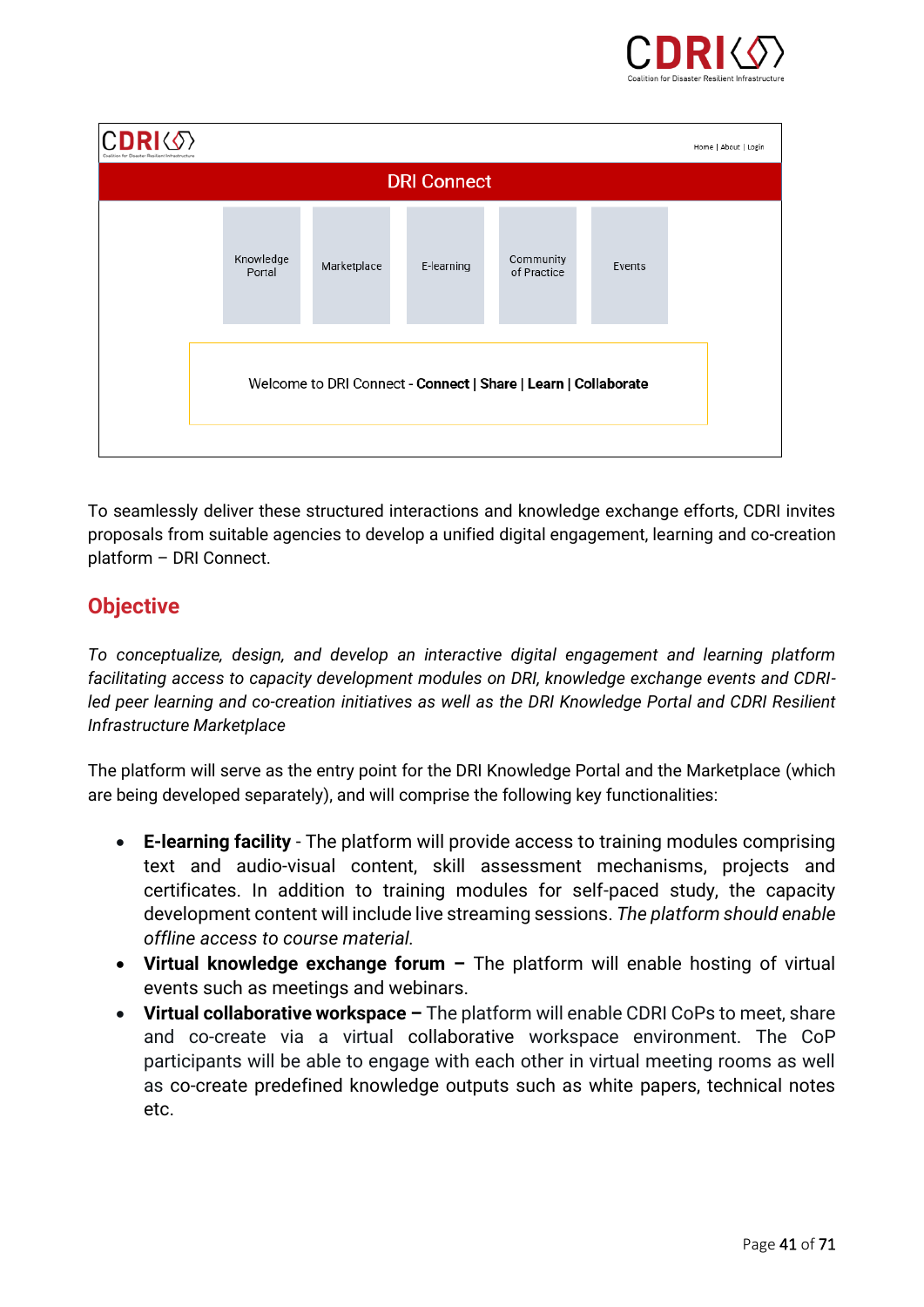| CDRI | Home \| About \| Login |
| --- | --- |

**DRI Connect**

| Knowledge Portal | Marketplace | E-learning | Community of Practice | Events |
| --- | --- | --- | --- | --- |

Welcome to DRI Connect - **Connect | Share | Learn | Collaborate**

To seamlessly deliver these structured interactions and knowledge exchange efforts, CDRI invites proposals from suitable agencies to develop a unified digital engagement, learning and co-creation platform – DRI Connect.

## Objective

*To conceptualize, design, and develop an interactive digital engagement and learning platform facilitating access to capacity development modules on DRI, knowledge exchange events and CDRI-led peer learning and co-creation initiatives as well as the DRI Knowledge Portal and CDRI Resilient Infrastructure Marketplace*

The platform will serve as the entry point for the DRI Knowledge Portal and the Marketplace (which are being developed separately), and will comprise the following key functionalities:

- **E-learning facility** - The platform will provide access to training modules comprising text and audio-visual content, skill assessment mechanisms, projects and certificates. In addition to training modules for self-paced study, the capacity development content will include live streaming sessions. *The platform should enable offline access to course material.*
- **Virtual knowledge exchange forum –** The platform will enable hosting of virtual events such as meetings and webinars.
- **Virtual collaborative workspace –** The platform will enable CDRI CoPs to meet, share and co-create via a virtual collaborative workspace environment. The CoP participants will be able to engage with each other in virtual meeting rooms as well as co-create predefined knowledge outputs such as white papers, technical notes etc.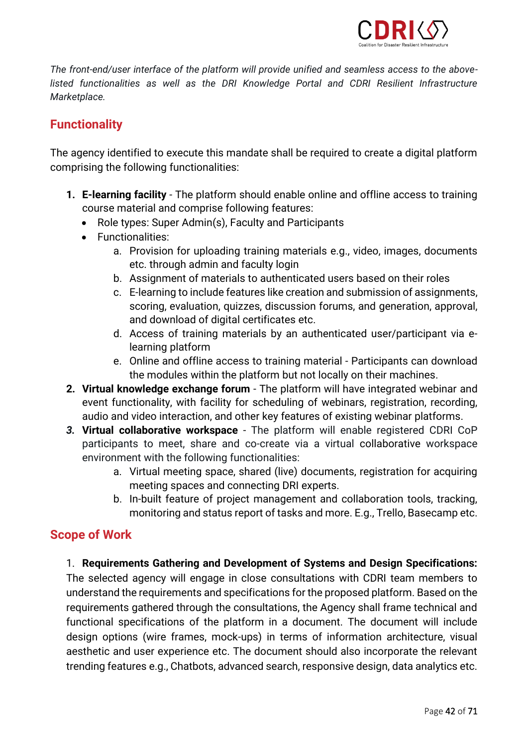*The front-end/user interface of the platform will provide unified and seamless access to the above-listed functionalities as well as the DRI Knowledge Portal and CDRI Resilient Infrastructure Marketplace.*

## Functionality

The agency identified to execute this mandate shall be required to create a digital platform comprising the following functionalities:

1. **E-learning facility** - The platform should enable online and offline access to training course material and comprise following features:
   - Role types: Super Admin(s), Faculty and Participants
   - Functionalities:
     a. Provision for uploading training materials e.g., video, images, documents etc. through admin and faculty login
     b. Assignment of materials to authenticated users based on their roles
     c. E-learning to include features like creation and submission of assignments, scoring, evaluation, quizzes, discussion forums, and generation, approval, and download of digital certificates etc.
     d. Access of training materials by an authenticated user/participant via e-learning platform
     e. Online and offline access to training material - Participants can download the modules within the platform but not locally on their machines.
2. **Virtual knowledge exchange forum** - The platform will have integrated webinar and event functionality, with facility for scheduling of webinars, registration, recording, audio and video interaction, and other key features of existing webinar platforms.
3. **Virtual collaborative workspace** - The platform will enable registered CDRI CoP participants to meet, share and co-create via a virtual collaborative workspace environment with the following functionalities:
   a. Virtual meeting space, shared (live) documents, registration for acquiring meeting spaces and connecting DRI experts.
   b. In-built feature of project management and collaboration tools, tracking, monitoring and status report of tasks and more. E.g., Trello, Basecamp etc.

## Scope of Work

1. **Requirements Gathering and Development of Systems and Design Specifications:** The selected agency will engage in close consultations with CDRI team members to understand the requirements and specifications for the proposed platform. Based on the requirements gathered through the consultations, the Agency shall frame technical and functional specifications of the platform in a document. The document will include design options (wire frames, mock-ups) in terms of information architecture, visual aesthetic and user experience etc. The document should also incorporate the relevant trending features e.g., Chatbots, advanced search, responsive design, data analytics etc.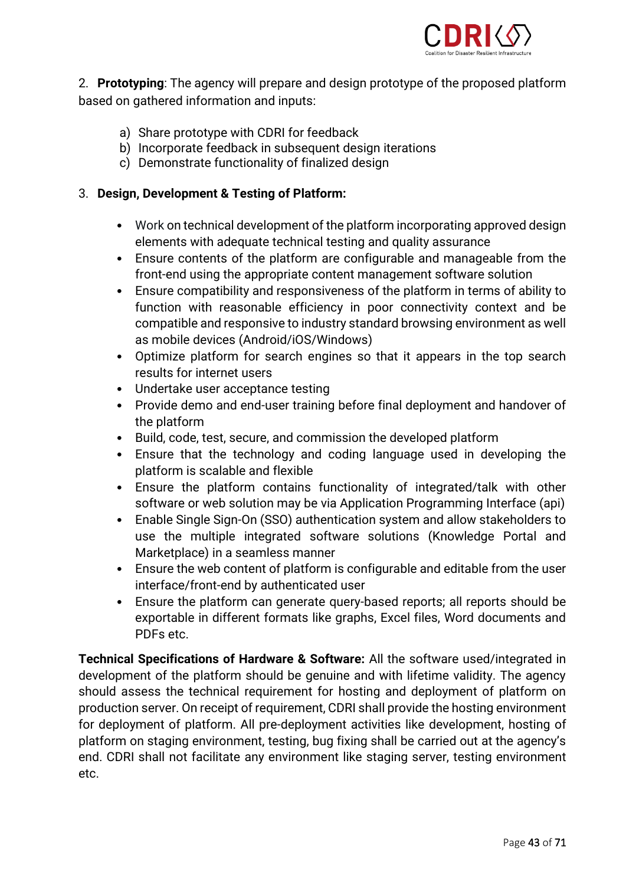2. **Prototyping**: The agency will prepare and design prototype of the proposed platform based on gathered information and inputs:

   a) Share prototype with CDRI for feedback
   b) Incorporate feedback in subsequent design iterations
   c) Demonstrate functionality of finalized design

3. **Design, Development & Testing of Platform:**

   - Work on technical development of the platform incorporating approved design elements with adequate technical testing and quality assurance
   - Ensure contents of the platform are configurable and manageable from the front-end using the appropriate content management software solution
   - Ensure compatibility and responsiveness of the platform in terms of ability to function with reasonable efficiency in poor connectivity context and be compatible and responsive to industry standard browsing environment as well as mobile devices (Android/iOS/Windows)
   - Optimize platform for search engines so that it appears in the top search results for internet users
   - Undertake user acceptance testing
   - Provide demo and end-user training before final deployment and handover of the platform
   - Build, code, test, secure, and commission the developed platform
   - Ensure that the technology and coding language used in developing the platform is scalable and flexible
   - Ensure the platform contains functionality of integrated/talk with other software or web solution may be via Application Programming Interface (api)
   - Enable Single Sign-On (SSO) authentication system and allow stakeholders to use the multiple integrated software solutions (Knowledge Portal and Marketplace) in a seamless manner
   - Ensure the web content of platform is configurable and editable from the user interface/front-end by authenticated user
   - Ensure the platform can generate query-based reports; all reports should be exportable in different formats like graphs, Excel files, Word documents and PDFs etc.

**Technical Specifications of Hardware & Software:** All the software used/integrated in development of the platform should be genuine and with lifetime validity. The agency should assess the technical requirement for hosting and deployment of platform on production server. On receipt of requirement, CDRI shall provide the hosting environment for deployment of platform. All pre-deployment activities like development, hosting of platform on staging environment, testing, bug fixing shall be carried out at the agency's end. CDRI shall not facilitate any environment like staging server, testing environment etc.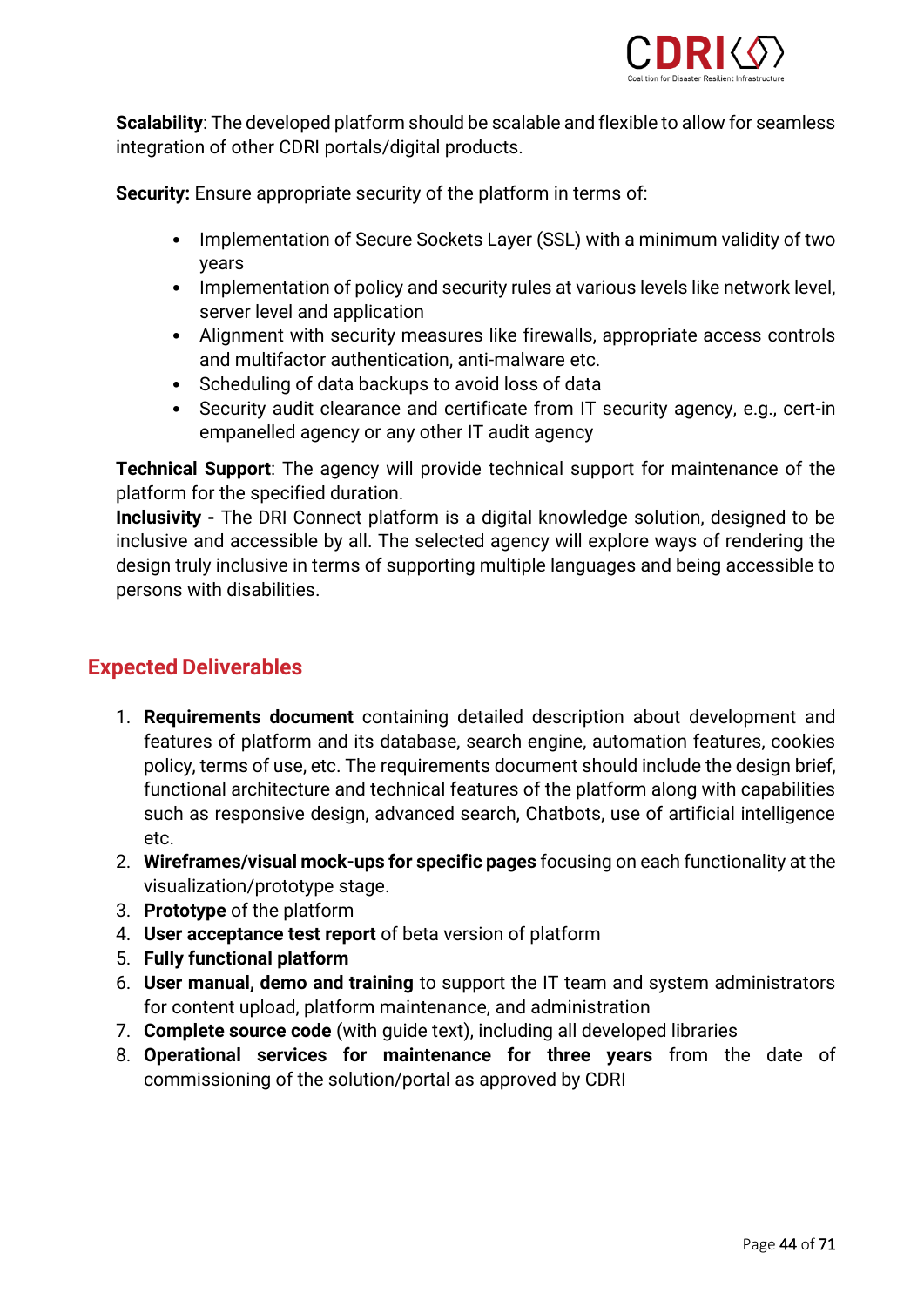**Scalability**: The developed platform should be scalable and flexible to allow for seamless integration of other CDRI portals/digital products.

**Security:** Ensure appropriate security of the platform in terms of:

- Implementation of Secure Sockets Layer (SSL) with a minimum validity of two years
- Implementation of policy and security rules at various levels like network level, server level and application
- Alignment with security measures like firewalls, appropriate access controls and multifactor authentication, anti-malware etc.
- Scheduling of data backups to avoid loss of data
- Security audit clearance and certificate from IT security agency, e.g., cert-in empanelled agency or any other IT audit agency

**Technical Support**: The agency will provide technical support for maintenance of the platform for the specified duration.
**Inclusivity -** The DRI Connect platform is a digital knowledge solution, designed to be inclusive and accessible by all. The selected agency will explore ways of rendering the design truly inclusive in terms of supporting multiple languages and being accessible to persons with disabilities.

## Expected Deliverables

1. **Requirements document** containing detailed description about development and features of platform and its database, search engine, automation features, cookies policy, terms of use, etc. The requirements document should include the design brief, functional architecture and technical features of the platform along with capabilities such as responsive design, advanced search, Chatbots, use of artificial intelligence etc.
2. **Wireframes/visual mock-ups for specific pages** focusing on each functionality at the visualization/prototype stage.
3. **Prototype** of the platform
4. **User acceptance test report** of beta version of platform
5. **Fully functional platform**
6. **User manual, demo and training** to support the IT team and system administrators for content upload, platform maintenance, and administration
7. **Complete source code** (with guide text), including all developed libraries
8. **Operational services for maintenance for three years** from the date of commissioning of the solution/portal as approved by CDRI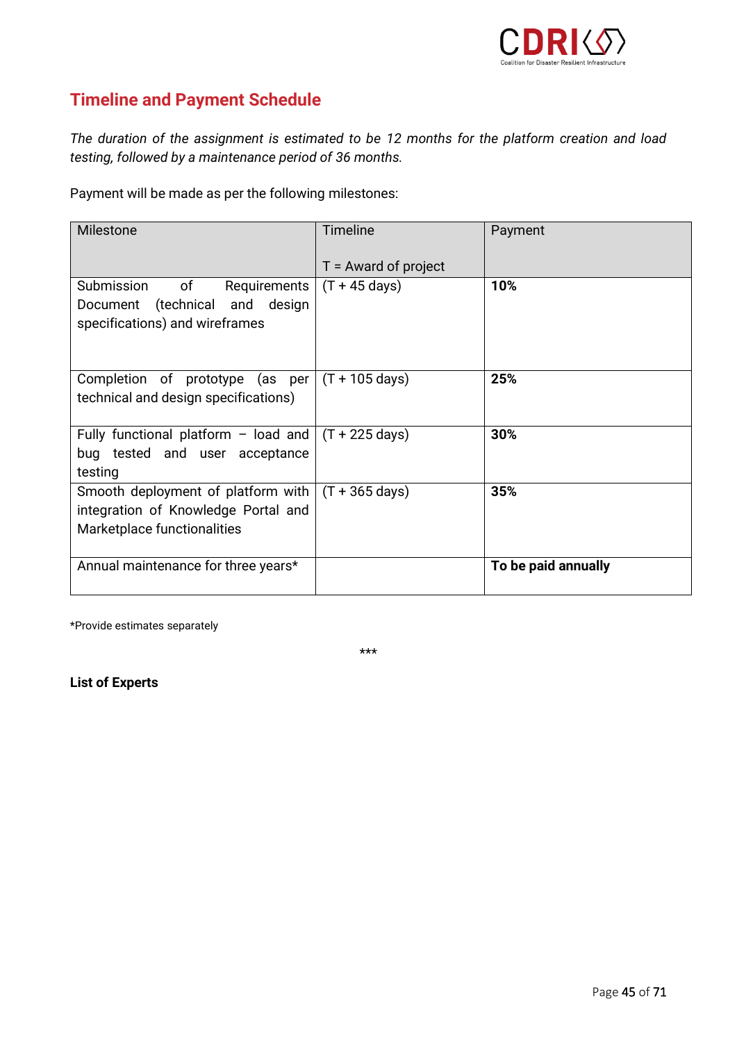## Timeline and Payment Schedule

*The duration of the assignment is estimated to be 12 months for the platform creation and load testing, followed by a maintenance period of 36 months.*

Payment will be made as per the following milestones:

| Milestone | Timeline<br><br>T = Award of project | Payment |
|---|---|---|
| Submission of Requirements Document (technical and design specifications) and wireframes | (T + 45 days) | **10%** |
| Completion of prototype (as per technical and design specifications) | (T + 105 days) | **25%** |
| Fully functional platform – load and bug tested and user acceptance testing | (T + 225 days) | **30%** |
| Smooth deployment of platform with integration of Knowledge Portal and Marketplace functionalities | (T + 365 days) | **35%** |
| Annual maintenance for three years* | | **To be paid annually** |

*Provide estimates separately

***

**List of Experts**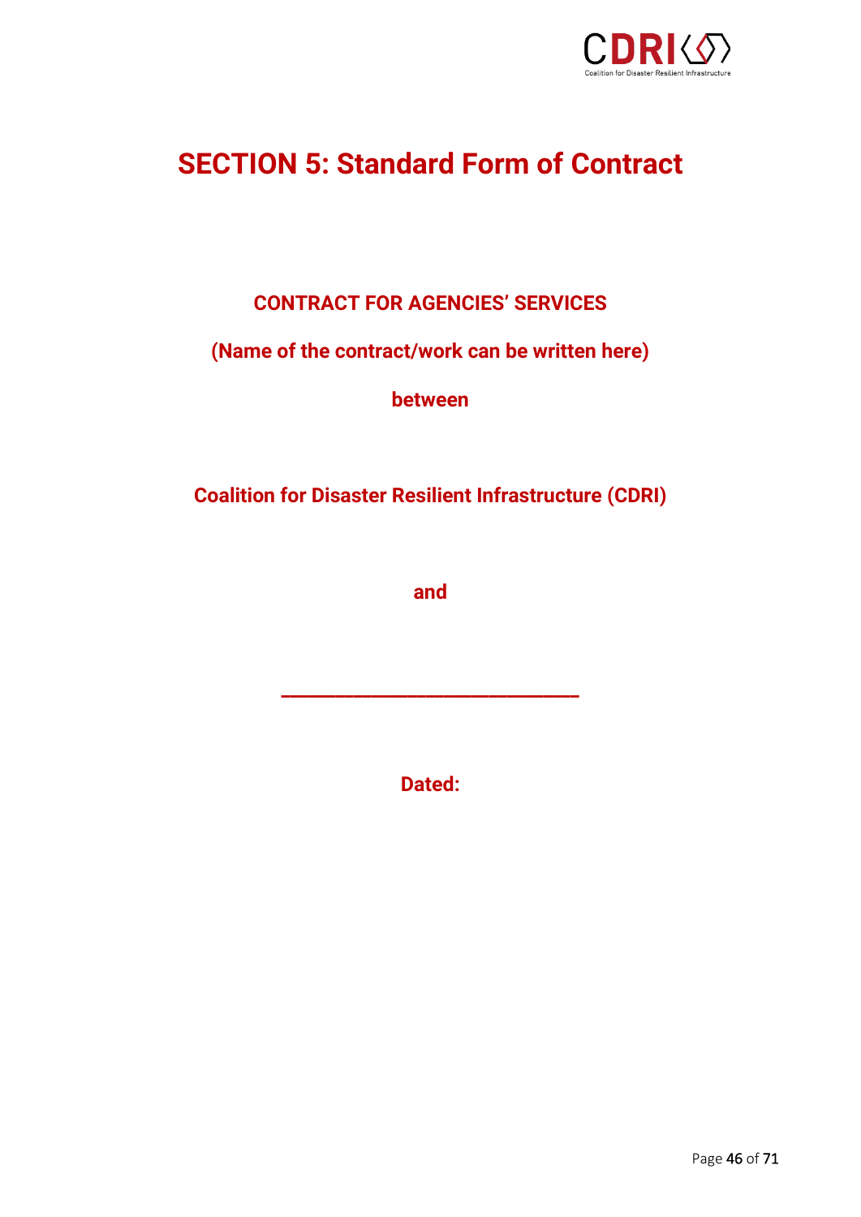# SECTION 5: Standard Form of Contract

**CONTRACT FOR AGENCIES' SERVICES**

**(Name of the contract/work can be written here)**

**between**

**Coalition for Disaster Resilient Infrastructure (CDRI)**

**and**

**_____________________________**

**Dated:**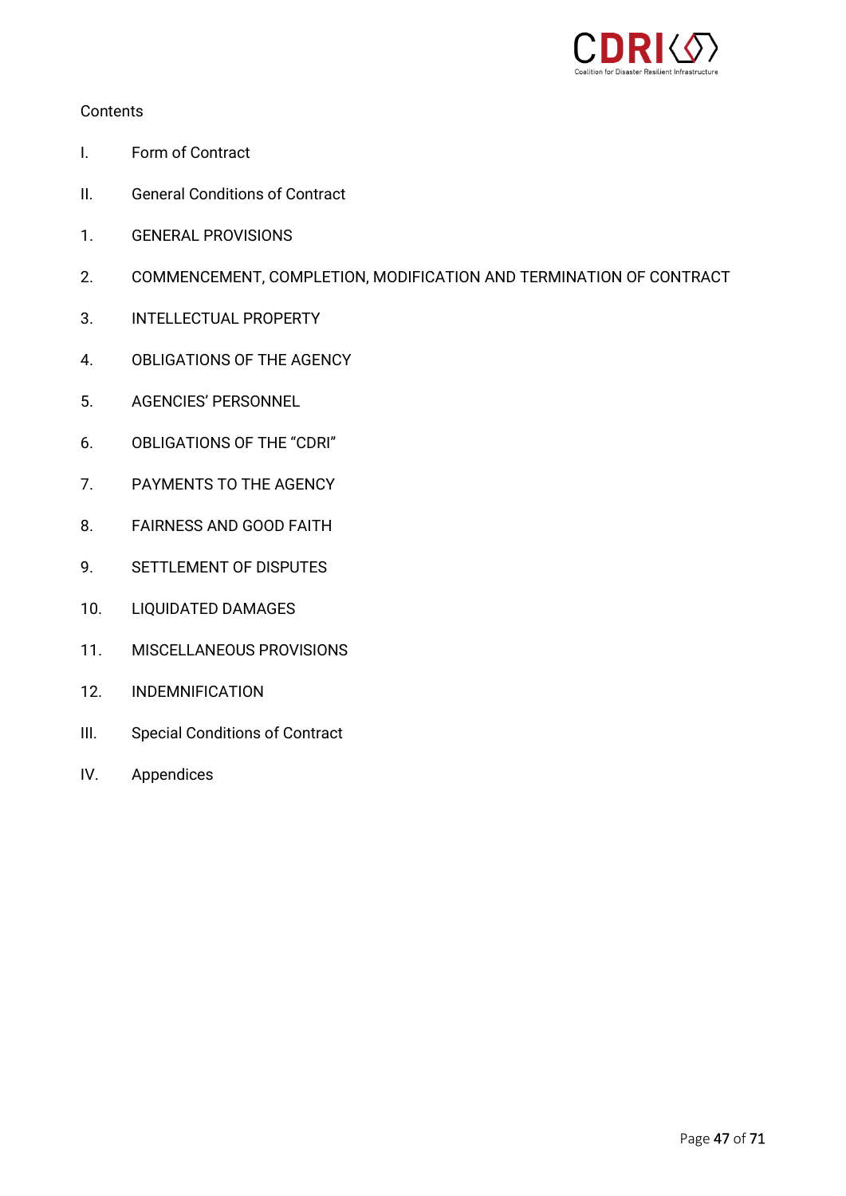Contents

I. Form of Contract

II. General Conditions of Contract

1. GENERAL PROVISIONS

2. COMMENCEMENT, COMPLETION, MODIFICATION AND TERMINATION OF CONTRACT

3. INTELLECTUAL PROPERTY

4. OBLIGATIONS OF THE AGENCY

5. AGENCIES' PERSONNEL

6. OBLIGATIONS OF THE "CDRI"

7. PAYMENTS TO THE AGENCY

8. FAIRNESS AND GOOD FAITH

9. SETTLEMENT OF DISPUTES

10. LIQUIDATED DAMAGES

11. MISCELLANEOUS PROVISIONS

12. INDEMNIFICATION

III. Special Conditions of Contract

IV. Appendices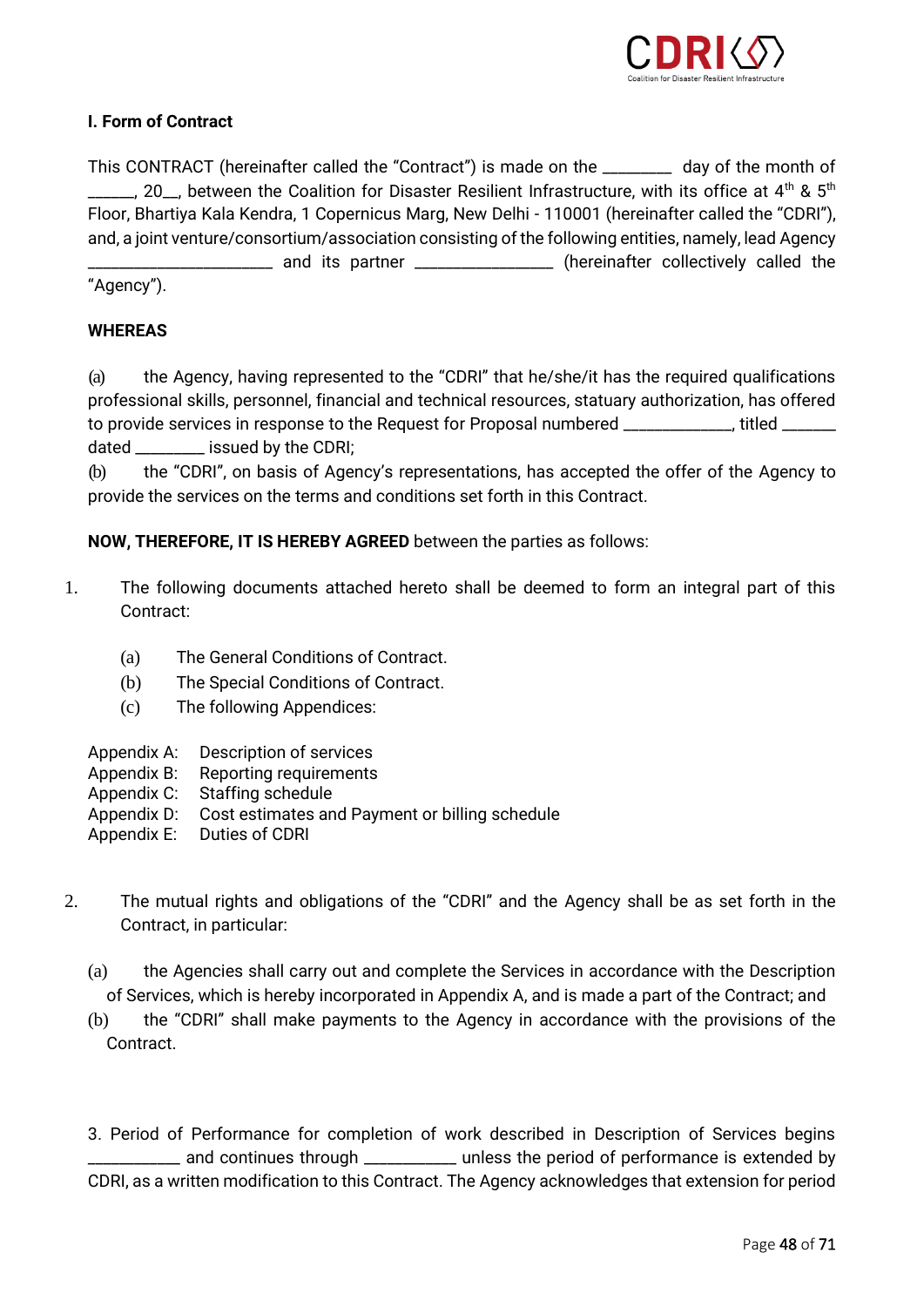## I. Form of Contract

This CONTRACT (hereinafter called the "Contract") is made on the ________ day of the month of ______, 20__, between the Coalition for Disaster Resilient Infrastructure, with its office at 4th & 5th Floor, Bhartiya Kala Kendra, 1 Copernicus Marg, New Delhi - 110001 (hereinafter called the "CDRI"), and, a joint venture/consortium/association consisting of the following entities, namely, lead Agency ______________________ and its partner ________________ (hereinafter collectively called the "Agency").

**WHEREAS**

(a) the Agency, having represented to the "CDRI" that he/she/it has the required qualifications professional skills, personnel, financial and technical resources, statuary authorization, has offered to provide services in response to the Request for Proposal numbered _____________, titled ______ dated ________ issued by the CDRI;

(b) the "CDRI", on basis of Agency's representations, has accepted the offer of the Agency to provide the services on the terms and conditions set forth in this Contract.

**NOW, THEREFORE, IT IS HEREBY AGREED** between the parties as follows:

1. The following documents attached hereto shall be deemed to form an integral part of this Contract:

   (a) The General Conditions of Contract.
   (b) The Special Conditions of Contract.
   (c) The following Appendices:

Appendix A: Description of services
Appendix B: Reporting requirements
Appendix C: Staffing schedule
Appendix D: Cost estimates and Payment or billing schedule
Appendix E: Duties of CDRI

2. The mutual rights and obligations of the "CDRI" and the Agency shall be as set forth in the Contract, in particular:

   (a) the Agencies shall carry out and complete the Services in accordance with the Description of Services, which is hereby incorporated in Appendix A, and is made a part of the Contract; and
   (b) the "CDRI" shall make payments to the Agency in accordance with the provisions of the Contract.

3. Period of Performance for completion of work described in Description of Services begins ___________ and continues through ___________ unless the period of performance is extended by CDRI, as a written modification to this Contract. The Agency acknowledges that extension for period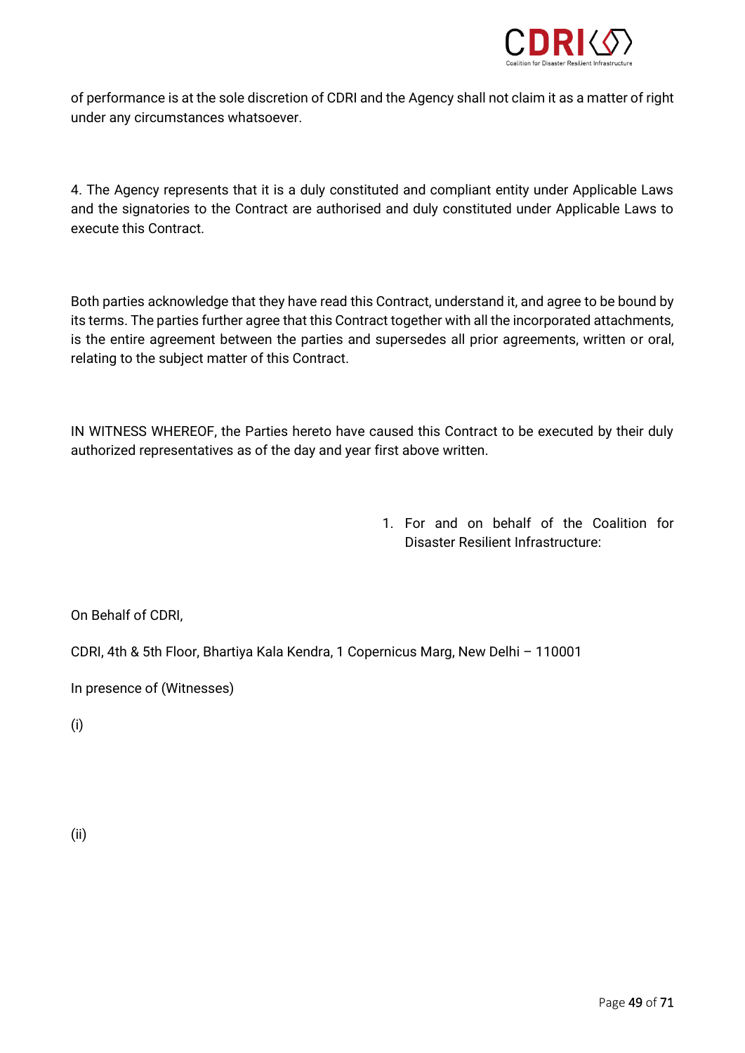of performance is at the sole discretion of CDRI and the Agency shall not claim it as a matter of right under any circumstances whatsoever.

4. The Agency represents that it is a duly constituted and compliant entity under Applicable Laws and the signatories to the Contract are authorised and duly constituted under Applicable Laws to execute this Contract.

Both parties acknowledge that they have read this Contract, understand it, and agree to be bound by its terms. The parties further agree that this Contract together with all the incorporated attachments, is the entire agreement between the parties and supersedes all prior agreements, written or oral, relating to the subject matter of this Contract.

IN WITNESS WHEREOF, the Parties hereto have caused this Contract to be executed by their duly authorized representatives as of the day and year first above written.

1. For and on behalf of the Coalition for Disaster Resilient Infrastructure:

On Behalf of CDRI,

CDRI, 4th & 5th Floor, Bhartiya Kala Kendra, 1 Copernicus Marg, New Delhi – 110001

In presence of (Witnesses)

(i)

(ii)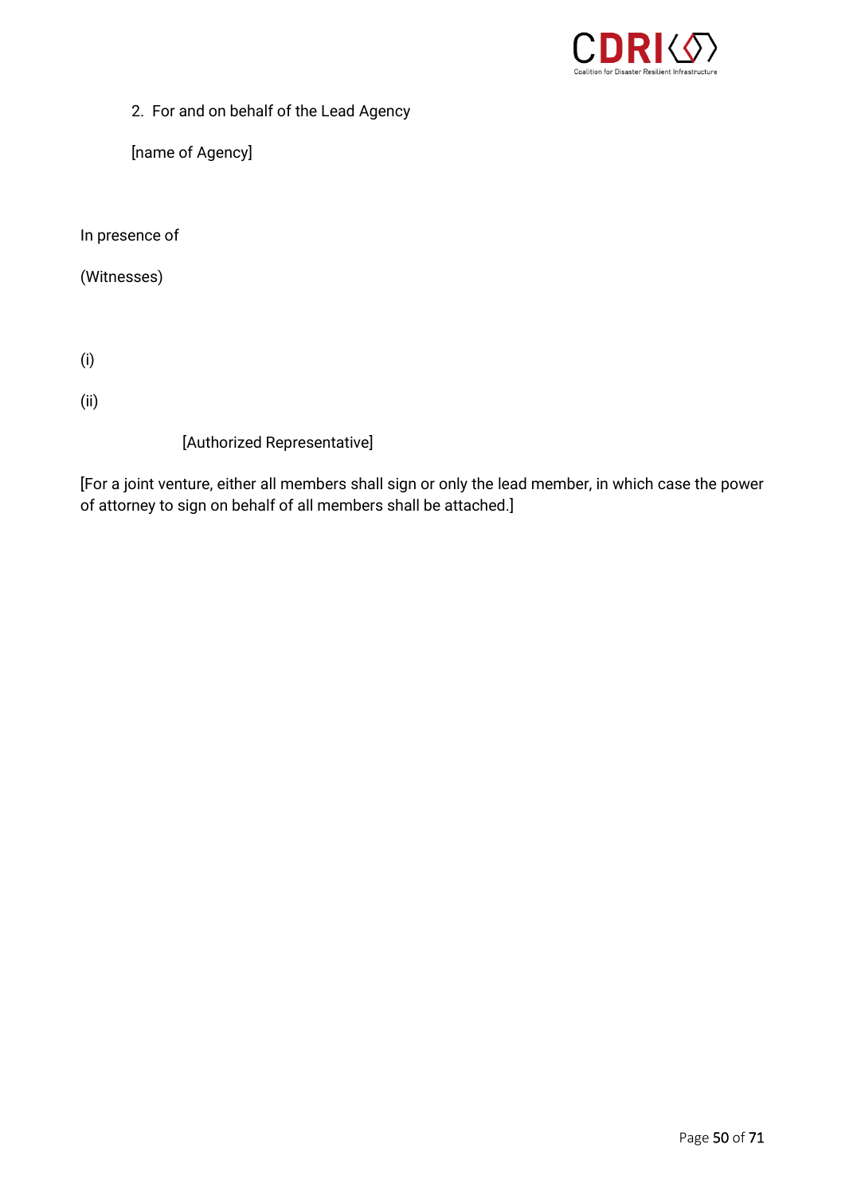2. For and on behalf of the Lead Agency

   [name of Agency]

In presence of

(Witnesses)

(i)

(ii)

[Authorized Representative]

[For a joint venture, either all members shall sign or only the lead member, in which case the power of attorney to sign on behalf of all members shall be attached.]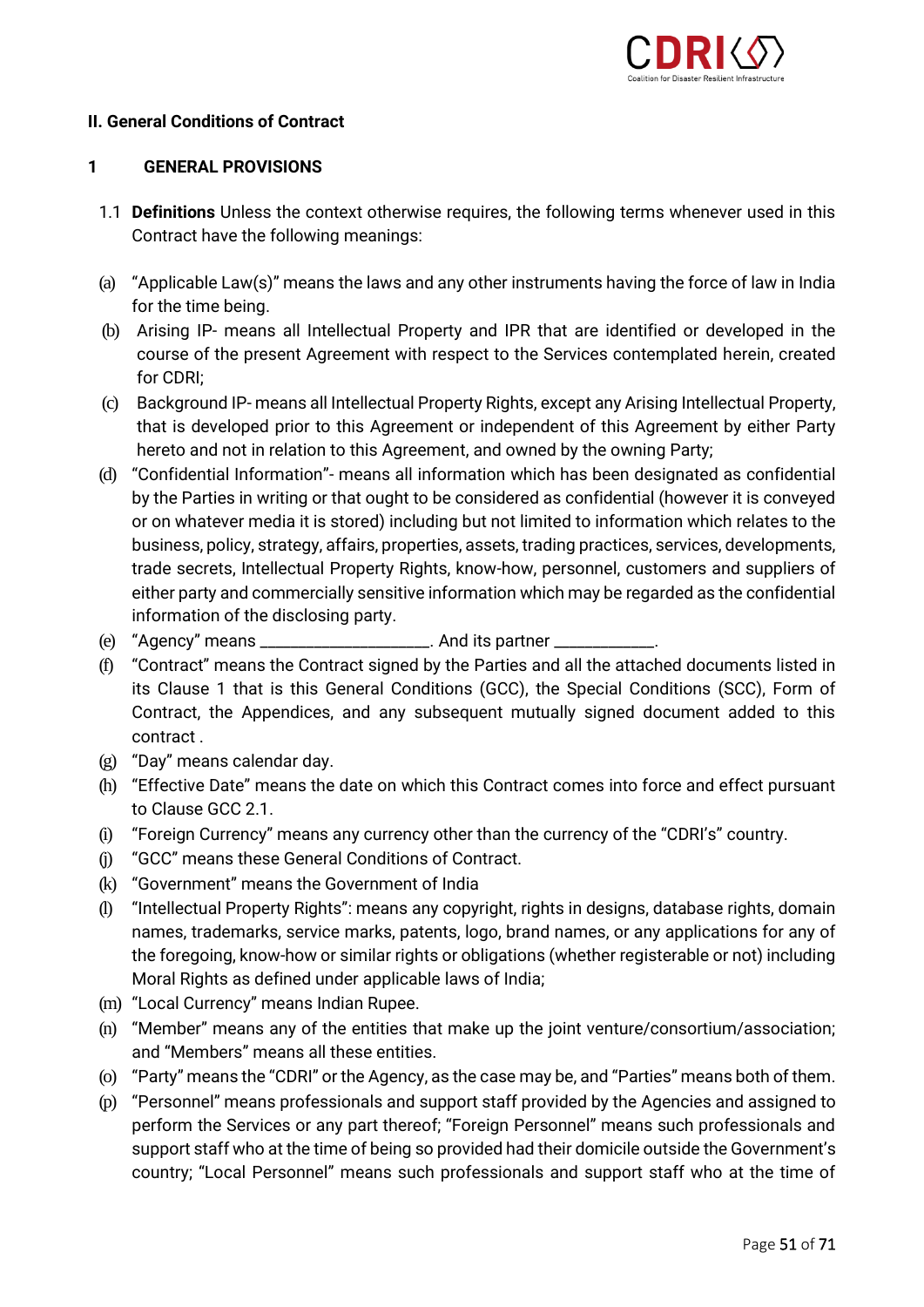## II. General Conditions of Contract

### 1 GENERAL PROVISIONS

1.1 **Definitions** Unless the context otherwise requires, the following terms whenever used in this Contract have the following meanings:

(a) "Applicable Law(s)" means the laws and any other instruments having the force of law in India for the time being.

(b) Arising IP- means all Intellectual Property and IPR that are identified or developed in the course of the present Agreement with respect to the Services contemplated herein, created for CDRI;

(c) Background IP- means all Intellectual Property Rights, except any Arising Intellectual Property, that is developed prior to this Agreement or independent of this Agreement by either Party hereto and not in relation to this Agreement, and owned by the owning Party;

(d) "Confidential Information"- means all information which has been designated as confidential by the Parties in writing or that ought to be considered as confidential (however it is conveyed or on whatever media it is stored) including but not limited to information which relates to the business, policy, strategy, affairs, properties, assets, trading practices, services, developments, trade secrets, Intellectual Property Rights, know-how, personnel, customers and suppliers of either party and commercially sensitive information which may be regarded as the confidential information of the disclosing party.

(e) "Agency" means ____________________. And its partner ___________.

(f) "Contract" means the Contract signed by the Parties and all the attached documents listed in its Clause 1 that is this General Conditions (GCC), the Special Conditions (SCC), Form of Contract, the Appendices, and any subsequent mutually signed document added to this contract .

(g) "Day" means calendar day.

(h) "Effective Date" means the date on which this Contract comes into force and effect pursuant to Clause GCC 2.1.

(i) "Foreign Currency" means any currency other than the currency of the "CDRI's" country.

(j) "GCC" means these General Conditions of Contract.

(k) "Government" means the Government of India

(l) "Intellectual Property Rights": means any copyright, rights in designs, database rights, domain names, trademarks, service marks, patents, logo, brand names, or any applications for any of the foregoing, know-how or similar rights or obligations (whether registerable or not) including Moral Rights as defined under applicable laws of India;

(m) "Local Currency" means Indian Rupee.

(n) "Member" means any of the entities that make up the joint venture/consortium/association; and "Members" means all these entities.

(o) "Party" means the "CDRI" or the Agency, as the case may be, and "Parties" means both of them.

(p) "Personnel" means professionals and support staff provided by the Agencies and assigned to perform the Services or any part thereof; "Foreign Personnel" means such professionals and support staff who at the time of being so provided had their domicile outside the Government's country; "Local Personnel" means such professionals and support staff who at the time of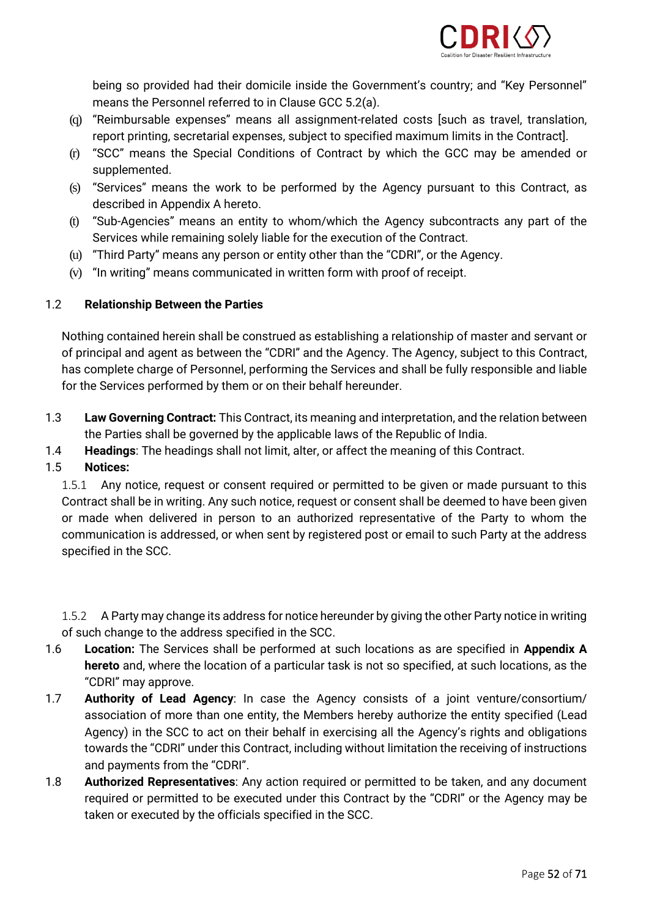being so provided had their domicile inside the Government's country; and "Key Personnel" means the Personnel referred to in Clause GCC 5.2(a).

(q) "Reimbursable expenses" means all assignment-related costs [such as travel, translation, report printing, secretarial expenses, subject to specified maximum limits in the Contract].

(r) "SCC" means the Special Conditions of Contract by which the GCC may be amended or supplemented.

(s) "Services" means the work to be performed by the Agency pursuant to this Contract, as described in Appendix A hereto.

(t) "Sub-Agencies" means an entity to whom/which the Agency subcontracts any part of the Services while remaining solely liable for the execution of the Contract.

(u) "Third Party" means any person or entity other than the "CDRI", or the Agency.

(v) "In writing" means communicated in written form with proof of receipt.

1.2 **Relationship Between the Parties**

Nothing contained herein shall be construed as establishing a relationship of master and servant or of principal and agent as between the "CDRI" and the Agency. The Agency, subject to this Contract, has complete charge of Personnel, performing the Services and shall be fully responsible and liable for the Services performed by them or on their behalf hereunder.

1.3 **Law Governing Contract:** This Contract, its meaning and interpretation, and the relation between the Parties shall be governed by the applicable laws of the Republic of India.

1.4 **Headings**: The headings shall not limit, alter, or affect the meaning of this Contract.

1.5 **Notices:**

1.5.1 Any notice, request or consent required or permitted to be given or made pursuant to this Contract shall be in writing. Any such notice, request or consent shall be deemed to have been given or made when delivered in person to an authorized representative of the Party to whom the communication is addressed, or when sent by registered post or email to such Party at the address specified in the SCC.

1.5.2 A Party may change its address for notice hereunder by giving the other Party notice in writing of such change to the address specified in the SCC.

1.6 **Location:** The Services shall be performed at such locations as are specified in **Appendix A hereto** and, where the location of a particular task is not so specified, at such locations, as the "CDRI" may approve.

1.7 **Authority of Lead Agency**: In case the Agency consists of a joint venture/consortium/ association of more than one entity, the Members hereby authorize the entity specified (Lead Agency) in the SCC to act on their behalf in exercising all the Agency's rights and obligations towards the "CDRI" under this Contract, including without limitation the receiving of instructions and payments from the "CDRI".

1.8 **Authorized Representatives**: Any action required or permitted to be taken, and any document required or permitted to be executed under this Contract by the "CDRI" or the Agency may be taken or executed by the officials specified in the SCC.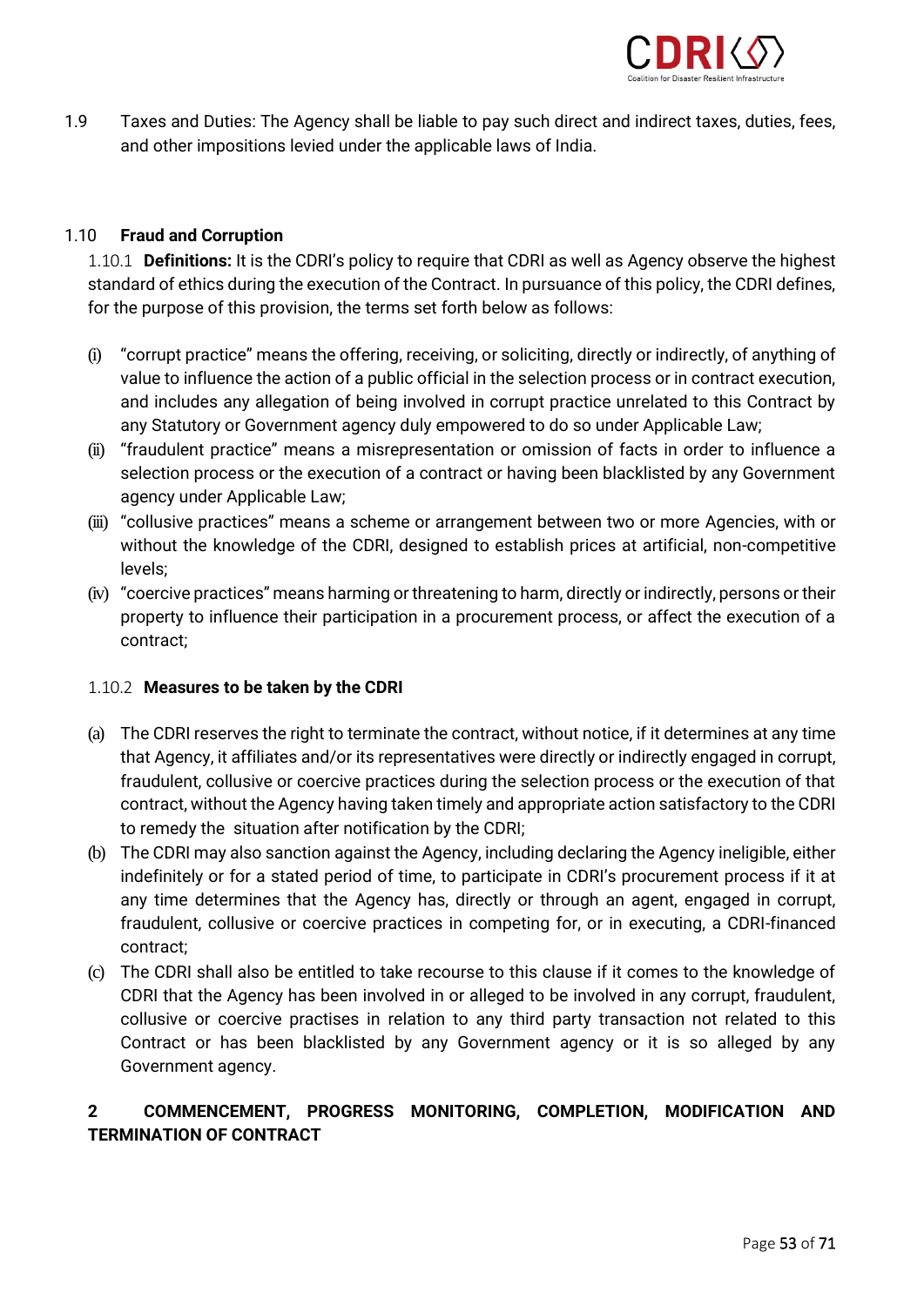1.9 Taxes and Duties: The Agency shall be liable to pay such direct and indirect taxes, duties, fees, and other impositions levied under the applicable laws of India.

### 1.10 Fraud and Corruption

1.10.1 **Definitions:** It is the CDRI's policy to require that CDRI as well as Agency observe the highest standard of ethics during the execution of the Contract. In pursuance of this policy, the CDRI defines, for the purpose of this provision, the terms set forth below as follows:

(i) "corrupt practice" means the offering, receiving, or soliciting, directly or indirectly, of anything of value to influence the action of a public official in the selection process or in contract execution, and includes any allegation of being involved in corrupt practice unrelated to this Contract by any Statutory or Government agency duly empowered to do so under Applicable Law;

(ii) "fraudulent practice" means a misrepresentation or omission of facts in order to influence a selection process or the execution of a contract or having been blacklisted by any Government agency under Applicable Law;

(iii) "collusive practices" means a scheme or arrangement between two or more Agencies, with or without the knowledge of the CDRI, designed to establish prices at artificial, non-competitive levels;

(iv) "coercive practices" means harming or threatening to harm, directly or indirectly, persons or their property to influence their participation in a procurement process, or affect the execution of a contract;

1.10.2 **Measures to be taken by the CDRI**

(a) The CDRI reserves the right to terminate the contract, without notice, if it determines at any time that Agency, it affiliates and/or its representatives were directly or indirectly engaged in corrupt, fraudulent, collusive or coercive practices during the selection process or the execution of that contract, without the Agency having taken timely and appropriate action satisfactory to the CDRI to remedy the situation after notification by the CDRI;

(b) The CDRI may also sanction against the Agency, including declaring the Agency ineligible, either indefinitely or for a stated period of time, to participate in CDRI's procurement process if it at any time determines that the Agency has, directly or through an agent, engaged in corrupt, fraudulent, collusive or coercive practices in competing for, or in executing, a CDRI-financed contract;

(c) The CDRI shall also be entitled to take recourse to this clause if it comes to the knowledge of CDRI that the Agency has been involved in or alleged to be involved in any corrupt, fraudulent, collusive or coercive practises in relation to any third party transaction not related to this Contract or has been blacklisted by any Government agency or it is so alleged by any Government agency.

## 2 COMMENCEMENT, PROGRESS MONITORING, COMPLETION, MODIFICATION AND TERMINATION OF CONTRACT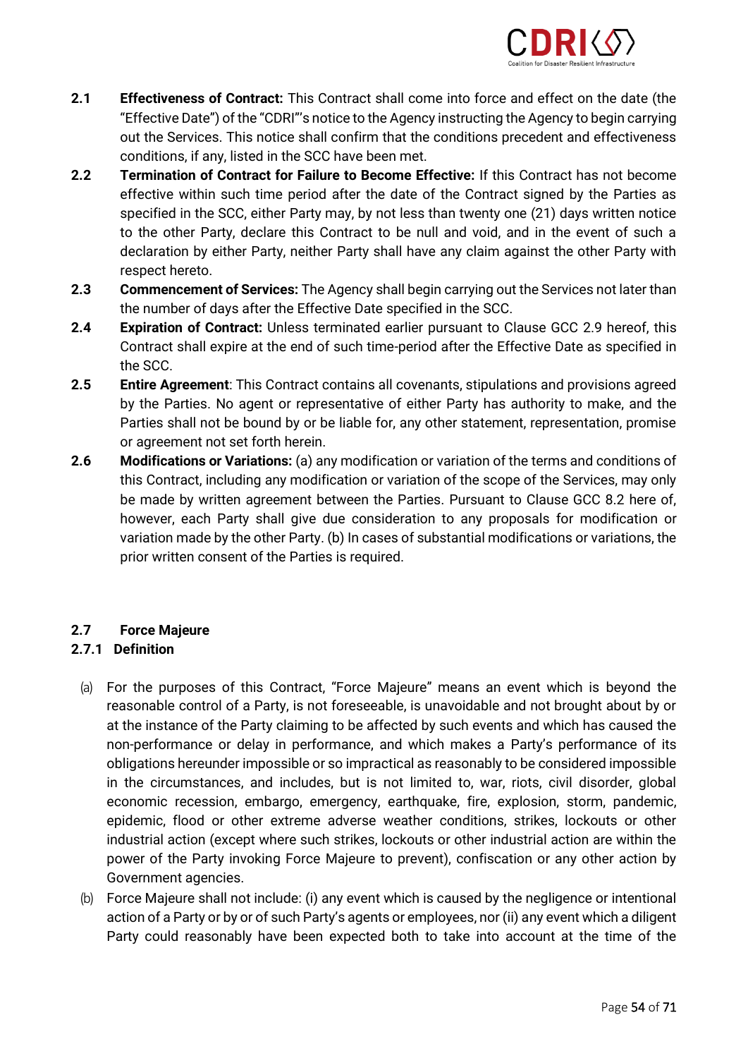**2.1** **Effectiveness of Contract:** This Contract shall come into force and effect on the date (the "Effective Date") of the "CDRI"'s notice to the Agency instructing the Agency to begin carrying out the Services. This notice shall confirm that the conditions precedent and effectiveness conditions, if any, listed in the SCC have been met.

**2.2** **Termination of Contract for Failure to Become Effective:** If this Contract has not become effective within such time period after the date of the Contract signed by the Parties as specified in the SCC, either Party may, by not less than twenty one (21) days written notice to the other Party, declare this Contract to be null and void, and in the event of such a declaration by either Party, neither Party shall have any claim against the other Party with respect hereto.

**2.3** **Commencement of Services:** The Agency shall begin carrying out the Services not later than the number of days after the Effective Date specified in the SCC.

**2.4** **Expiration of Contract:** Unless terminated earlier pursuant to Clause GCC 2.9 hereof, this Contract shall expire at the end of such time-period after the Effective Date as specified in the SCC.

**2.5** **Entire Agreement**: This Contract contains all covenants, stipulations and provisions agreed by the Parties. No agent or representative of either Party has authority to make, and the Parties shall not be bound by or be liable for, any other statement, representation, promise or agreement not set forth herein.

**2.6** **Modifications or Variations:** (a) any modification or variation of the terms and conditions of this Contract, including any modification or variation of the scope of the Services, may only be made by written agreement between the Parties. Pursuant to Clause GCC 8.2 here of, however, each Party shall give due consideration to any proposals for modification or variation made by the other Party. (b) In cases of substantial modifications or variations, the prior written consent of the Parties is required.

## 2.7 Force Majeure

### 2.7.1 Definition

(a) For the purposes of this Contract, "Force Majeure" means an event which is beyond the reasonable control of a Party, is not foreseeable, is unavoidable and not brought about by or at the instance of the Party claiming to be affected by such events and which has caused the non-performance or delay in performance, and which makes a Party's performance of its obligations hereunder impossible or so impractical as reasonably to be considered impossible in the circumstances, and includes, but is not limited to, war, riots, civil disorder, global economic recession, embargo, emergency, earthquake, fire, explosion, storm, pandemic, epidemic, flood or other extreme adverse weather conditions, strikes, lockouts or other industrial action (except where such strikes, lockouts or other industrial action are within the power of the Party invoking Force Majeure to prevent), confiscation or any other action by Government agencies.

(b) Force Majeure shall not include: (i) any event which is caused by the negligence or intentional action of a Party or by or of such Party's agents or employees, nor (ii) any event which a diligent Party could reasonably have been expected both to take into account at the time of the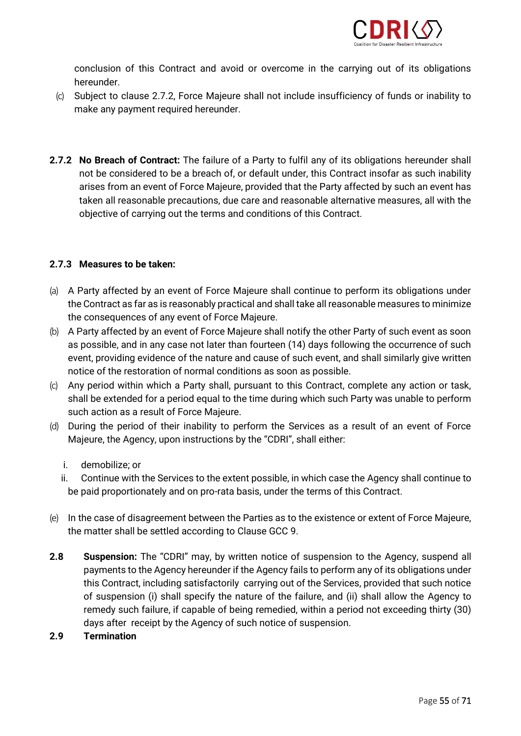conclusion of this Contract and avoid or overcome in the carrying out of its obligations hereunder.

(c) Subject to clause 2.7.2, Force Majeure shall not include insufficiency of funds or inability to make any payment required hereunder.

**2.7.2 No Breach of Contract:** The failure of a Party to fulfil any of its obligations hereunder shall not be considered to be a breach of, or default under, this Contract insofar as such inability arises from an event of Force Majeure, provided that the Party affected by such an event has taken all reasonable precautions, due care and reasonable alternative measures, all with the objective of carrying out the terms and conditions of this Contract.

**2.7.3 Measures to be taken:**

(a) A Party affected by an event of Force Majeure shall continue to perform its obligations under the Contract as far as is reasonably practical and shall take all reasonable measures to minimize the consequences of any event of Force Majeure.

(b) A Party affected by an event of Force Majeure shall notify the other Party of such event as soon as possible, and in any case not later than fourteen (14) days following the occurrence of such event, providing evidence of the nature and cause of such event, and shall similarly give written notice of the restoration of normal conditions as soon as possible.

(c) Any period within which a Party shall, pursuant to this Contract, complete any action or task, shall be extended for a period equal to the time during which such Party was unable to perform such action as a result of Force Majeure.

(d) During the period of their inability to perform the Services as a result of an event of Force Majeure, the Agency, upon instructions by the "CDRI", shall either:

  i. demobilize; or
  ii. Continue with the Services to the extent possible, in which case the Agency shall continue to be paid proportionately and on pro-rata basis, under the terms of this Contract.

(e) In the case of disagreement between the Parties as to the existence or extent of Force Majeure, the matter shall be settled according to Clause GCC 9.

**2.8 Suspension:** The "CDRI" may, by written notice of suspension to the Agency, suspend all payments to the Agency hereunder if the Agency fails to perform any of its obligations under this Contract, including satisfactorily carrying out of the Services, provided that such notice of suspension (i) shall specify the nature of the failure, and (ii) shall allow the Agency to remedy such failure, if capable of being remedied, within a period not exceeding thirty (30) days after receipt by the Agency of such notice of suspension.

**2.9 Termination**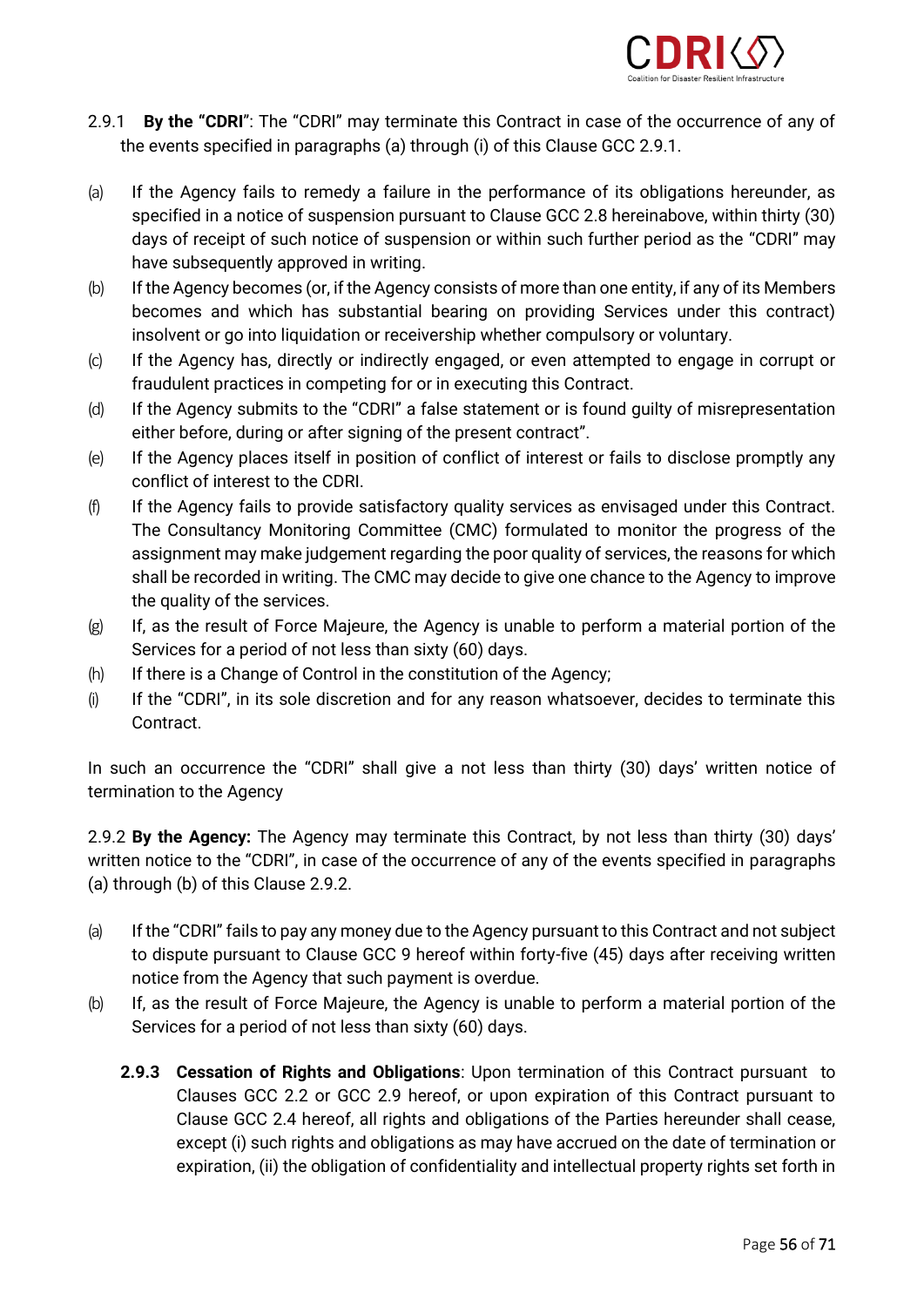2.9.1 **By the "CDRI**": The "CDRI" may terminate this Contract in case of the occurrence of any of the events specified in paragraphs (a) through (i) of this Clause GCC 2.9.1.

(a) If the Agency fails to remedy a failure in the performance of its obligations hereunder, as specified in a notice of suspension pursuant to Clause GCC 2.8 hereinabove, within thirty (30) days of receipt of such notice of suspension or within such further period as the "CDRI" may have subsequently approved in writing.

(b) If the Agency becomes (or, if the Agency consists of more than one entity, if any of its Members becomes and which has substantial bearing on providing Services under this contract) insolvent or go into liquidation or receivership whether compulsory or voluntary.

(c) If the Agency has, directly or indirectly engaged, or even attempted to engage in corrupt or fraudulent practices in competing for or in executing this Contract.

(d) If the Agency submits to the "CDRI" a false statement or is found guilty of misrepresentation either before, during or after signing of the present contract".

(e) If the Agency places itself in position of conflict of interest or fails to disclose promptly any conflict of interest to the CDRI.

(f) If the Agency fails to provide satisfactory quality services as envisaged under this Contract. The Consultancy Monitoring Committee (CMC) formulated to monitor the progress of the assignment may make judgement regarding the poor quality of services, the reasons for which shall be recorded in writing. The CMC may decide to give one chance to the Agency to improve the quality of the services.

(g) If, as the result of Force Majeure, the Agency is unable to perform a material portion of the Services for a period of not less than sixty (60) days.

(h) If there is a Change of Control in the constitution of the Agency;

(i) If the "CDRI", in its sole discretion and for any reason whatsoever, decides to terminate this Contract.

In such an occurrence the "CDRI" shall give a not less than thirty (30) days' written notice of termination to the Agency

2.9.2 **By the Agency:** The Agency may terminate this Contract, by not less than thirty (30) days' written notice to the "CDRI", in case of the occurrence of any of the events specified in paragraphs (a) through (b) of this Clause 2.9.2.

(a) If the "CDRI" fails to pay any money due to the Agency pursuant to this Contract and not subject to dispute pursuant to Clause GCC 9 hereof within forty-five (45) days after receiving written notice from the Agency that such payment is overdue.

(b) If, as the result of Force Majeure, the Agency is unable to perform a material portion of the Services for a period of not less than sixty (60) days.

**2.9.3 Cessation of Rights and Obligations**: Upon termination of this Contract pursuant to Clauses GCC 2.2 or GCC 2.9 hereof, or upon expiration of this Contract pursuant to Clause GCC 2.4 hereof, all rights and obligations of the Parties hereunder shall cease, except (i) such rights and obligations as may have accrued on the date of termination or expiration, (ii) the obligation of confidentiality and intellectual property rights set forth in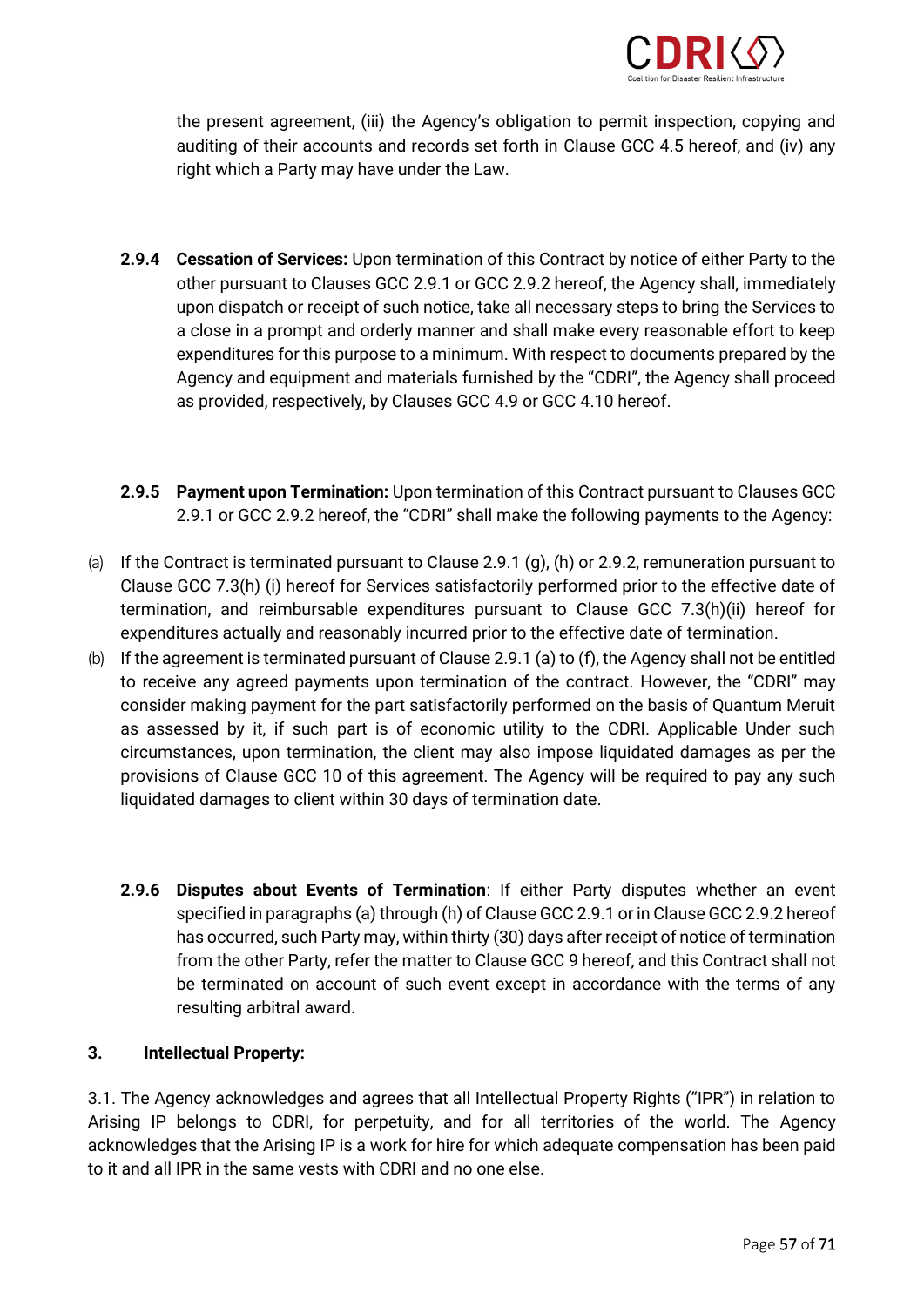the present agreement, (iii) the Agency's obligation to permit inspection, copying and auditing of their accounts and records set forth in Clause GCC 4.5 hereof, and (iv) any right which a Party may have under the Law.

**2.9.4 Cessation of Services:** Upon termination of this Contract by notice of either Party to the other pursuant to Clauses GCC 2.9.1 or GCC 2.9.2 hereof, the Agency shall, immediately upon dispatch or receipt of such notice, take all necessary steps to bring the Services to a close in a prompt and orderly manner and shall make every reasonable effort to keep expenditures for this purpose to a minimum. With respect to documents prepared by the Agency and equipment and materials furnished by the "CDRI", the Agency shall proceed as provided, respectively, by Clauses GCC 4.9 or GCC 4.10 hereof.

**2.9.5 Payment upon Termination:** Upon termination of this Contract pursuant to Clauses GCC 2.9.1 or GCC 2.9.2 hereof, the "CDRI" shall make the following payments to the Agency:

(a) If the Contract is terminated pursuant to Clause 2.9.1 (g), (h) or 2.9.2, remuneration pursuant to Clause GCC 7.3(h) (i) hereof for Services satisfactorily performed prior to the effective date of termination, and reimbursable expenditures pursuant to Clause GCC 7.3(h)(ii) hereof for expenditures actually and reasonably incurred prior to the effective date of termination.

(b) If the agreement is terminated pursuant of Clause 2.9.1 (a) to (f), the Agency shall not be entitled to receive any agreed payments upon termination of the contract. However, the "CDRI" may consider making payment for the part satisfactorily performed on the basis of Quantum Meruit as assessed by it, if such part is of economic utility to the CDRI. Applicable Under such circumstances, upon termination, the client may also impose liquidated damages as per the provisions of Clause GCC 10 of this agreement. The Agency will be required to pay any such liquidated damages to client within 30 days of termination date.

**2.9.6 Disputes about Events of Termination**: If either Party disputes whether an event specified in paragraphs (a) through (h) of Clause GCC 2.9.1 or in Clause GCC 2.9.2 hereof has occurred, such Party may, within thirty (30) days after receipt of notice of termination from the other Party, refer the matter to Clause GCC 9 hereof, and this Contract shall not be terminated on account of such event except in accordance with the terms of any resulting arbitral award.

## 3. Intellectual Property:

3.1. The Agency acknowledges and agrees that all Intellectual Property Rights ("IPR") in relation to Arising IP belongs to CDRI, for perpetuity, and for all territories of the world. The Agency acknowledges that the Arising IP is a work for hire for which adequate compensation has been paid to it and all IPR in the same vests with CDRI and no one else.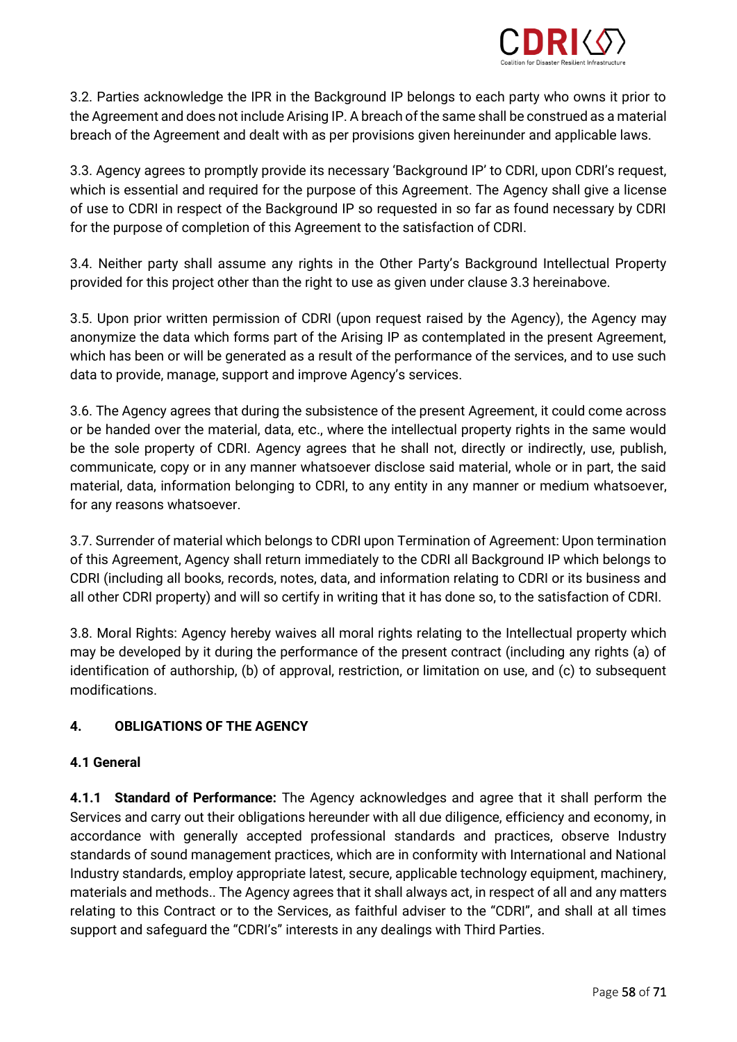3.2. Parties acknowledge the IPR in the Background IP belongs to each party who owns it prior to the Agreement and does not include Arising IP. A breach of the same shall be construed as a material breach of the Agreement and dealt with as per provisions given hereinunder and applicable laws.

3.3. Agency agrees to promptly provide its necessary 'Background IP' to CDRI, upon CDRI's request, which is essential and required for the purpose of this Agreement. The Agency shall give a license of use to CDRI in respect of the Background IP so requested in so far as found necessary by CDRI for the purpose of completion of this Agreement to the satisfaction of CDRI.

3.4. Neither party shall assume any rights in the Other Party's Background Intellectual Property provided for this project other than the right to use as given under clause 3.3 hereinabove.

3.5. Upon prior written permission of CDRI (upon request raised by the Agency), the Agency may anonymize the data which forms part of the Arising IP as contemplated in the present Agreement, which has been or will be generated as a result of the performance of the services, and to use such data to provide, manage, support and improve Agency's services.

3.6. The Agency agrees that during the subsistence of the present Agreement, it could come across or be handed over the material, data, etc., where the intellectual property rights in the same would be the sole property of CDRI. Agency agrees that he shall not, directly or indirectly, use, publish, communicate, copy or in any manner whatsoever disclose said material, whole or in part, the said material, data, information belonging to CDRI, to any entity in any manner or medium whatsoever, for any reasons whatsoever.

3.7. Surrender of material which belongs to CDRI upon Termination of Agreement: Upon termination of this Agreement, Agency shall return immediately to the CDRI all Background IP which belongs to CDRI (including all books, records, notes, data, and information relating to CDRI or its business and all other CDRI property) and will so certify in writing that it has done so, to the satisfaction of CDRI.

3.8. Moral Rights: Agency hereby waives all moral rights relating to the Intellectual property which may be developed by it during the performance of the present contract (including any rights (a) of identification of authorship, (b) of approval, restriction, or limitation on use, and (c) to subsequent modifications.

## 4. OBLIGATIONS OF THE AGENCY

### 4.1 General

**4.1.1 Standard of Performance:** The Agency acknowledges and agree that it shall perform the Services and carry out their obligations hereunder with all due diligence, efficiency and economy, in accordance with generally accepted professional standards and practices, observe Industry standards of sound management practices, which are in conformity with International and National Industry standards, employ appropriate latest, secure, applicable technology equipment, machinery, materials and methods.. The Agency agrees that it shall always act, in respect of all and any matters relating to this Contract or to the Services, as faithful adviser to the "CDRI", and shall at all times support and safeguard the "CDRI's" interests in any dealings with Third Parties.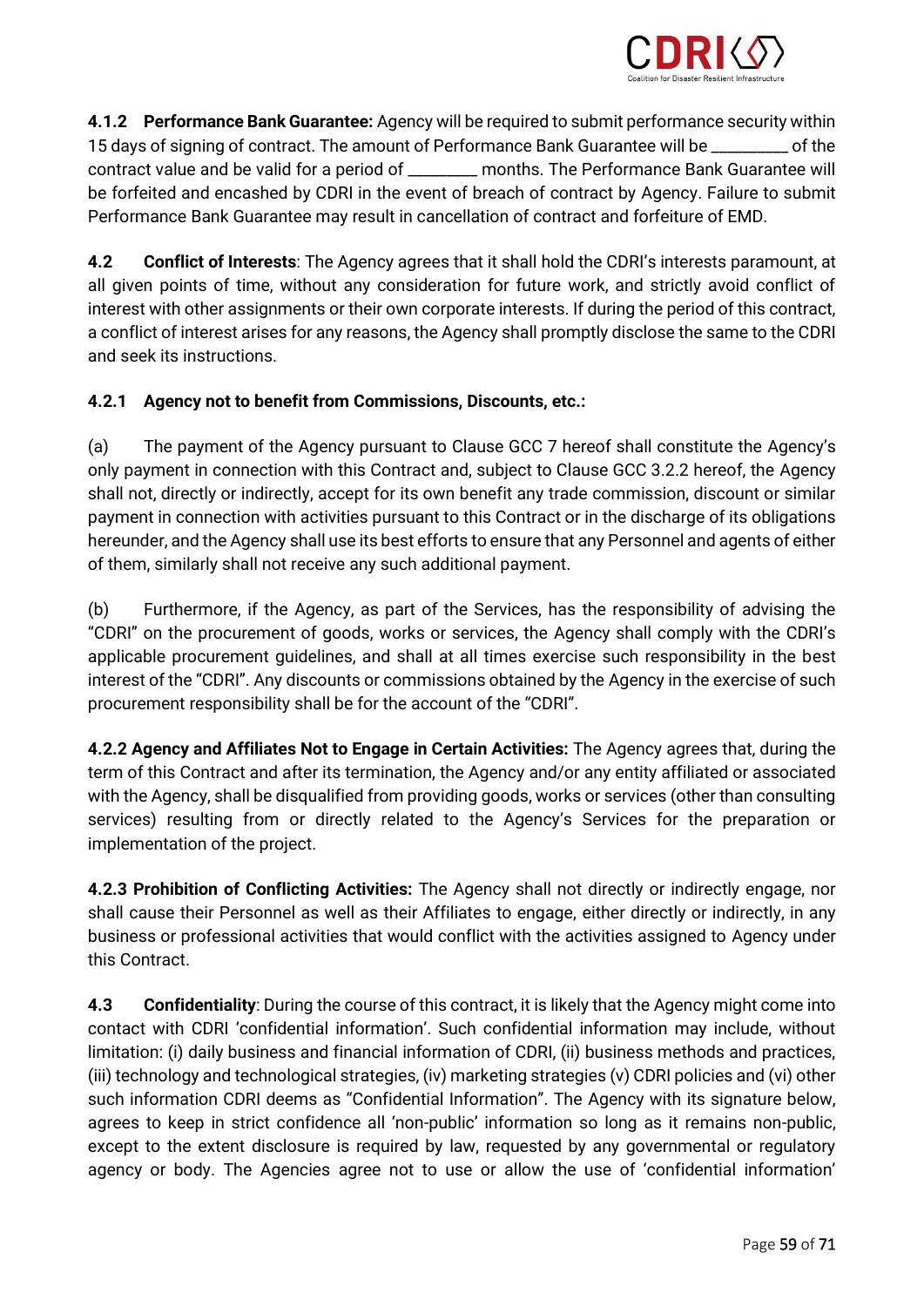**4.1.2 Performance Bank Guarantee:** Agency will be required to submit performance security within 15 days of signing of contract. The amount of Performance Bank Guarantee will be _________ of the contract value and be valid for a period of ________ months. The Performance Bank Guarantee will be forfeited and encashed by CDRI in the event of breach of contract by Agency. Failure to submit Performance Bank Guarantee may result in cancellation of contract and forfeiture of EMD.

**4.2 Conflict of Interests**: The Agency agrees that it shall hold the CDRI's interests paramount, at all given points of time, without any consideration for future work, and strictly avoid conflict of interest with other assignments or their own corporate interests. If during the period of this contract, a conflict of interest arises for any reasons, the Agency shall promptly disclose the same to the CDRI and seek its instructions.

**4.2.1 Agency not to benefit from Commissions, Discounts, etc.:**

(a) The payment of the Agency pursuant to Clause GCC 7 hereof shall constitute the Agency's only payment in connection with this Contract and, subject to Clause GCC 3.2.2 hereof, the Agency shall not, directly or indirectly, accept for its own benefit any trade commission, discount or similar payment in connection with activities pursuant to this Contract or in the discharge of its obligations hereunder, and the Agency shall use its best efforts to ensure that any Personnel and agents of either of them, similarly shall not receive any such additional payment.

(b) Furthermore, if the Agency, as part of the Services, has the responsibility of advising the "CDRI" on the procurement of goods, works or services, the Agency shall comply with the CDRI's applicable procurement guidelines, and shall at all times exercise such responsibility in the best interest of the "CDRI". Any discounts or commissions obtained by the Agency in the exercise of such procurement responsibility shall be for the account of the "CDRI".

**4.2.2 Agency and Affiliates Not to Engage in Certain Activities:** The Agency agrees that, during the term of this Contract and after its termination, the Agency and/or any entity affiliated or associated with the Agency, shall be disqualified from providing goods, works or services (other than consulting services) resulting from or directly related to the Agency's Services for the preparation or implementation of the project.

**4.2.3 Prohibition of Conflicting Activities:** The Agency shall not directly or indirectly engage, nor shall cause their Personnel as well as their Affiliates to engage, either directly or indirectly, in any business or professional activities that would conflict with the activities assigned to Agency under this Contract.

**4.3 Confidentiality**: During the course of this contract, it is likely that the Agency might come into contact with CDRI 'confidential information'. Such confidential information may include, without limitation: (i) daily business and financial information of CDRI, (ii) business methods and practices, (iii) technology and technological strategies, (iv) marketing strategies (v) CDRI policies and (vi) other such information CDRI deems as "Confidential Information". The Agency with its signature below, agrees to keep in strict confidence all 'non-public' information so long as it remains non-public, except to the extent disclosure is required by law, requested by any governmental or regulatory agency or body. The Agencies agree not to use or allow the use of 'confidential information'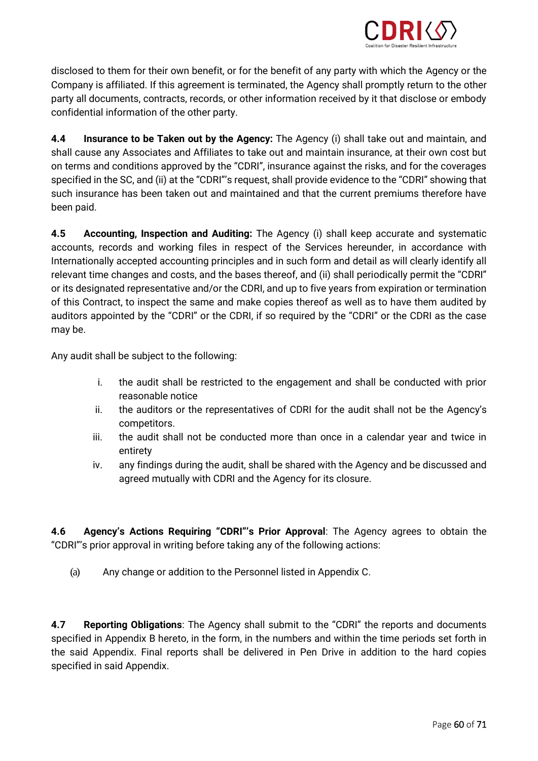disclosed to them for their own benefit, or for the benefit of any party with which the Agency or the Company is affiliated. If this agreement is terminated, the Agency shall promptly return to the other party all documents, contracts, records, or other information received by it that disclose or embody confidential information of the other party.

**4.4 Insurance to be Taken out by the Agency:** The Agency (i) shall take out and maintain, and shall cause any Associates and Affiliates to take out and maintain insurance, at their own cost but on terms and conditions approved by the "CDRI", insurance against the risks, and for the coverages specified in the SC, and (ii) at the "CDRI"'s request, shall provide evidence to the "CDRI" showing that such insurance has been taken out and maintained and that the current premiums therefore have been paid.

**4.5 Accounting, Inspection and Auditing:** The Agency (i) shall keep accurate and systematic accounts, records and working files in respect of the Services hereunder, in accordance with Internationally accepted accounting principles and in such form and detail as will clearly identify all relevant time changes and costs, and the bases thereof, and (ii) shall periodically permit the "CDRI" or its designated representative and/or the CDRI, and up to five years from expiration or termination of this Contract, to inspect the same and make copies thereof as well as to have them audited by auditors appointed by the "CDRI" or the CDRI, if so required by the "CDRI" or the CDRI as the case may be.

Any audit shall be subject to the following:

i. the audit shall be restricted to the engagement and shall be conducted with prior reasonable notice
ii. the auditors or the representatives of CDRI for the audit shall not be the Agency's competitors.
iii. the audit shall not be conducted more than once in a calendar year and twice in entirety
iv. any findings during the audit, shall be shared with the Agency and be discussed and agreed mutually with CDRI and the Agency for its closure.

**4.6 Agency's Actions Requiring "CDRI"'s Prior Approval**: The Agency agrees to obtain the "CDRI"'s prior approval in writing before taking any of the following actions:

(a) Any change or addition to the Personnel listed in Appendix C.

**4.7 Reporting Obligations**: The Agency shall submit to the "CDRI" the reports and documents specified in Appendix B hereto, in the form, in the numbers and within the time periods set forth in the said Appendix. Final reports shall be delivered in Pen Drive in addition to the hard copies specified in said Appendix.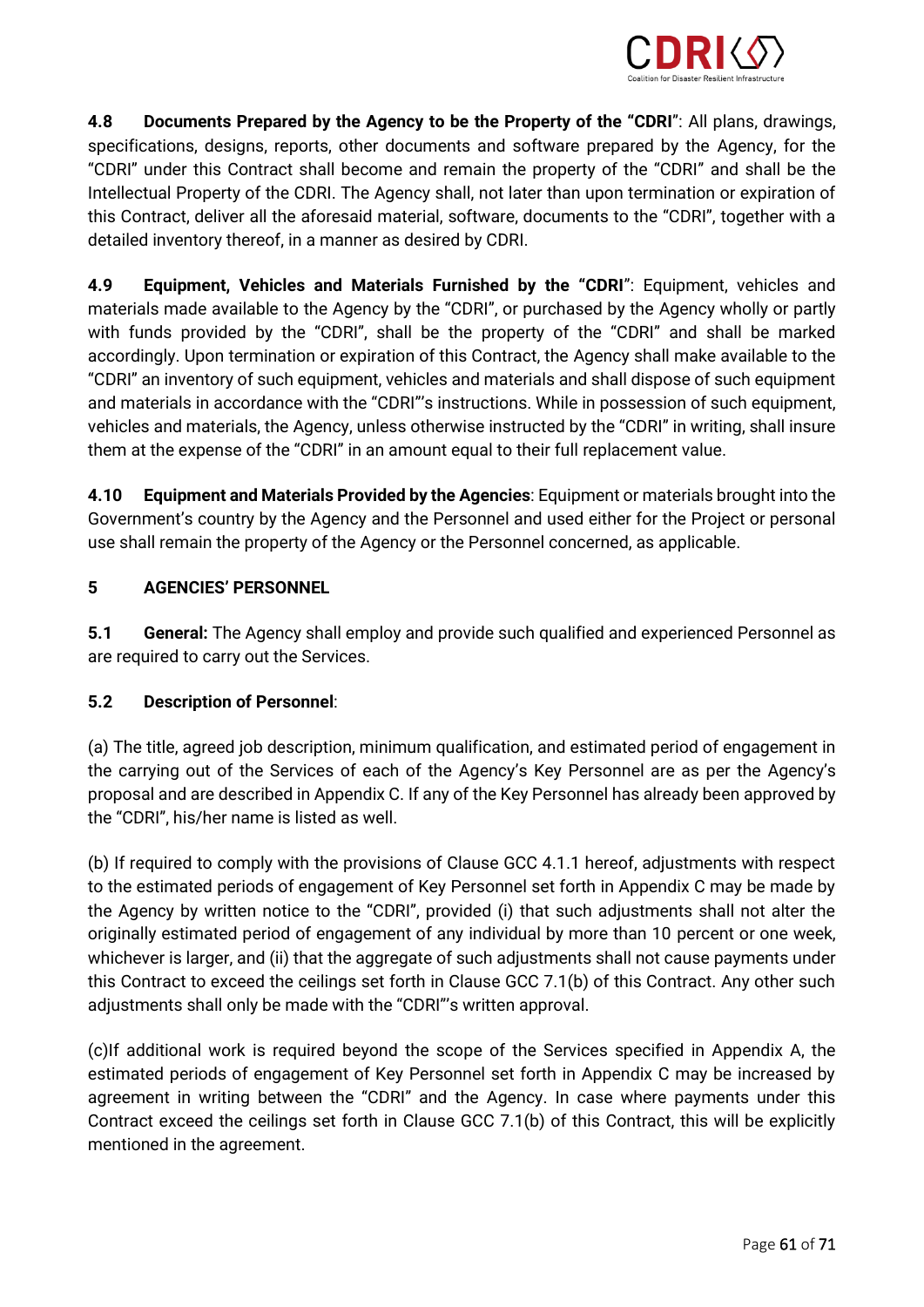**4.8 Documents Prepared by the Agency to be the Property of the "CDRI"**: All plans, drawings, specifications, designs, reports, other documents and software prepared by the Agency, for the "CDRI" under this Contract shall become and remain the property of the "CDRI" and shall be the Intellectual Property of the CDRI. The Agency shall, not later than upon termination or expiration of this Contract, deliver all the aforesaid material, software, documents to the "CDRI", together with a detailed inventory thereof, in a manner as desired by CDRI.

**4.9 Equipment, Vehicles and Materials Furnished by the "CDRI"**: Equipment, vehicles and materials made available to the Agency by the "CDRI", or purchased by the Agency wholly or partly with funds provided by the "CDRI", shall be the property of the "CDRI" and shall be marked accordingly. Upon termination or expiration of this Contract, the Agency shall make available to the "CDRI" an inventory of such equipment, vehicles and materials and shall dispose of such equipment and materials in accordance with the "CDRI"'s instructions. While in possession of such equipment, vehicles and materials, the Agency, unless otherwise instructed by the "CDRI" in writing, shall insure them at the expense of the "CDRI" in an amount equal to their full replacement value.

**4.10 Equipment and Materials Provided by the Agencies**: Equipment or materials brought into the Government's country by the Agency and the Personnel and used either for the Project or personal use shall remain the property of the Agency or the Personnel concerned, as applicable.

## 5 AGENCIES' PERSONNEL

**5.1 General:** The Agency shall employ and provide such qualified and experienced Personnel as are required to carry out the Services.

**5.2 Description of Personnel**:

(a) The title, agreed job description, minimum qualification, and estimated period of engagement in the carrying out of the Services of each of the Agency's Key Personnel are as per the Agency's proposal and are described in Appendix C. If any of the Key Personnel has already been approved by the "CDRI", his/her name is listed as well.

(b) If required to comply with the provisions of Clause GCC 4.1.1 hereof, adjustments with respect to the estimated periods of engagement of Key Personnel set forth in Appendix C may be made by the Agency by written notice to the "CDRI", provided (i) that such adjustments shall not alter the originally estimated period of engagement of any individual by more than 10 percent or one week, whichever is larger, and (ii) that the aggregate of such adjustments shall not cause payments under this Contract to exceed the ceilings set forth in Clause GCC 7.1(b) of this Contract. Any other such adjustments shall only be made with the "CDRI"'s written approval.

(c)If additional work is required beyond the scope of the Services specified in Appendix A, the estimated periods of engagement of Key Personnel set forth in Appendix C may be increased by agreement in writing between the "CDRI" and the Agency. In case where payments under this Contract exceed the ceilings set forth in Clause GCC 7.1(b) of this Contract, this will be explicitly mentioned in the agreement.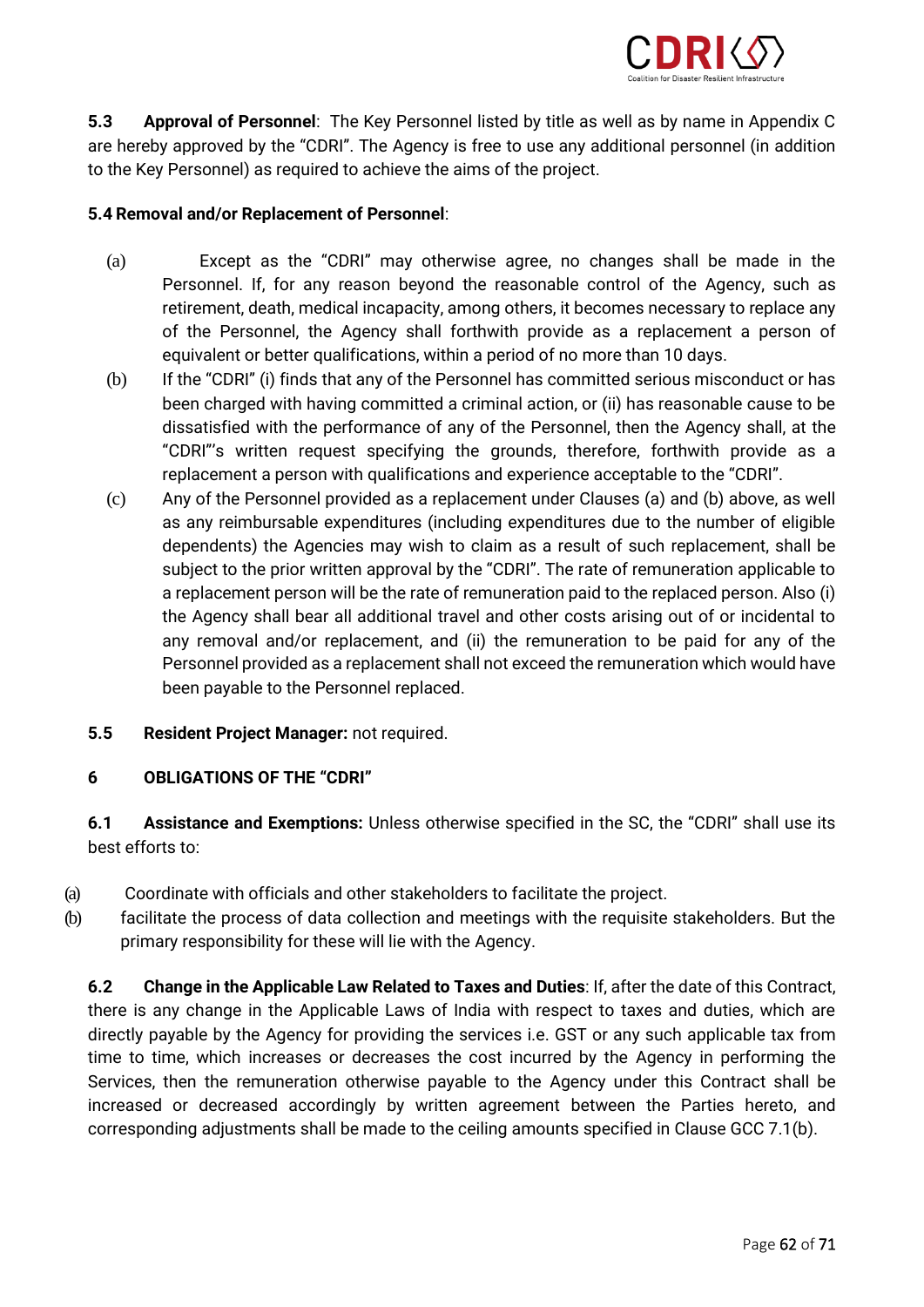**5.3 Approval of Personnel**: The Key Personnel listed by title as well as by name in Appendix C are hereby approved by the "CDRI". The Agency is free to use any additional personnel (in addition to the Key Personnel) as required to achieve the aims of the project.

**5.4 Removal and/or Replacement of Personnel**:

(a) Except as the "CDRI" may otherwise agree, no changes shall be made in the Personnel. If, for any reason beyond the reasonable control of the Agency, such as retirement, death, medical incapacity, among others, it becomes necessary to replace any of the Personnel, the Agency shall forthwith provide as a replacement a person of equivalent or better qualifications, within a period of no more than 10 days.

(b) If the "CDRI" (i) finds that any of the Personnel has committed serious misconduct or has been charged with having committed a criminal action, or (ii) has reasonable cause to be dissatisfied with the performance of any of the Personnel, then the Agency shall, at the "CDRI"'s written request specifying the grounds, therefore, forthwith provide as a replacement a person with qualifications and experience acceptable to the "CDRI".

(c) Any of the Personnel provided as a replacement under Clauses (a) and (b) above, as well as any reimbursable expenditures (including expenditures due to the number of eligible dependents) the Agencies may wish to claim as a result of such replacement, shall be subject to the prior written approval by the "CDRI". The rate of remuneration applicable to a replacement person will be the rate of remuneration paid to the replaced person. Also (i) the Agency shall bear all additional travel and other costs arising out of or incidental to any removal and/or replacement, and (ii) the remuneration to be paid for any of the Personnel provided as a replacement shall not exceed the remuneration which would have been payable to the Personnel replaced.

**5.5 Resident Project Manager:** not required.

**6 OBLIGATIONS OF THE "CDRI"**

**6.1 Assistance and Exemptions:** Unless otherwise specified in the SC, the "CDRI" shall use its best efforts to:

(a) Coordinate with officials and other stakeholders to facilitate the project.

(b) facilitate the process of data collection and meetings with the requisite stakeholders. But the primary responsibility for these will lie with the Agency.

**6.2 Change in the Applicable Law Related to Taxes and Duties**: If, after the date of this Contract, there is any change in the Applicable Laws of India with respect to taxes and duties, which are directly payable by the Agency for providing the services i.e. GST or any such applicable tax from time to time, which increases or decreases the cost incurred by the Agency in performing the Services, then the remuneration otherwise payable to the Agency under this Contract shall be increased or decreased accordingly by written agreement between the Parties hereto, and corresponding adjustments shall be made to the ceiling amounts specified in Clause GCC 7.1(b).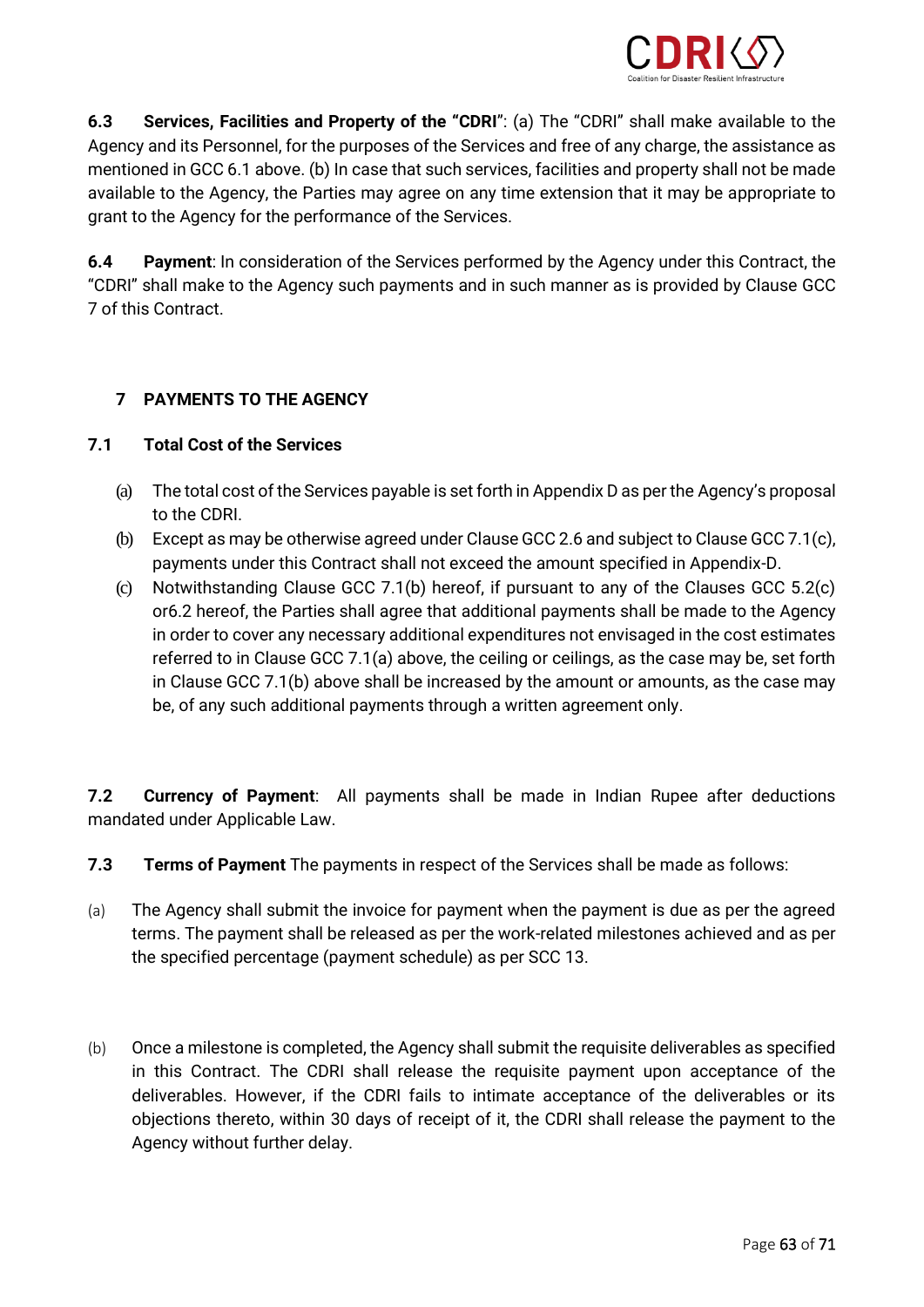**6.3 Services, Facilities and Property of the "CDRI"**: (a) The "CDRI" shall make available to the Agency and its Personnel, for the purposes of the Services and free of any charge, the assistance as mentioned in GCC 6.1 above. (b) In case that such services, facilities and property shall not be made available to the Agency, the Parties may agree on any time extension that it may be appropriate to grant to the Agency for the performance of the Services.

**6.4 Payment**: In consideration of the Services performed by the Agency under this Contract, the "CDRI" shall make to the Agency such payments and in such manner as is provided by Clause GCC 7 of this Contract.

## 7 PAYMENTS TO THE AGENCY

### 7.1 Total Cost of the Services

(a) The total cost of the Services payable is set forth in Appendix D as per the Agency's proposal to the CDRI.

(b) Except as may be otherwise agreed under Clause GCC 2.6 and subject to Clause GCC 7.1(c), payments under this Contract shall not exceed the amount specified in Appendix-D.

(c) Notwithstanding Clause GCC 7.1(b) hereof, if pursuant to any of the Clauses GCC 5.2(c) or6.2 hereof, the Parties shall agree that additional payments shall be made to the Agency in order to cover any necessary additional expenditures not envisaged in the cost estimates referred to in Clause GCC 7.1(a) above, the ceiling or ceilings, as the case may be, set forth in Clause GCC 7.1(b) above shall be increased by the amount or amounts, as the case may be, of any such additional payments through a written agreement only.

**7.2 Currency of Payment**: All payments shall be made in Indian Rupee after deductions mandated under Applicable Law.

**7.3 Terms of Payment** The payments in respect of the Services shall be made as follows:

(a) The Agency shall submit the invoice for payment when the payment is due as per the agreed terms. The payment shall be released as per the work-related milestones achieved and as per the specified percentage (payment schedule) as per SCC 13.

(b) Once a milestone is completed, the Agency shall submit the requisite deliverables as specified in this Contract. The CDRI shall release the requisite payment upon acceptance of the deliverables. However, if the CDRI fails to intimate acceptance of the deliverables or its objections thereto, within 30 days of receipt of it, the CDRI shall release the payment to the Agency without further delay.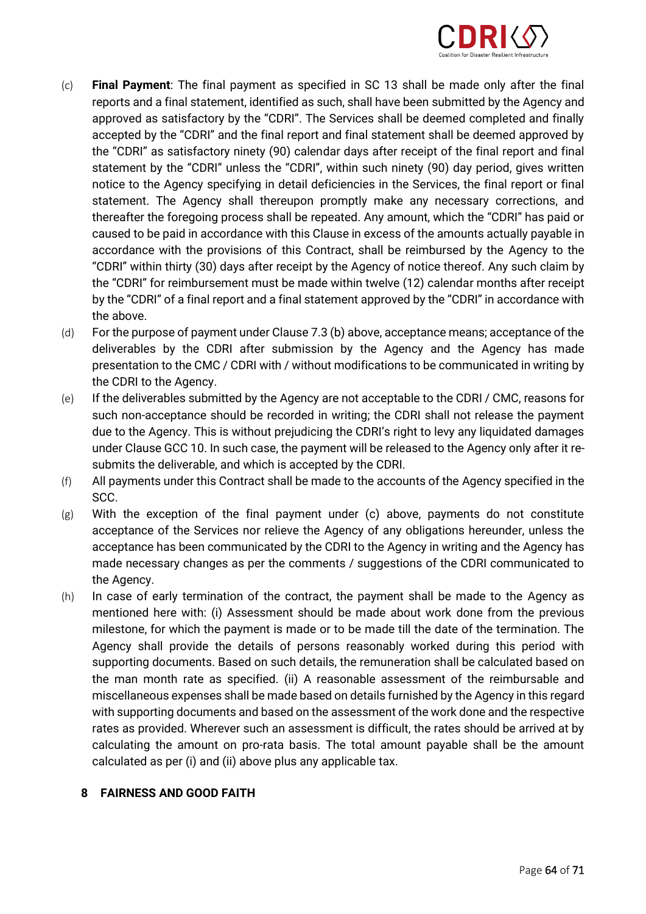(c) **Final Payment**: The final payment as specified in SC 13 shall be made only after the final reports and a final statement, identified as such, shall have been submitted by the Agency and approved as satisfactory by the "CDRI". The Services shall be deemed completed and finally accepted by the "CDRI" and the final report and final statement shall be deemed approved by the "CDRI" as satisfactory ninety (90) calendar days after receipt of the final report and final statement by the "CDRI" unless the "CDRI", within such ninety (90) day period, gives written notice to the Agency specifying in detail deficiencies in the Services, the final report or final statement. The Agency shall thereupon promptly make any necessary corrections, and thereafter the foregoing process shall be repeated. Any amount, which the "CDRI" has paid or caused to be paid in accordance with this Clause in excess of the amounts actually payable in accordance with the provisions of this Contract, shall be reimbursed by the Agency to the "CDRI" within thirty (30) days after receipt by the Agency of notice thereof. Any such claim by the "CDRI" for reimbursement must be made within twelve (12) calendar months after receipt by the "CDRI" of a final report and a final statement approved by the "CDRI" in accordance with the above.

(d) For the purpose of payment under Clause 7.3 (b) above, acceptance means; acceptance of the deliverables by the CDRI after submission by the Agency and the Agency has made presentation to the CMC / CDRI with / without modifications to be communicated in writing by the CDRI to the Agency.

(e) If the deliverables submitted by the Agency are not acceptable to the CDRI / CMC, reasons for such non-acceptance should be recorded in writing; the CDRI shall not release the payment due to the Agency. This is without prejudicing the CDRI's right to levy any liquidated damages under Clause GCC 10. In such case, the payment will be released to the Agency only after it re-submits the deliverable, and which is accepted by the CDRI.

(f) All payments under this Contract shall be made to the accounts of the Agency specified in the SCC.

(g) With the exception of the final payment under (c) above, payments do not constitute acceptance of the Services nor relieve the Agency of any obligations hereunder, unless the acceptance has been communicated by the CDRI to the Agency in writing and the Agency has made necessary changes as per the comments / suggestions of the CDRI communicated to the Agency.

(h) In case of early termination of the contract, the payment shall be made to the Agency as mentioned here with: (i) Assessment should be made about work done from the previous milestone, for which the payment is made or to be made till the date of the termination. The Agency shall provide the details of persons reasonably worked during this period with supporting documents. Based on such details, the remuneration shall be calculated based on the man month rate as specified. (ii) A reasonable assessment of the reimbursable and miscellaneous expenses shall be made based on details furnished by the Agency in this regard with supporting documents and based on the assessment of the work done and the respective rates as provided. Wherever such an assessment is difficult, the rates should be arrived at by calculating the amount on pro-rata basis. The total amount payable shall be the amount calculated as per (i) and (ii) above plus any applicable tax.

## 8 FAIRNESS AND GOOD FAITH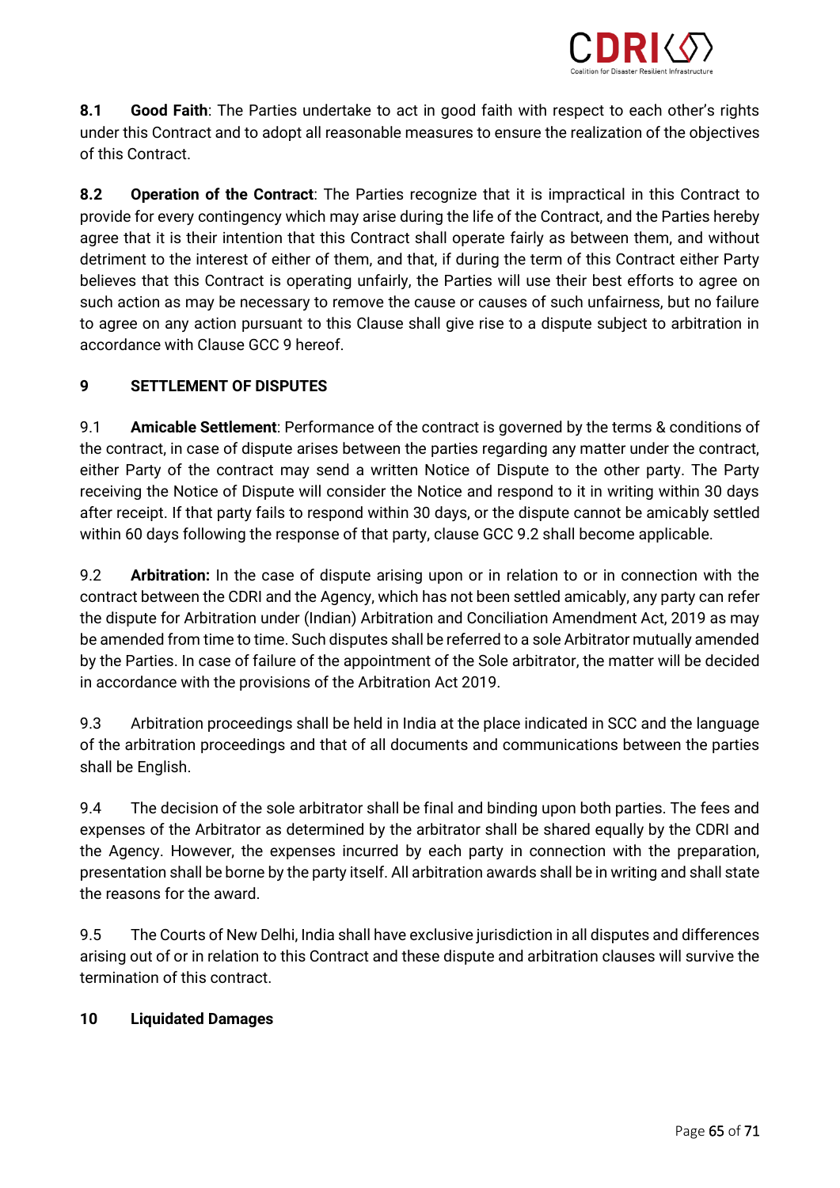**8.1 Good Faith**: The Parties undertake to act in good faith with respect to each other's rights under this Contract and to adopt all reasonable measures to ensure the realization of the objectives of this Contract.

**8.2 Operation of the Contract**: The Parties recognize that it is impractical in this Contract to provide for every contingency which may arise during the life of the Contract, and the Parties hereby agree that it is their intention that this Contract shall operate fairly as between them, and without detriment to the interest of either of them, and that, if during the term of this Contract either Party believes that this Contract is operating unfairly, the Parties will use their best efforts to agree on such action as may be necessary to remove the cause or causes of such unfairness, but no failure to agree on any action pursuant to this Clause shall give rise to a dispute subject to arbitration in accordance with Clause GCC 9 hereof.

## 9 SETTLEMENT OF DISPUTES

9.1 **Amicable Settlement**: Performance of the contract is governed by the terms & conditions of the contract, in case of dispute arises between the parties regarding any matter under the contract, either Party of the contract may send a written Notice of Dispute to the other party. The Party receiving the Notice of Dispute will consider the Notice and respond to it in writing within 30 days after receipt. If that party fails to respond within 30 days, or the dispute cannot be amicably settled within 60 days following the response of that party, clause GCC 9.2 shall become applicable.

9.2 **Arbitration:** In the case of dispute arising upon or in relation to or in connection with the contract between the CDRI and the Agency, which has not been settled amicably, any party can refer the dispute for Arbitration under (Indian) Arbitration and Conciliation Amendment Act, 2019 as may be amended from time to time. Such disputes shall be referred to a sole Arbitrator mutually amended by the Parties. In case of failure of the appointment of the Sole arbitrator, the matter will be decided in accordance with the provisions of the Arbitration Act 2019.

9.3 Arbitration proceedings shall be held in India at the place indicated in SCC and the language of the arbitration proceedings and that of all documents and communications between the parties shall be English.

9.4 The decision of the sole arbitrator shall be final and binding upon both parties. The fees and expenses of the Arbitrator as determined by the arbitrator shall be shared equally by the CDRI and the Agency. However, the expenses incurred by each party in connection with the preparation, presentation shall be borne by the party itself. All arbitration awards shall be in writing and shall state the reasons for the award.

9.5 The Courts of New Delhi, India shall have exclusive jurisdiction in all disputes and differences arising out of or in relation to this Contract and these dispute and arbitration clauses will survive the termination of this contract.

## 10 Liquidated Damages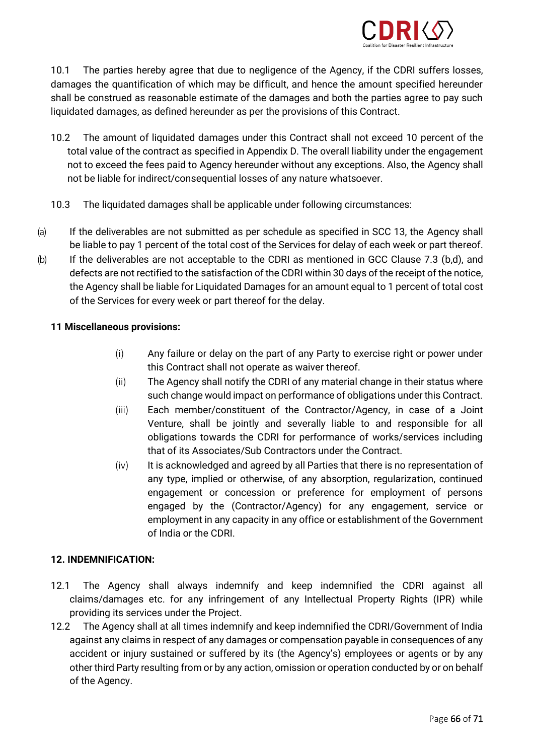10.1 The parties hereby agree that due to negligence of the Agency, if the CDRI suffers losses, damages the quantification of which may be difficult, and hence the amount specified hereunder shall be construed as reasonable estimate of the damages and both the parties agree to pay such liquidated damages, as defined hereunder as per the provisions of this Contract.

10.2 The amount of liquidated damages under this Contract shall not exceed 10 percent of the total value of the contract as specified in Appendix D. The overall liability under the engagement not to exceed the fees paid to Agency hereunder without any exceptions. Also, the Agency shall not be liable for indirect/consequential losses of any nature whatsoever.

10.3 The liquidated damages shall be applicable under following circumstances:

(a) If the deliverables are not submitted as per schedule as specified in SCC 13, the Agency shall be liable to pay 1 percent of the total cost of the Services for delay of each week or part thereof.

(b) If the deliverables are not acceptable to the CDRI as mentioned in GCC Clause 7.3 (b,d), and defects are not rectified to the satisfaction of the CDRI within 30 days of the receipt of the notice, the Agency shall be liable for Liquidated Damages for an amount equal to 1 percent of total cost of the Services for every week or part thereof for the delay.

**11 Miscellaneous provisions:**

(i) Any failure or delay on the part of any Party to exercise right or power under this Contract shall not operate as waiver thereof.

(ii) The Agency shall notify the CDRI of any material change in their status where such change would impact on performance of obligations under this Contract.

(iii) Each member/constituent of the Contractor/Agency, in case of a Joint Venture, shall be jointly and severally liable to and responsible for all obligations towards the CDRI for performance of works/services including that of its Associates/Sub Contractors under the Contract.

(iv) It is acknowledged and agreed by all Parties that there is no representation of any type, implied or otherwise, of any absorption, regularization, continued engagement or concession or preference for employment of persons engaged by the (Contractor/Agency) for any engagement, service or employment in any capacity in any office or establishment of the Government of India or the CDRI.

**12. INDEMNIFICATION:**

12.1 The Agency shall always indemnify and keep indemnified the CDRI against all claims/damages etc. for any infringement of any Intellectual Property Rights (IPR) while providing its services under the Project.

12.2 The Agency shall at all times indemnify and keep indemnified the CDRI/Government of India against any claims in respect of any damages or compensation payable in consequences of any accident or injury sustained or suffered by its (the Agency's) employees or agents or by any other third Party resulting from or by any action, omission or operation conducted by or on behalf of the Agency.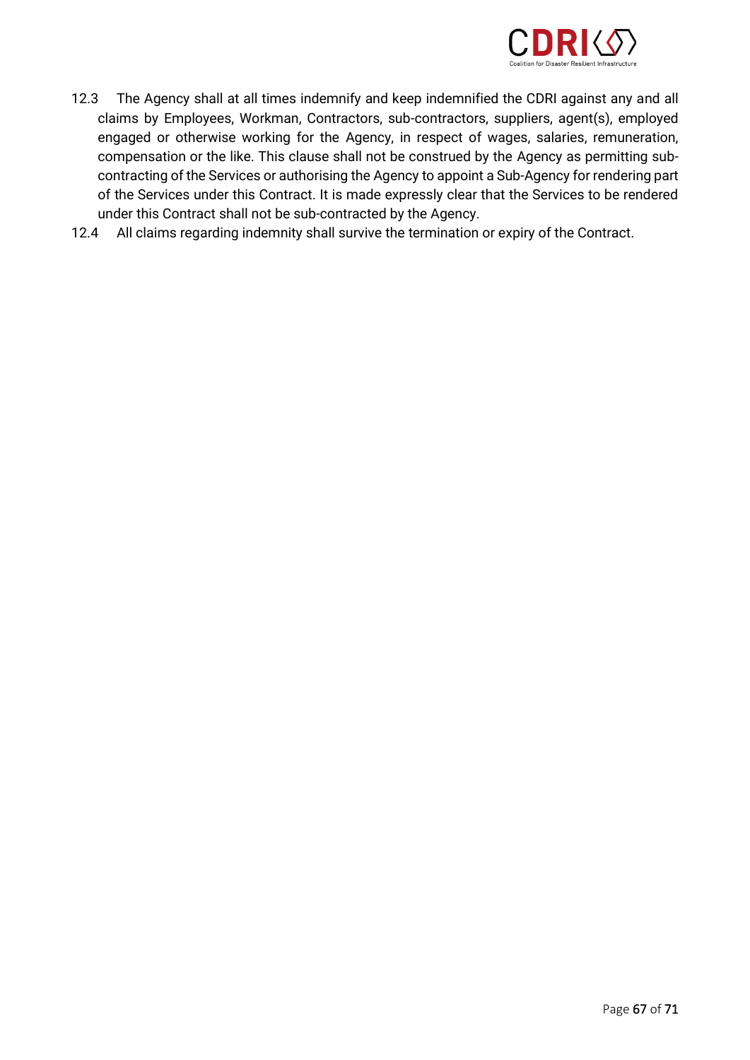12.3 The Agency shall at all times indemnify and keep indemnified the CDRI against any and all claims by Employees, Workman, Contractors, sub-contractors, suppliers, agent(s), employed engaged or otherwise working for the Agency, in respect of wages, salaries, remuneration, compensation or the like. This clause shall not be construed by the Agency as permitting sub-contracting of the Services or authorising the Agency to appoint a Sub-Agency for rendering part of the Services under this Contract. It is made expressly clear that the Services to be rendered under this Contract shall not be sub-contracted by the Agency.

12.4 All claims regarding indemnity shall survive the termination or expiry of the Contract.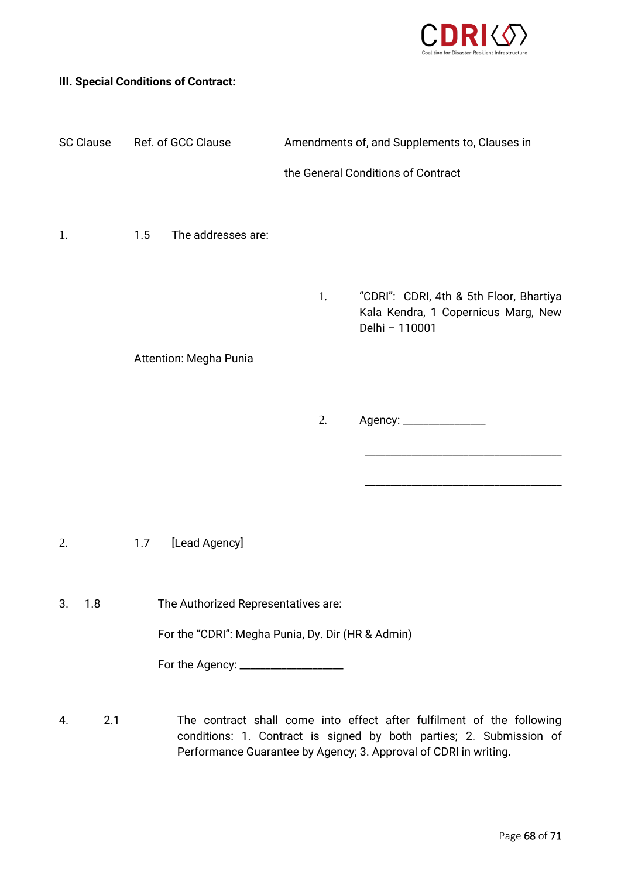**III. Special Conditions of Contract:**

| SC Clause | Ref. of GCC Clause | Amendments of, and Supplements to, Clauses in the General Conditions of Contract |
|---|---|---|
| 1. | 1.5 | The addresses are:<br><br>1. "CDRI": CDRI, 4th & 5th Floor, Bhartiya Kala Kendra, 1 Copernicus Marg, New Delhi – 110001<br><br>Attention: Megha Punia<br><br>2. Agency: ______________<br>________________________________<br>________________________________ |
| 2. | 1.7 | [Lead Agency] |
| 3. | 1.8 | The Authorized Representatives are:<br><br>For the "CDRI": Megha Punia, Dy. Dir (HR & Admin)<br><br>For the Agency: _________________ |
| 4. | 2.1 | The contract shall come into effect after fulfilment of the following conditions: 1. Contract is signed by both parties; 2. Submission of Performance Guarantee by Agency; 3. Approval of CDRI in writing. |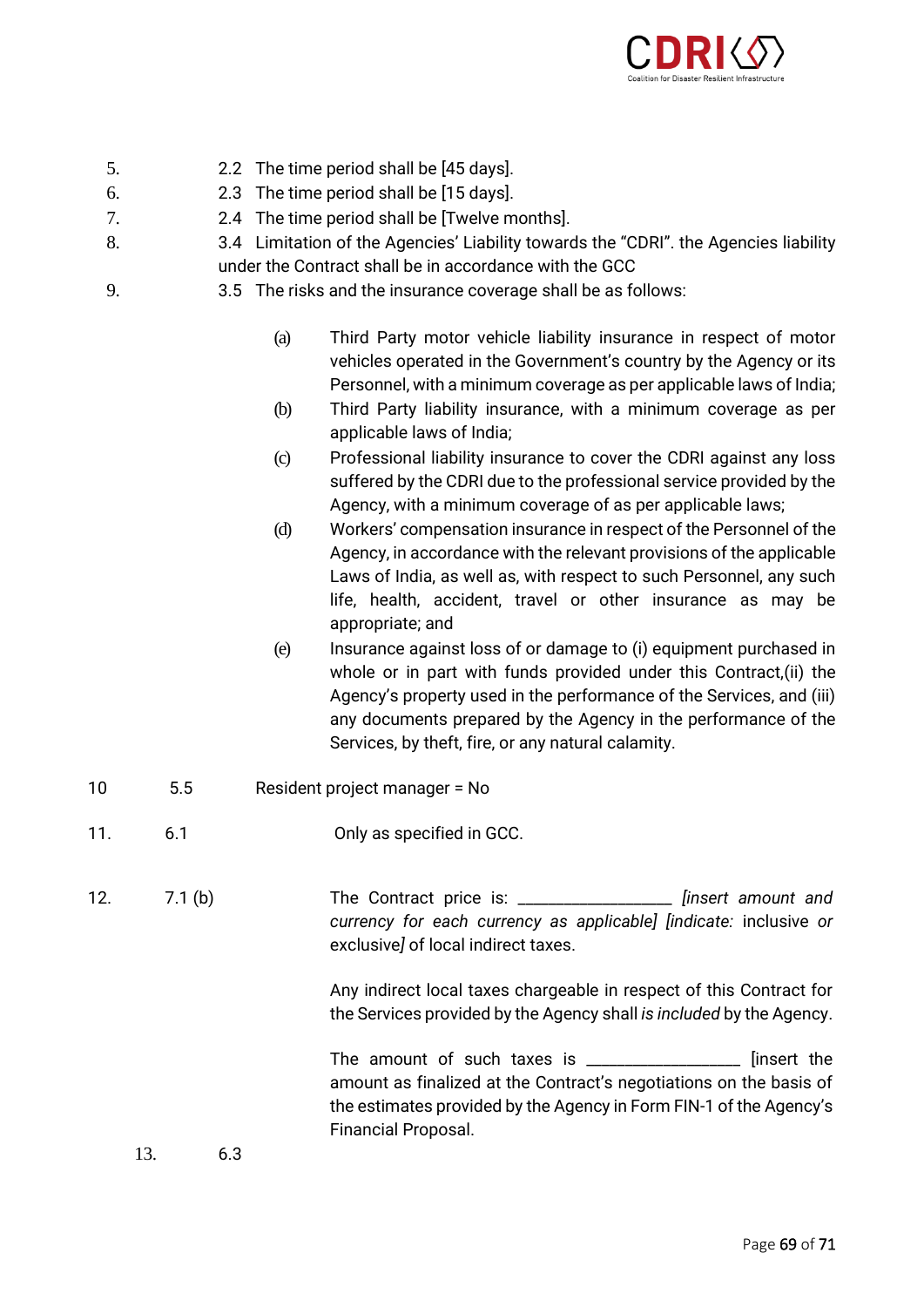5. 2.2 The time period shall be [45 days].

6. 2.3 The time period shall be [15 days].

7. 2.4 The time period shall be [Twelve months].

8. 3.4 Limitation of the Agencies' Liability towards the "CDRI". the Agencies liability under the Contract shall be in accordance with the GCC

9. 3.5 The risks and the insurance coverage shall be as follows:

   (a) Third Party motor vehicle liability insurance in respect of motor vehicles operated in the Government's country by the Agency or its Personnel, with a minimum coverage as per applicable laws of India;

   (b) Third Party liability insurance, with a minimum coverage as per applicable laws of India;

   (c) Professional liability insurance to cover the CDRI against any loss suffered by the CDRI due to the professional service provided by the Agency, with a minimum coverage of as per applicable laws;

   (d) Workers' compensation insurance in respect of the Personnel of the Agency, in accordance with the relevant provisions of the applicable Laws of India, as well as, with respect to such Personnel, any such life, health, accident, travel or other insurance as may be appropriate; and

   (e) Insurance against loss of or damage to (i) equipment purchased in whole or in part with funds provided under this Contract,(ii) the Agency's property used in the performance of the Services, and (iii) any documents prepared by the Agency in the performance of the Services, by theft, fire, or any natural calamity.

10 5.5 Resident project manager = No

11. 6.1 Only as specified in GCC.

12. 7.1 (b) The Contract price is: _________________ *[insert amount and currency for each currency as applicable] [indicate:* inclusive *or* exclusive*]* of local indirect taxes.

   Any indirect local taxes chargeable in respect of this Contract for the Services provided by the Agency shall *is included* by the Agency.

   The amount of such taxes is _________________ [insert the amount as finalized at the Contract's negotiations on the basis of the estimates provided by the Agency in Form FIN-1 of the Agency's Financial Proposal.

13. 6.3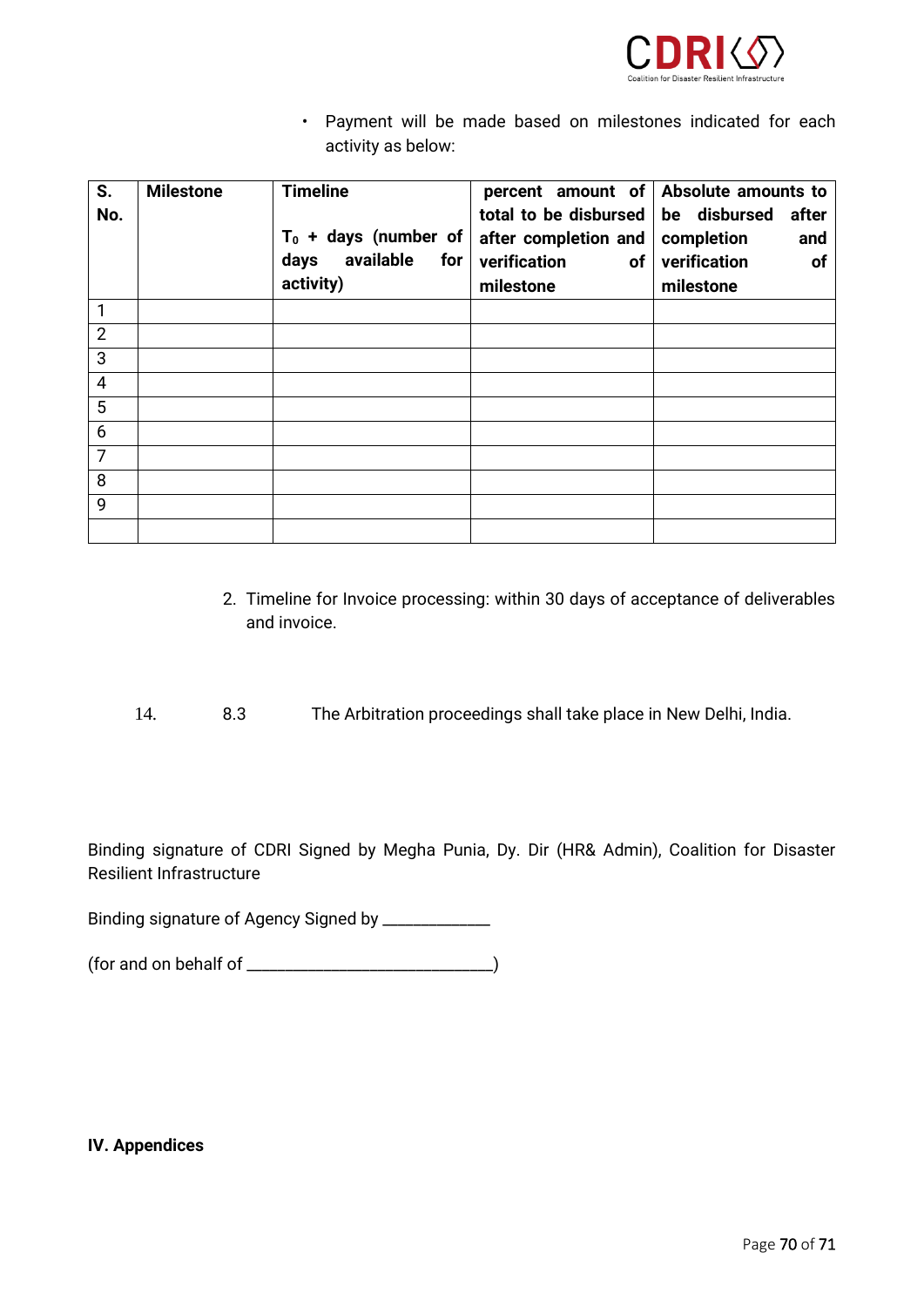- Payment will be made based on milestones indicated for each activity as below:

| S. No. | Milestone | Timeline<br><br>$T_0$ + days (number of days available for activity) | percent amount of total to be disbursed after completion and verification of milestone | Absolute amounts to be disbursed after completion and verification of milestone |
|---|---|---|---|---|
| 1 | | | | |
| 2 | | | | |
| 3 | | | | |
| 4 | | | | |
| 5 | | | | |
| 6 | | | | |
| 7 | | | | |
| 8 | | | | |
| 9 | | | | |
| | | | | |

2. Timeline for Invoice processing: within 30 days of acceptance of deliverables and invoice.

14. 8.3 The Arbitration proceedings shall take place in New Delhi, India.

Binding signature of CDRI Signed by Megha Punia, Dy. Dir (HR& Admin), Coalition for Disaster Resilient Infrastructure

Binding signature of Agency Signed by \_\_\_\_\_\_\_\_\_\_\_\_

(for and on behalf of \_\_\_\_\_\_\_\_\_\_\_\_\_\_\_\_\_\_\_\_\_\_\_\_\_\_\_\_)

**IV. Appendices**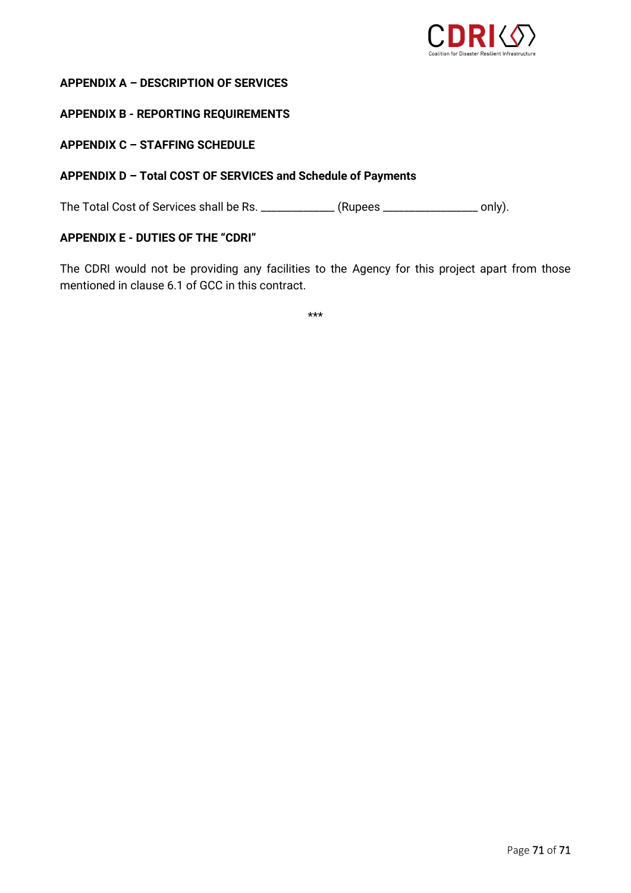**APPENDIX A – DESCRIPTION OF SERVICES**

**APPENDIX B - REPORTING REQUIREMENTS**

**APPENDIX C – STAFFING SCHEDULE**

**APPENDIX D – Total COST OF SERVICES and Schedule of Payments**

The Total Cost of Services shall be Rs. _____________ (Rupees _________________ only).

**APPENDIX E - DUTIES OF THE "CDRI"**

The CDRI would not be providing any facilities to the Agency for this project apart from those mentioned in clause 6.1 of GCC in this contract.

***